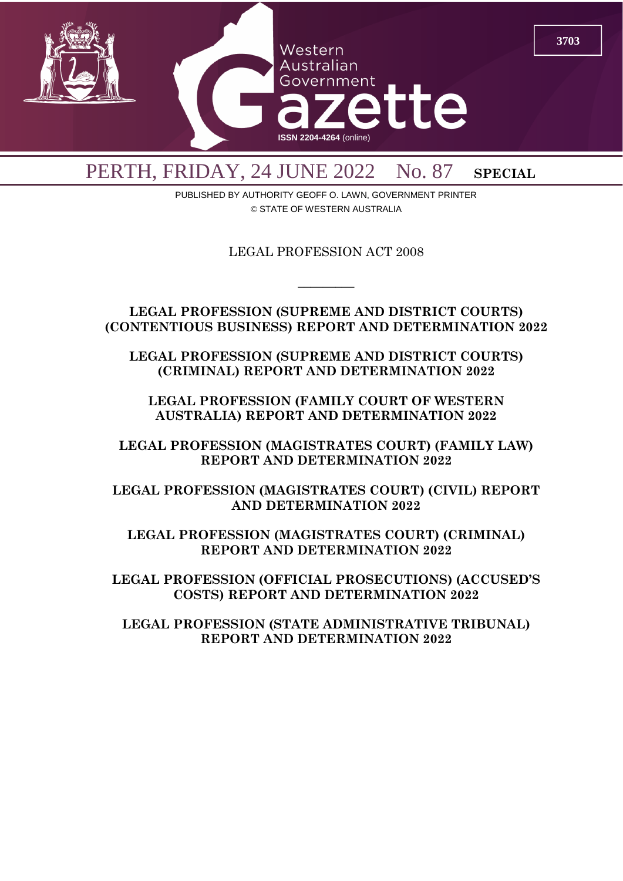# Western Australian Government Gazette

ISSN 2204-4264 (online)

PERTH, FRIDAY, 24 JUNE 2022 No. 87 **SPECIAL**

PUBLISHED BY AUTHORITY GEOFF O. LAWN, GOVERNMENT PRINTER

© STATE OF WESTERN AUSTRALIA

LEGAL PROFESSION ACT 2008

---

**LEGAL PROFESSION (SUPREME AND DISTRICT COURTS) (CONTENTIOUS BUSINESS) REPORT AND DETERMINATION 2022**

**LEGAL PROFESSION (SUPREME AND DISTRICT COURTS) (CRIMINAL) REPORT AND DETERMINATION 2022**

**LEGAL PROFESSION (FAMILY COURT OF WESTERN AUSTRALIA) REPORT AND DETERMINATION 2022**

**LEGAL PROFESSION (MAGISTRATES COURT) (FAMILY LAW) REPORT AND DETERMINATION 2022**

**LEGAL PROFESSION (MAGISTRATES COURT) (CIVIL) REPORT AND DETERMINATION 2022**

**LEGAL PROFESSION (MAGISTRATES COURT) (CRIMINAL) REPORT AND DETERMINATION 2022**

**LEGAL PROFESSION (OFFICIAL PROSECUTIONS) (ACCUSED'S COSTS) REPORT AND DETERMINATION 2022**

**LEGAL PROFESSION (STATE ADMINISTRATIVE TRIBUNAL) REPORT AND DETERMINATION 2022**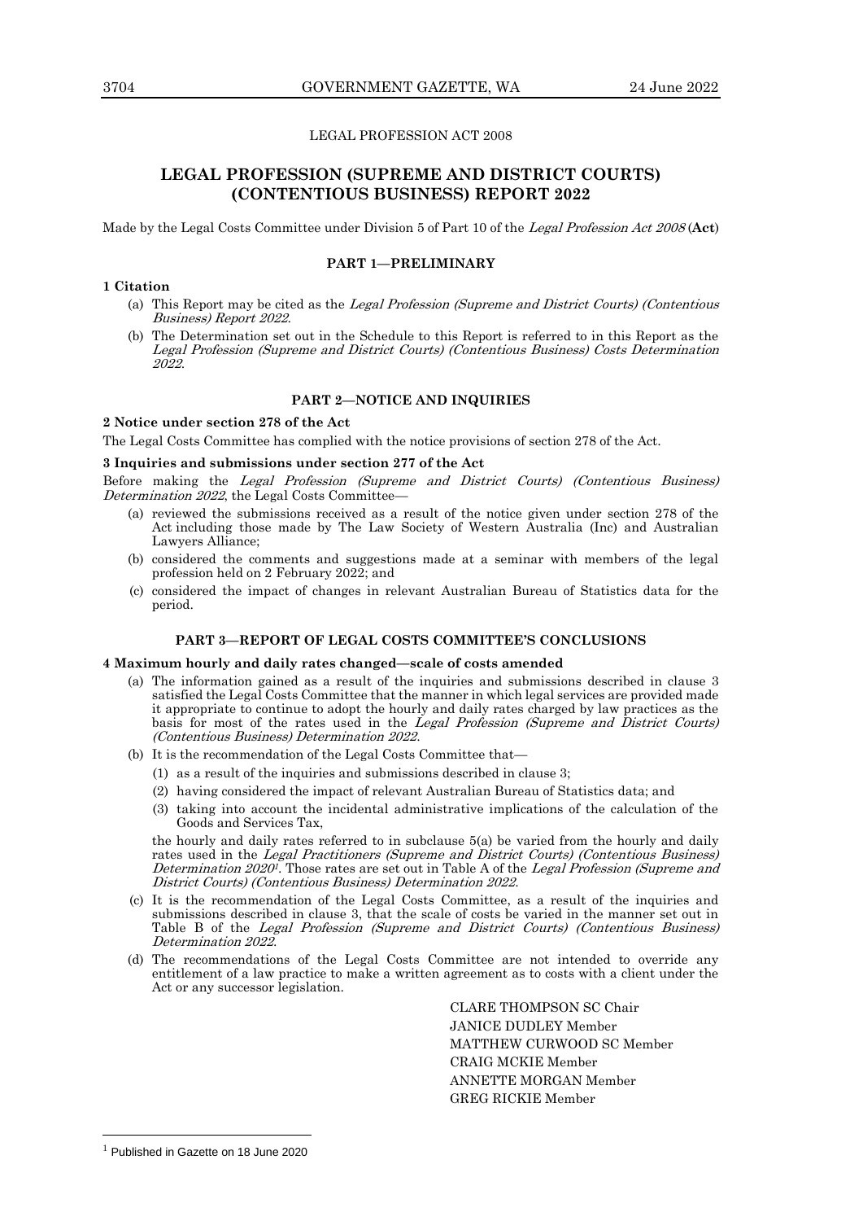LEGAL PROFESSION ACT 2008

# LEGAL PROFESSION (SUPREME AND DISTRICT COURTS) (CONTENTIOUS BUSINESS) REPORT 2022

Made by the Legal Costs Committee under Division 5 of Part 10 of the *Legal Profession Act 2008* (**Act**)

## PART 1—PRELIMINARY

### 1 Citation

(a) This Report may be cited as the *Legal Profession (Supreme and District Courts) (Contentious Business) Report 2022*.

(b) The Determination set out in the Schedule to this Report is referred to in this Report as the *Legal Profession (Supreme and District Courts) (Contentious Business) Costs Determination 2022*.

## PART 2—NOTICE AND INQUIRIES

### 2 Notice under section 278 of the Act

The Legal Costs Committee has complied with the notice provisions of section 278 of the Act.

### 3 Inquiries and submissions under section 277 of the Act

Before making the *Legal Profession (Supreme and District Courts) (Contentious Business) Determination 2022*, the Legal Costs Committee—

(a) reviewed the submissions received as a result of the notice given under section 278 of the Act including those made by The Law Society of Western Australia (Inc) and Australian Lawyers Alliance;

(b) considered the comments and suggestions made at a seminar with members of the legal profession held on 2 February 2022; and

(c) considered the impact of changes in relevant Australian Bureau of Statistics data for the period.

## PART 3—REPORT OF LEGAL COSTS COMMITTEE'S CONCLUSIONS

### 4 Maximum hourly and daily rates changed—scale of costs amended

(a) The information gained as a result of the inquiries and submissions described in clause 3 satisfied the Legal Costs Committee that the manner in which legal services are provided made it appropriate to continue to adopt the hourly and daily rates charged by law practices as the basis for most of the rates used in the *Legal Profession (Supreme and District Courts) (Contentious Business) Determination 2022*.

(b) It is the recommendation of the Legal Costs Committee that—

(1) as a result of the inquiries and submissions described in clause 3;

(2) having considered the impact of relevant Australian Bureau of Statistics data; and

(3) taking into account the incidental administrative implications of the calculation of the Goods and Services Tax,

the hourly and daily rates referred to in subclause 5(a) be varied from the hourly and daily rates used in the *Legal Practitioners (Supreme and District Courts) (Contentious Business) Determination 2020*[1]. Those rates are set out in Table A of the *Legal Profession (Supreme and District Courts) (Contentious Business) Determination 2022*.

(c) It is the recommendation of the Legal Costs Committee, as a result of the inquiries and submissions described in clause 3, that the scale of costs be varied in the manner set out in Table B of the *Legal Profession (Supreme and District Courts) (Contentious Business) Determination 2022*.

(d) The recommendations of the Legal Costs Committee are not intended to override any entitlement of a law practice to make a written agreement as to costs with a client under the Act or any successor legislation.

CLARE THOMPSON SC Chair
JANICE DUDLEY Member
MATTHEW CURWOOD SC Member
CRAIG MCKIE Member
ANNETTE MORGAN Member
GREG RICKIE Member

---

[1] Published in Gazette on 18 June 2020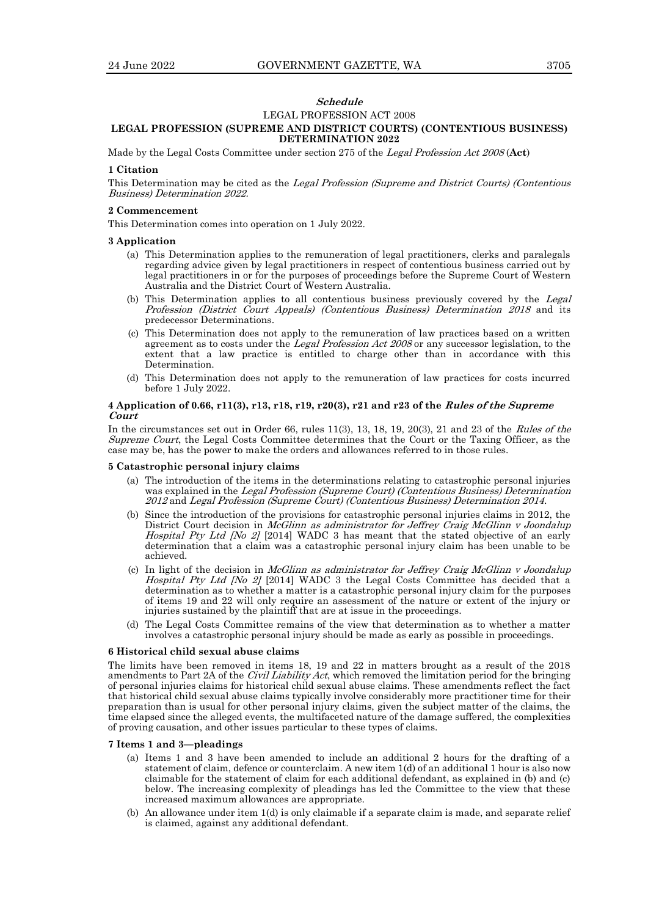***Schedule***

LEGAL PROFESSION ACT 2008

**LEGAL PROFESSION (SUPREME AND DISTRICT COURTS) (CONTENTIOUS BUSINESS) DETERMINATION 2022**

Made by the Legal Costs Committee under section 275 of the *Legal Profession Act 2008* (**Act**)

**1 Citation**

This Determination may be cited as the *Legal Profession (Supreme and District Courts) (Contentious Business) Determination 2022.*

**2 Commencement**

This Determination comes into operation on 1 July 2022.

**3 Application**

(a) This Determination applies to the remuneration of legal practitioners, clerks and paralegals regarding advice given by legal practitioners in respect of contentious business carried out by legal practitioners in or for the purposes of proceedings before the Supreme Court of Western Australia and the District Court of Western Australia.

(b) This Determination applies to all contentious business previously covered by the *Legal Profession (District Court Appeals) (Contentious Business) Determination 2018* and its predecessor Determinations.

(c) This Determination does not apply to the remuneration of law practices based on a written agreement as to costs under the *Legal Profession Act 2008* or any successor legislation, to the extent that a law practice is entitled to charge other than in accordance with this Determination.

(d) This Determination does not apply to the remuneration of law practices for costs incurred before 1 July 2022.

**4 Application of 0.66, r11(3), r13, r18, r19, r20(3), r21 and r23 of the *Rules of the Supreme Court***

In the circumstances set out in Order 66, rules 11(3), 13, 18, 19, 20(3), 21 and 23 of the *Rules of the Supreme Court*, the Legal Costs Committee determines that the Court or the Taxing Officer, as the case may be, has the power to make the orders and allowances referred to in those rules.

**5 Catastrophic personal injury claims**

(a) The introduction of the items in the determinations relating to catastrophic personal injuries was explained in the *Legal Profession (Supreme Court) (Contentious Business) Determination 2012* and *Legal Profession (Supreme Court) (Contentious Business) Determination 2014*.

(b) Since the introduction of the provisions for catastrophic personal injuries claims in 2012, the District Court decision in *McGlinn as administrator for Jeffrey Craig McGlinn v Joondalup Hospital Pty Ltd [No 2]* [2014] WADC 3 has meant that the stated objective of an early determination that a claim was a catastrophic personal injury claim has been unable to be achieved.

(c) In light of the decision in *McGlinn as administrator for Jeffrey Craig McGlinn v Joondalup Hospital Pty Ltd [No 2]* [2014] WADC 3 the Legal Costs Committee has decided that a determination as to whether a matter is a catastrophic personal injury claim for the purposes of items 19 and 22 will only require an assessment of the nature or extent of the injury or injuries sustained by the plaintiff that are at issue in the proceedings.

(d) The Legal Costs Committee remains of the view that determination as to whether a matter involves a catastrophic personal injury should be made as early as possible in proceedings.

**6 Historical child sexual abuse claims**

The limits have been removed in items 18, 19 and 22 in matters brought as a result of the 2018 amendments to Part 2A of the *Civil Liability Act*, which removed the limitation period for the bringing of personal injuries claims for historical child sexual abuse claims. These amendments reflect the fact that historical child sexual abuse claims typically involve considerably more practitioner time for their preparation than is usual for other personal injury claims, given the subject matter of the claims, the time elapsed since the alleged events, the multifaceted nature of the damage suffered, the complexities of proving causation, and other issues particular to these types of claims.

**7 Items 1 and 3—pleadings**

(a) Items 1 and 3 have been amended to include an additional 2 hours for the drafting of a statement of claim, defence or counterclaim. A new item 1(d) of an additional 1 hour is also now claimable for the statement of claim for each additional defendant, as explained in (b) and (c) below. The increasing complexity of pleadings has led the Committee to the view that these increased maximum allowances are appropriate.

(b) An allowance under item 1(d) is only claimable if a separate claim is made, and separate relief is claimed, against any additional defendant.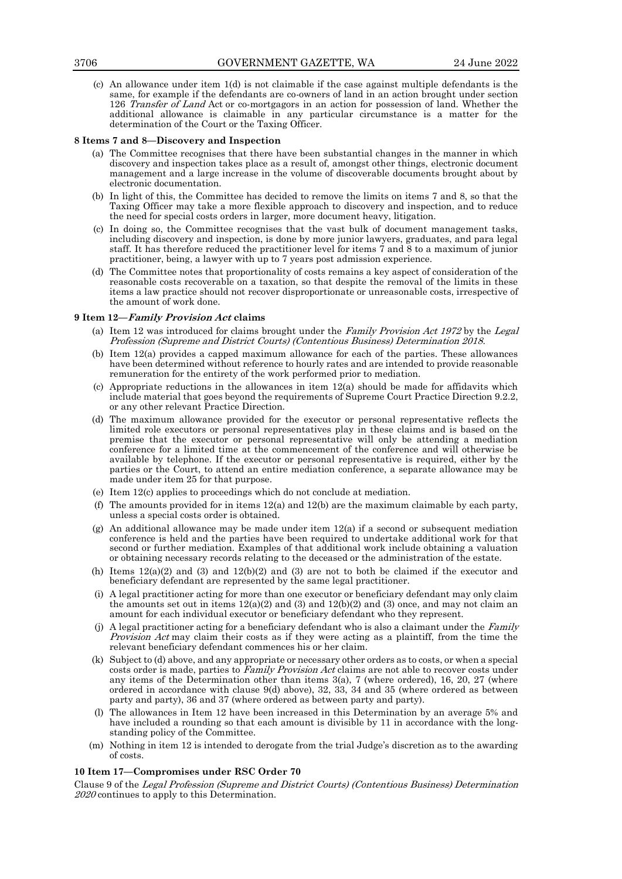(c) An allowance under item 1(d) is not claimable if the case against multiple defendants is the same, for example if the defendants are co-owners of land in an action brought under section 126 *Transfer of Land* Act or co-mortgagors in an action for possession of land. Whether the additional allowance is claimable in any particular circumstance is a matter for the determination of the Court or the Taxing Officer.

**8 Items 7 and 8—Discovery and Inspection**

(a) The Committee recognises that there have been substantial changes in the manner in which discovery and inspection takes place as a result of, amongst other things, electronic document management and a large increase in the volume of discoverable documents brought about by electronic documentation.

(b) In light of this, the Committee has decided to remove the limits on items 7 and 8, so that the Taxing Officer may take a more flexible approach to discovery and inspection, and to reduce the need for special costs orders in larger, more document heavy, litigation.

(c) In doing so, the Committee recognises that the vast bulk of document management tasks, including discovery and inspection, is done by more junior lawyers, graduates, and para legal staff. It has therefore reduced the practitioner level for items 7 and 8 to a maximum of junior practitioner, being, a lawyer with up to 7 years post admission experience.

(d) The Committee notes that proportionality of costs remains a key aspect of consideration of the reasonable costs recoverable on a taxation, so that despite the removal of the limits in these items a law practice should not recover disproportionate or unreasonable costs, irrespective of the amount of work done.

**9 Item 12—*Family Provision Act* claims**

(a) Item 12 was introduced for claims brought under the *Family Provision Act 1972* by the *Legal Profession (Supreme and District Courts) (Contentious Business) Determination 2018*.

(b) Item 12(a) provides a capped maximum allowance for each of the parties. These allowances have been determined without reference to hourly rates and are intended to provide reasonable remuneration for the entirety of the work performed prior to mediation.

(c) Appropriate reductions in the allowances in item 12(a) should be made for affidavits which include material that goes beyond the requirements of Supreme Court Practice Direction 9.2.2, or any other relevant Practice Direction.

(d) The maximum allowance provided for the executor or personal representative reflects the limited role executors or personal representatives play in these claims and is based on the premise that the executor or personal representative will only be attending a mediation conference for a limited time at the commencement of the conference and will otherwise be available by telephone. If the executor or personal representative is required, either by the parties or the Court, to attend an entire mediation conference, a separate allowance may be made under item 25 for that purpose.

(e) Item 12(c) applies to proceedings which do not conclude at mediation.

(f) The amounts provided for in items 12(a) and 12(b) are the maximum claimable by each party, unless a special costs order is obtained.

(g) An additional allowance may be made under item 12(a) if a second or subsequent mediation conference is held and the parties have been required to undertake additional work for that second or further mediation. Examples of that additional work include obtaining a valuation or obtaining necessary records relating to the deceased or the administration of the estate.

(h) Items 12(a)(2) and (3) and 12(b)(2) and (3) are not to both be claimed if the executor and beneficiary defendant are represented by the same legal practitioner.

(i) A legal practitioner acting for more than one executor or beneficiary defendant may only claim the amounts set out in items 12(a)(2) and (3) and 12(b)(2) and (3) once, and may not claim an amount for each individual executor or beneficiary defendant who they represent.

(j) A legal practitioner acting for a beneficiary defendant who is also a claimant under the *Family Provision Act* may claim their costs as if they were acting as a plaintiff, from the time the relevant beneficiary defendant commences his or her claim.

(k) Subject to (d) above, and any appropriate or necessary other orders as to costs, or when a special costs order is made, parties to *Family Provision Act* claims are not able to recover costs under any items of the Determination other than items 3(a), 7 (where ordered), 16, 20, 27 (where ordered in accordance with clause 9(d) above), 32, 33, 34 and 35 (where ordered as between party and party), 36 and 37 (where ordered as between party and party).

(l) The allowances in Item 12 have been increased in this Determination by an average 5% and have included a rounding so that each amount is divisible by 11 in accordance with the long-standing policy of the Committee.

(m) Nothing in item 12 is intended to derogate from the trial Judge's discretion as to the awarding of costs.

**10 Item 17—Compromises under RSC Order 70**

Clause 9 of the *Legal Profession (Supreme and District Courts) (Contentious Business) Determination 2020* continues to apply to this Determination.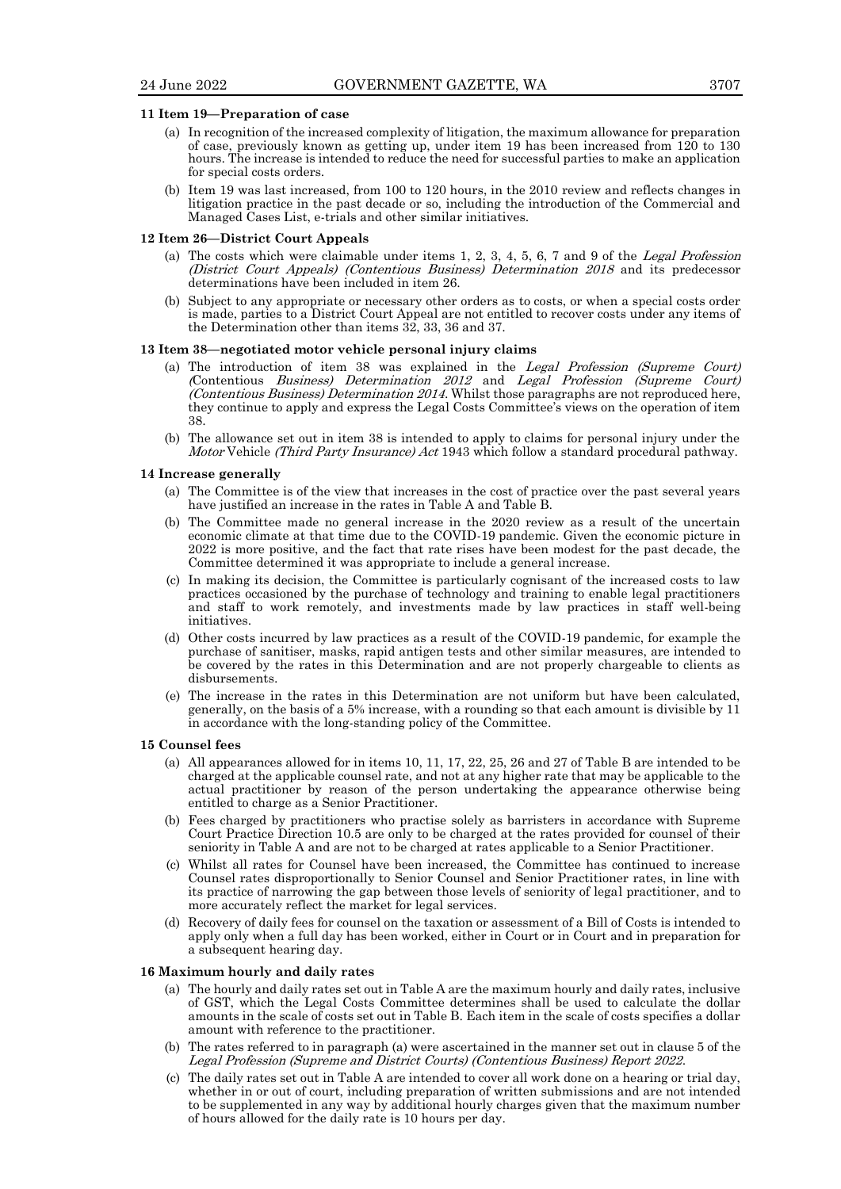**11 Item 19—Preparation of case**

(a) In recognition of the increased complexity of litigation, the maximum allowance for preparation of case, previously known as getting up, under item 19 has been increased from 120 to 130 hours. The increase is intended to reduce the need for successful parties to make an application for special costs orders.

(b) Item 19 was last increased, from 100 to 120 hours, in the 2010 review and reflects changes in litigation practice in the past decade or so, including the introduction of the Commercial and Managed Cases List, e-trials and other similar initiatives.

**12 Item 26—District Court Appeals**

(a) The costs which were claimable under items 1, 2, 3, 4, 5, 6, 7 and 9 of the *Legal Profession (District Court Appeals) (Contentious Business) Determination 2018* and its predecessor determinations have been included in item 26.

(b) Subject to any appropriate or necessary other orders as to costs, or when a special costs order is made, parties to a District Court Appeal are not entitled to recover costs under any items of the Determination other than items 32, 33, 36 and 37.

**13 Item 38—negotiated motor vehicle personal injury claims**

(a) The introduction of item 38 was explained in the *Legal Profession (Supreme Court) (*Contentious *Business) Determination 2012* and *Legal Profession (Supreme Court) (Contentious Business) Determination 2014*. Whilst those paragraphs are not reproduced here, they continue to apply and express the Legal Costs Committee's views on the operation of item 38.

(b) The allowance set out in item 38 is intended to apply to claims for personal injury under the *Motor* Vehicle *(Third Party Insurance) Act* 1943 which follow a standard procedural pathway.

**14 Increase generally**

(a) The Committee is of the view that increases in the cost of practice over the past several years have justified an increase in the rates in Table A and Table B.

(b) The Committee made no general increase in the 2020 review as a result of the uncertain economic climate at that time due to the COVID-19 pandemic. Given the economic picture in 2022 is more positive, and the fact that rate rises have been modest for the past decade, the Committee determined it was appropriate to include a general increase.

(c) In making its decision, the Committee is particularly cognisant of the increased costs to law practices occasioned by the purchase of technology and training to enable legal practitioners and staff to work remotely, and investments made by law practices in staff well-being initiatives.

(d) Other costs incurred by law practices as a result of the COVID-19 pandemic, for example the purchase of sanitiser, masks, rapid antigen tests and other similar measures, are intended to be covered by the rates in this Determination and are not properly chargeable to clients as disbursements.

(e) The increase in the rates in this Determination are not uniform but have been calculated, generally, on the basis of a 5% increase, with a rounding so that each amount is divisible by 11 in accordance with the long-standing policy of the Committee.

**15 Counsel fees**

(a) All appearances allowed for in items 10, 11, 17, 22, 25, 26 and 27 of Table B are intended to be charged at the applicable counsel rate, and not at any higher rate that may be applicable to the actual practitioner by reason of the person undertaking the appearance otherwise being entitled to charge as a Senior Practitioner.

(b) Fees charged by practitioners who practise solely as barristers in accordance with Supreme Court Practice Direction 10.5 are only to be charged at the rates provided for counsel of their seniority in Table A and are not to be charged at rates applicable to a Senior Practitioner.

(c) Whilst all rates for Counsel have been increased, the Committee has continued to increase Counsel rates disproportionally to Senior Counsel and Senior Practitioner rates, in line with its practice of narrowing the gap between those levels of seniority of legal practitioner, and to more accurately reflect the market for legal services.

(d) Recovery of daily fees for counsel on the taxation or assessment of a Bill of Costs is intended to apply only when a full day has been worked, either in Court or in Court and in preparation for a subsequent hearing day.

**16 Maximum hourly and daily rates**

(a) The hourly and daily rates set out in Table A are the maximum hourly and daily rates, inclusive of GST, which the Legal Costs Committee determines shall be used to calculate the dollar amounts in the scale of costs set out in Table B. Each item in the scale of costs specifies a dollar amount with reference to the practitioner.

(b) The rates referred to in paragraph (a) were ascertained in the manner set out in clause 5 of the *Legal Profession (Supreme and District Courts) (Contentious Business) Report 2022*.

(c) The daily rates set out in Table A are intended to cover all work done on a hearing or trial day, whether in or out of court, including preparation of written submissions and are not intended to be supplemented in any way by additional hourly charges given that the maximum number of hours allowed for the daily rate is 10 hours per day.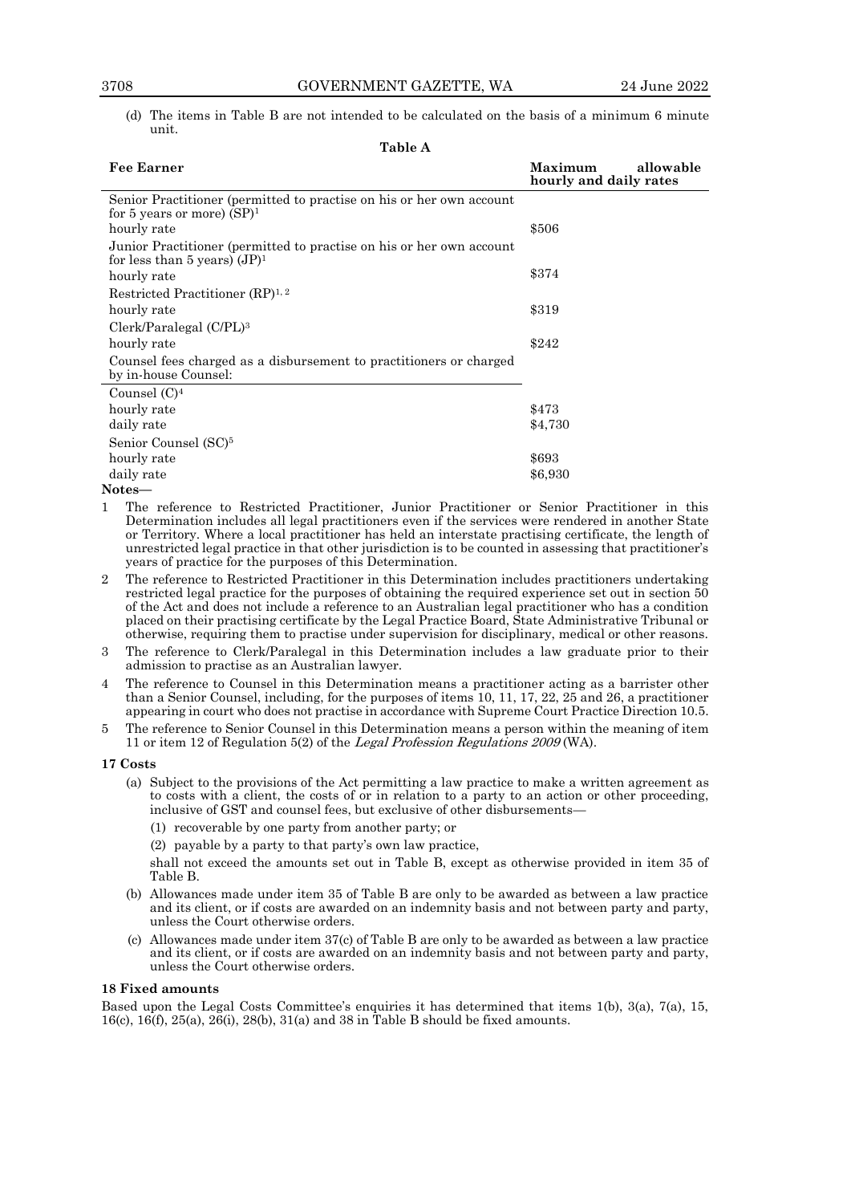(d) The items in Table B are not intended to be calculated on the basis of a minimum 6 minute unit.

**Table A**

| **Fee Earner** | **Maximum allowable hourly and daily rates** |
|---|---|
| Senior Practitioner (permitted to practise on his or her own account for 5 years or more) (SP)[1] | |
| hourly rate | \$506 |
| Junior Practitioner (permitted to practise on his or her own account for less than 5 years) (JP)[1] | |
| hourly rate | \$374 |
| Restricted Practitioner (RP)[1, 2] | |
| hourly rate | \$319 |
| Clerk/Paralegal (C/PL)[3] | |
| hourly rate | \$242 |
| Counsel fees charged as a disbursement to practitioners or charged by in-house Counsel: | |
| Counsel (C)[4] | |
| hourly rate | \$473 |
| daily rate | \$4,730 |
| Senior Counsel (SC)[5] | |
| hourly rate | \$693 |
| daily rate | \$6,930 |

**Notes—**

1. The reference to Restricted Practitioner, Junior Practitioner or Senior Practitioner in this Determination includes all legal practitioners even if the services were rendered in another State or Territory. Where a local practitioner has held an interstate practising certificate, the length of unrestricted legal practice in that other jurisdiction is to be counted in assessing that practitioner's years of practice for the purposes of this Determination.
2. The reference to Restricted Practitioner in this Determination includes practitioners undertaking restricted legal practice for the purposes of obtaining the required experience set out in section 50 of the Act and does not include a reference to an Australian legal practitioner who has a condition placed on their practising certificate by the Legal Practice Board, State Administrative Tribunal or otherwise, requiring them to practise under supervision for disciplinary, medical or other reasons.
3. The reference to Clerk/Paralegal in this Determination includes a law graduate prior to their admission to practise as an Australian lawyer.
4. The reference to Counsel in this Determination means a practitioner acting as a barrister other than a Senior Counsel, including, for the purposes of items 10, 11, 17, 22, 25 and 26, a practitioner appearing in court who does not practise in accordance with Supreme Court Practice Direction 10.5.
5. The reference to Senior Counsel in this Determination means a person within the meaning of item 11 or item 12 of Regulation 5(2) of the *Legal Profession Regulations 2009* (WA).

### 17 Costs

(a) Subject to the provisions of the Act permitting a law practice to make a written agreement as to costs with a client, the costs of or in relation to a party to an action or other proceeding, inclusive of GST and counsel fees, but exclusive of other disbursements—

(1) recoverable by one party from another party; or

(2) payable by a party to that party's own law practice,

shall not exceed the amounts set out in Table B, except as otherwise provided in item 35 of Table B.

(b) Allowances made under item 35 of Table B are only to be awarded as between a law practice and its client, or if costs are awarded on an indemnity basis and not between party and party, unless the Court otherwise orders.

(c) Allowances made under item 37(c) of Table B are only to be awarded as between a law practice and its client, or if costs are awarded on an indemnity basis and not between party and party, unless the Court otherwise orders.

### 18 Fixed amounts

Based upon the Legal Costs Committee's enquiries it has determined that items 1(b), 3(a), 7(a), 15, 16(c), 16(f), 25(a), 26(i), 28(b), 31(a) and 38 in Table B should be fixed amounts.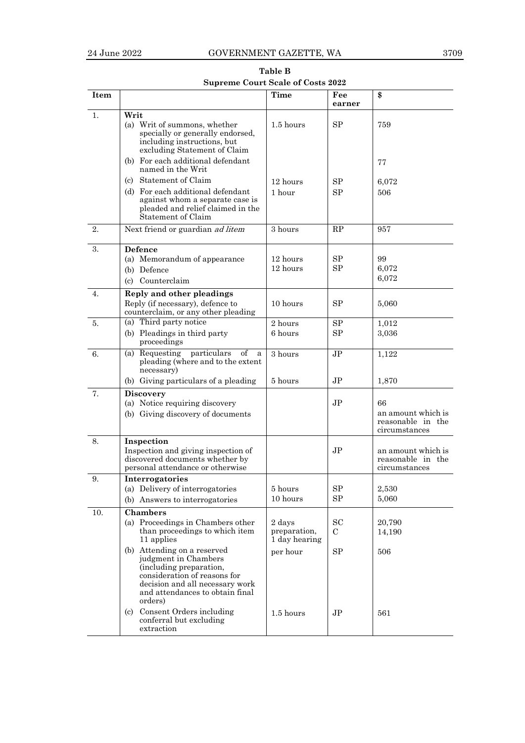**Table B**

**Supreme Court Scale of Costs 2022**

| Item | | Time | Fee earner | $ |
|---|---|---|---|---|
| 1. | **Writ** | | | |
| | (a) Writ of summons, whether specially or generally endorsed, including instructions, but excluding Statement of Claim | 1.5 hours | SP | 759 |
| | (b) For each additional defendant named in the Writ | | | 77 |
| | (c) Statement of Claim | 12 hours | SP | 6,072 |
| | (d) For each additional defendant against whom a separate case is pleaded and relief claimed in the Statement of Claim | 1 hour | SP | 506 |
| 2. | Next friend or guardian *ad litem* | 3 hours | RP | 957 |
| 3. | **Defence** | | | |
| | (a) Memorandum of appearance | | | 99 |
| | (b) Defence | 12 hours | SP | 6,072 |
| | (c) Counterclaim | 12 hours | SP | 6,072 |
| 4. | **Reply and other pleadings** | | | |
| | Reply (if necessary), defence to counterclaim, or any other pleading | 10 hours | SP | 5,060 |
| 5. | (a) Third party notice | 2 hours | SP | 1,012 |
| | (b) Pleadings in third party proceedings | 6 hours | SP | 3,036 |
| 6. | (a) Requesting particulars of a pleading (where and to the extent necessary) | 3 hours | JP | 1,122 |
| | (b) Giving particulars of a pleading | 5 hours | JP | 1,870 |
| 7. | **Discovery** | | | |
| | (a) Notice requiring discovery | | JP | 66 |
| | (b) Giving discovery of documents | | | an amount which is reasonable in the circumstances |
| 8. | **Inspection** | | | |
| | Inspection and giving inspection of discovered documents whether by personal attendance or otherwise | | JP | an amount which is reasonable in the circumstances |
| 9. | **Interrogatories** | | | |
| | (a) Delivery of interrogatories | 5 hours | SP | 2,530 |
| | (b) Answers to interrogatories | 10 hours | SP | 5,060 |
| 10. | **Chambers** | | | |
| | (a) Proceedings in Chambers other than proceedings to which item 11 applies | 2 days preparation, 1 day hearing | SC C | 20,790 14,190 |
| | (b) Attending on a reserved judgment in Chambers (including preparation, consideration of reasons for decision and all necessary work and attendances to obtain final orders) | per hour | SP | 506 |
| | (c) Consent Orders including conferral but excluding extraction | 1.5 hours | JP | 561 |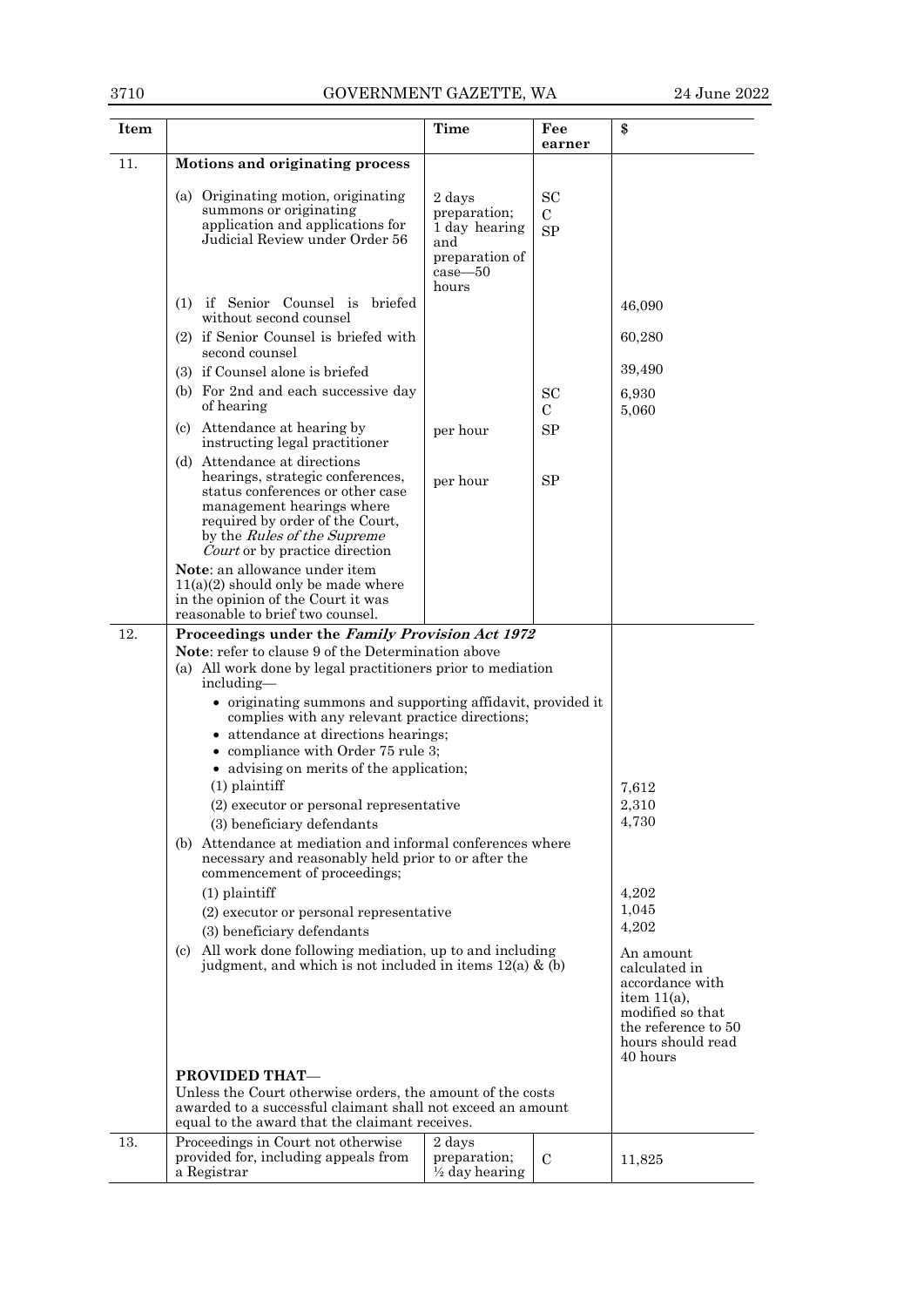| Item | | Time | Fee earner | $ |
|---|---|---|---|---|
| 11. | **Motions and originating process** | | | |
| | (a) Originating motion, originating summons or originating application and applications for Judicial Review under Order 56 | 2 days preparation; 1 day hearing and preparation of case—50 hours | SC C SP | |
| | (1) if Senior Counsel is briefed without second counsel | | | 46,090 |
| | (2) if Senior Counsel is briefed with second counsel | | | 60,280 |
| | (3) if Counsel alone is briefed | | | 39,490 |
| | (b) For 2nd and each successive day of hearing | | SC C | 6,930 5,060 |
| | (c) Attendance at hearing by instructing legal practitioner | per hour | SP | |
| | (d) Attendance at directions hearings, strategic conferences, status conferences or other case management hearings where required by order of the Court, by the *Rules of the Supreme Court* or by practice direction | per hour | SP | |
| | **Note**: an allowance under item 11(a)(2) should only be made where in the opinion of the Court it was reasonable to brief two counsel. | | | |
| 12. | **Proceedings under the *Family Provision Act 1972*** <br> **Note**: refer to clause 9 of the Determination above <br> (a) All work done by legal practitioners prior to mediation including— <br> • originating summons and supporting affidavit, provided it complies with any relevant practice directions; <br> • attendance at directions hearings; <br> • compliance with Order 75 rule 3; <br> • advising on merits of the application; | | | |
| | (1) plaintiff | | | 7,612 |
| | (2) executor or personal representative | | | 2,310 |
| | (3) beneficiary defendants | | | 4,730 |
| | (b) Attendance at mediation and informal conferences where necessary and reasonably held prior to or after the commencement of proceedings; | | | |
| | (1) plaintiff | | | 4,202 |
| | (2) executor or personal representative | | | 1,045 |
| | (3) beneficiary defendants | | | 4,202 |
| | (c) All work done following mediation, up to and including judgment, and which is not included in items 12(a) & (b) | | | An amount calculated in accordance with item 11(a), modified so that the reference to 50 hours should read 40 hours |
| | **PROVIDED THAT**— <br> Unless the Court otherwise orders, the amount of the costs awarded to a successful claimant shall not exceed an amount equal to the award that the claimant receives. | | | |
| 13. | Proceedings in Court not otherwise provided for, including appeals from a Registrar | 2 days preparation; ½ day hearing | C | 11,825 |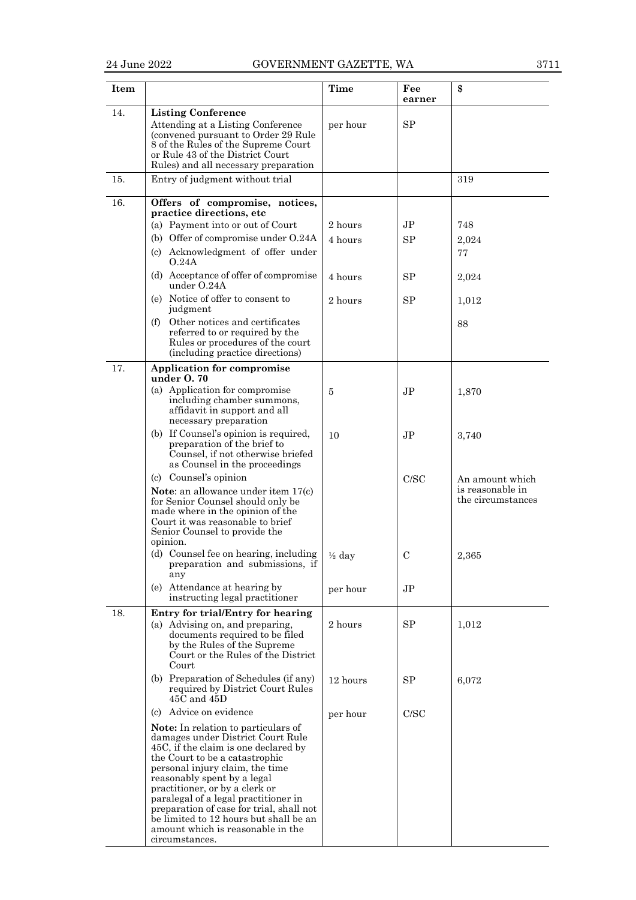| Item | | Time | Fee earner | $ |
|---|---|---|---|---|
| 14. | **Listing Conference** Attending at a Listing Conference (convened pursuant to Order 29 Rule 8 of the Rules of the Supreme Court or Rule 43 of the District Court Rules) and all necessary preparation | per hour | SP | |
| 15. | Entry of judgment without trial | | | 319 |
| 16. | **Offers of compromise, notices, practice directions, etc** | | | |
| | (a) Payment into or out of Court | 2 hours | JP | 748 |
| | (b) Offer of compromise under O.24A | 4 hours | SP | 2,024 |
| | (c) Acknowledgment of offer under O.24A | | | 77 |
| | (d) Acceptance of offer of compromise under O.24A | 4 hours | SP | 2,024 |
| | (e) Notice of offer to consent to judgment | 2 hours | SP | 1,012 |
| | (f) Other notices and certificates referred to or required by the Rules or procedures of the court (including practice directions) | | | 88 |
| 17. | **Application for compromise under O. 70** | | | |
| | (a) Application for compromise including chamber summons, affidavit in support and all necessary preparation | 5 | JP | 1,870 |
| | (b) If Counsel's opinion is required, preparation of the brief to Counsel, if not otherwise briefed as Counsel in the proceedings | 10 | JP | 3,740 |
| | (c) Counsel's opinion **Note**: an allowance under item 17(c) for Senior Counsel should only be made where in the opinion of the Court it was reasonable to brief Senior Counsel to provide the opinion. | | C/SC | An amount which is reasonable in the circumstances |
| | (d) Counsel fee on hearing, including preparation and submissions, if any | ½ day | C | 2,365 |
| | (e) Attendance at hearing by instructing legal practitioner | per hour | JP | |
| 18. | **Entry for trial/Entry for hearing** | | | |
| | (a) Advising on, and preparing, documents required to be filed by the Rules of the Supreme Court or the Rules of the District Court | 2 hours | SP | 1,012 |
| | (b) Preparation of Schedules (if any) required by District Court Rules 45C and 45D | 12 hours | SP | 6,072 |
| | (c) Advice on evidence **Note:** In relation to particulars of damages under District Court Rule 45C, if the claim is one declared by the Court to be a catastrophic personal injury claim, the time reasonably spent by a legal practitioner, or by a clerk or paralegal of a legal practitioner in preparation of case for trial, shall not be limited to 12 hours but shall be an amount which is reasonable in the circumstances. | per hour | C/SC | |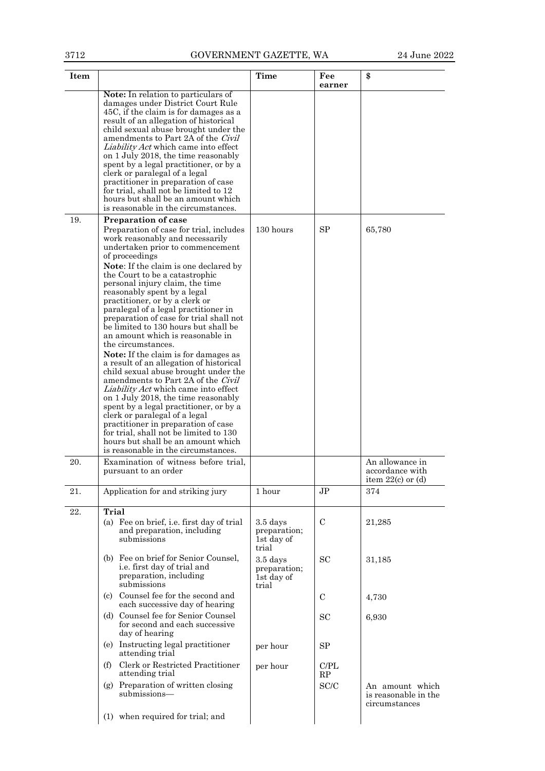| Item | | Time | Fee earner | $ |
|---|---|---|---|---|
| | **Note:** In relation to particulars of damages under District Court Rule 45C, if the claim is for damages as a result of an allegation of historical child sexual abuse brought under the amendments to Part 2A of the *Civil Liability Act* which came into effect on 1 July 2018, the time reasonably spent by a legal practitioner, or by a clerk or paralegal of a legal practitioner in preparation of case for trial, shall not be limited to 12 hours but shall be an amount which is reasonable in the circumstances. | | | |
| 19. | **Preparation of case**<br>Preparation of case for trial, includes work reasonably and necessarily undertaken prior to commencement of proceedings<br>**Note**: If the claim is one declared by the Court to be a catastrophic personal injury claim, the time reasonably spent by a legal practitioner, or by a clerk or paralegal of a legal practitioner in preparation of case for trial shall not be limited to 130 hours but shall be an amount which is reasonable in the circumstances.<br>**Note:** If the claim is for damages as a result of an allegation of historical child sexual abuse brought under the amendments to Part 2A of the *Civil Liability Act* which came into effect on 1 July 2018, the time reasonably spent by a legal practitioner, or by a clerk or paralegal of a legal practitioner in preparation of case for trial, shall not be limited to 130 hours but shall be an amount which is reasonable in the circumstances. | 130 hours | SP | 65,780 |
| 20. | Examination of witness before trial, pursuant to an order | | | An allowance in accordance with item 22(c) or (d) |
| 21. | Application for and striking jury | 1 hour | JP | 374 |
| 22. | **Trial** | | | |
| | (a) Fee on brief, i.e. first day of trial and preparation, including submissions | 3.5 days preparation; 1st day of trial | C | 21,285 |
| | (b) Fee on brief for Senior Counsel, i.e. first day of trial and preparation, including submissions | 3.5 days preparation; 1st day of trial | SC | 31,185 |
| | (c) Counsel fee for the second and each successive day of hearing | | C | 4,730 |
| | (d) Counsel fee for Senior Counsel for second and each successive day of hearing | | SC | 6,930 |
| | (e) Instructing legal practitioner attending trial | per hour | SP | |
| | (f) Clerk or Restricted Practitioner attending trial | per hour | C/PL RP | |
| | (g) Preparation of written closing submissions— | | SC/C | An amount which is reasonable in the circumstances |
| | (1) when required for trial; and | | | |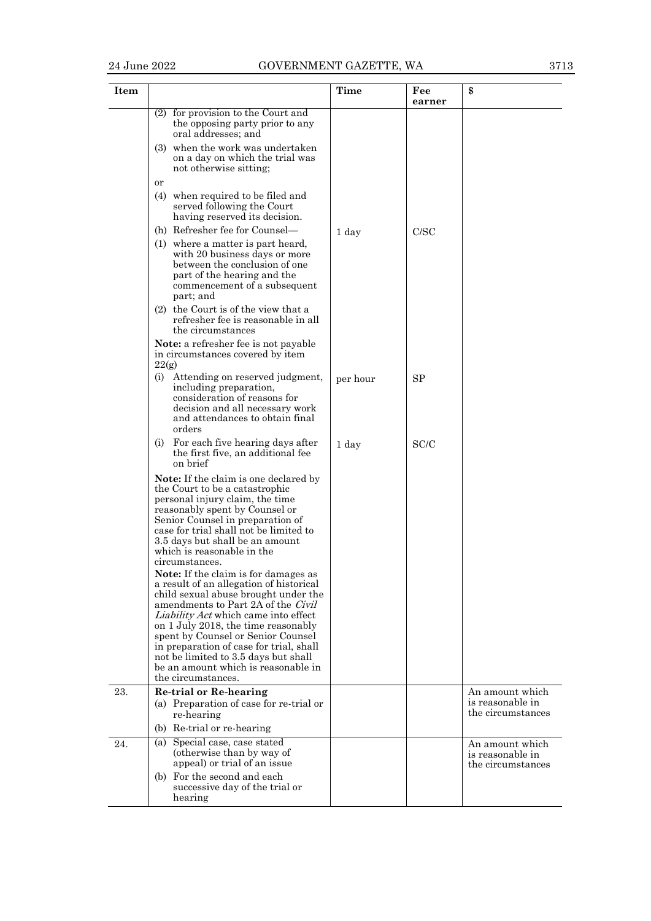| Item | | Time | Fee earner | $ |
|---|---|---|---|---|
| | (2) for provision to the Court and the opposing party prior to any oral addresses; and<br>(3) when the work was undertaken on a day on which the trial was not otherwise sitting;<br>or<br>(4) when required to be filed and served following the Court having reserved its decision. | | | |
| | (h) Refresher fee for Counsel—<br>(1) where a matter is part heard, with 20 business days or more between the conclusion of one part of the hearing and the commencement of a subsequent part; and<br>(2) the Court is of the view that a refresher fee is reasonable in all the circumstances<br>**Note:** a refresher fee is not payable in circumstances covered by item 22(g) | 1 day | C/SC | |
| | (i) Attending on reserved judgment, including preparation, consideration of reasons for decision and all necessary work and attendances to obtain final orders | per hour | SP | |
| | (i) For each five hearing days after the first five, an additional fee on brief<br>**Note:** If the claim is one declared by the Court to be a catastrophic personal injury claim, the time reasonably spent by Counsel or Senior Counsel in preparation of case for trial shall not be limited to 3.5 days but shall be an amount which is reasonable in the circumstances.<br>**Note:** If the claim is for damages as a result of an allegation of historical child sexual abuse brought under the amendments to Part 2A of the *Civil Liability Act* which came into effect on 1 July 2018, the time reasonably spent by Counsel or Senior Counsel in preparation of case for trial, shall not be limited to 3.5 days but shall be an amount which is reasonable in the circumstances. | 1 day | SC/C | |
| 23. | **Re-trial or Re-hearing**<br>(a) Preparation of case for re-trial or re-hearing<br>(b) Re-trial or re-hearing | | | An amount which is reasonable in the circumstances |
| 24. | (a) Special case, case stated (otherwise than by way of appeal) or trial of an issue<br>(b) For the second and each successive day of the trial or hearing | | | An amount which is reasonable in the circumstances |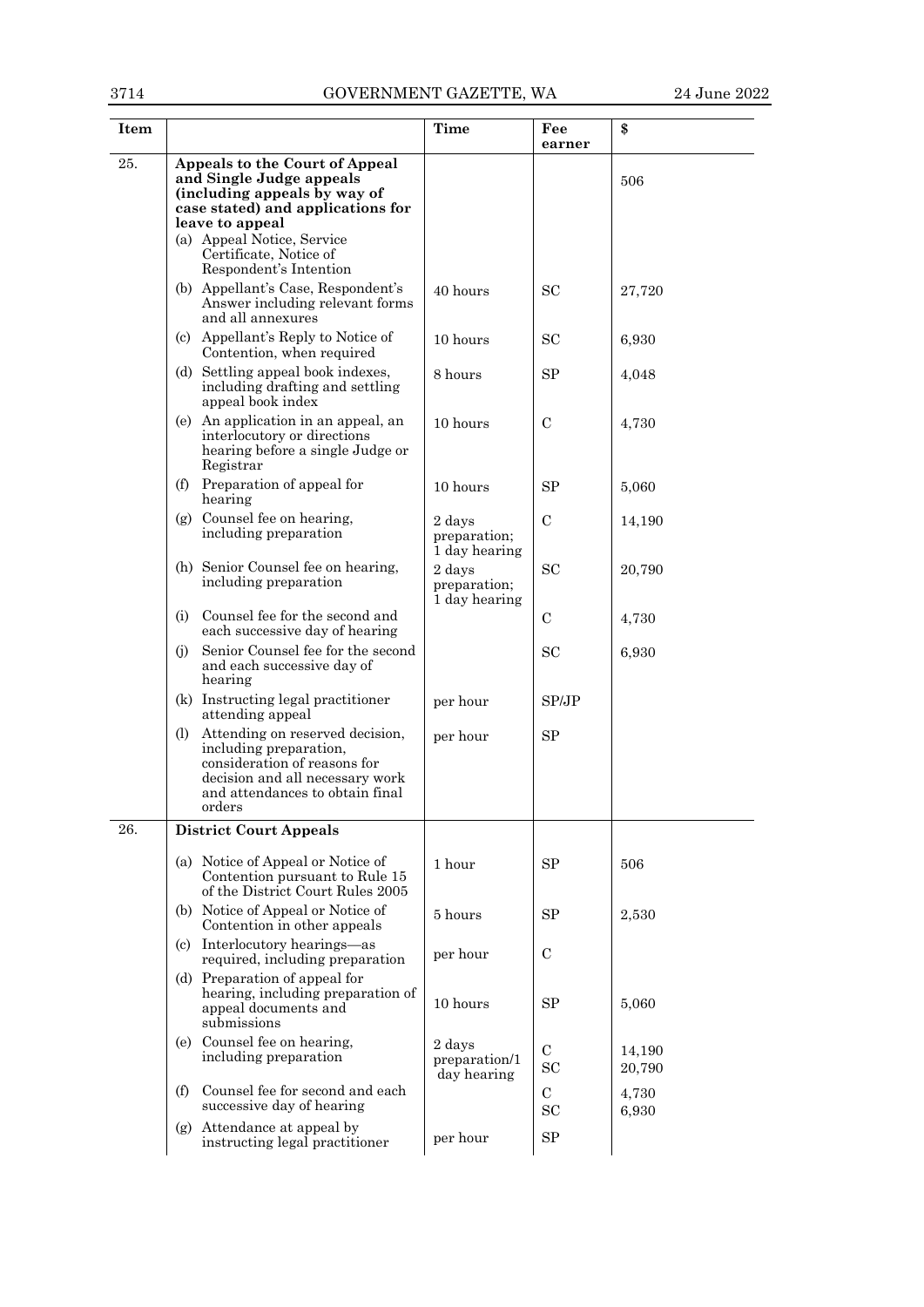| Item | | Time | Fee earner | $ |
|---|---|---|---|---|
| 25. | **Appeals to the Court of Appeal and Single Judge appeals (including appeals by way of case stated) and applications for leave to appeal** | | | |
| | (a) Appeal Notice, Service Certificate, Notice of Respondent's Intention | | | 506 |
| | (b) Appellant's Case, Respondent's Answer including relevant forms and all annexures | 40 hours | SC | 27,720 |
| | (c) Appellant's Reply to Notice of Contention, when required | 10 hours | SC | 6,930 |
| | (d) Settling appeal book indexes, including drafting and settling appeal book index | 8 hours | SP | 4,048 |
| | (e) An application in an appeal, an interlocutory or directions hearing before a single Judge or Registrar | 10 hours | C | 4,730 |
| | (f) Preparation of appeal for hearing | 10 hours | SP | 5,060 |
| | (g) Counsel fee on hearing, including preparation | 2 days preparation; 1 day hearing | C | 14,190 |
| | (h) Senior Counsel fee on hearing, including preparation | 2 days preparation; 1 day hearing | SC | 20,790 |
| | (i) Counsel fee for the second and each successive day of hearing | | C | 4,730 |
| | (j) Senior Counsel fee for the second and each successive day of hearing | | SC | 6,930 |
| | (k) Instructing legal practitioner attending appeal | per hour | SP/JP | |
| | (l) Attending on reserved decision, including preparation, consideration of reasons for decision and all necessary work and attendances to obtain final orders | per hour | SP | |
| 26. | **District Court Appeals** | | | |
| | (a) Notice of Appeal or Notice of Contention pursuant to Rule 15 of the District Court Rules 2005 | 1 hour | SP | 506 |
| | (b) Notice of Appeal or Notice of Contention in other appeals | 5 hours | SP | 2,530 |
| | (c) Interlocutory hearings—as required, including preparation | per hour | C | |
| | (d) Preparation of appeal for hearing, including preparation of appeal documents and submissions | 10 hours | SP | 5,060 |
| | (e) Counsel fee on hearing, including preparation | 2 days preparation/1 day hearing | C<br>SC | 14,190<br>20,790 |
| | (f) Counsel fee for second and each successive day of hearing | | C<br>SC | 4,730<br>6,930 |
| | (g) Attendance at appeal by instructing legal practitioner | per hour | SP | |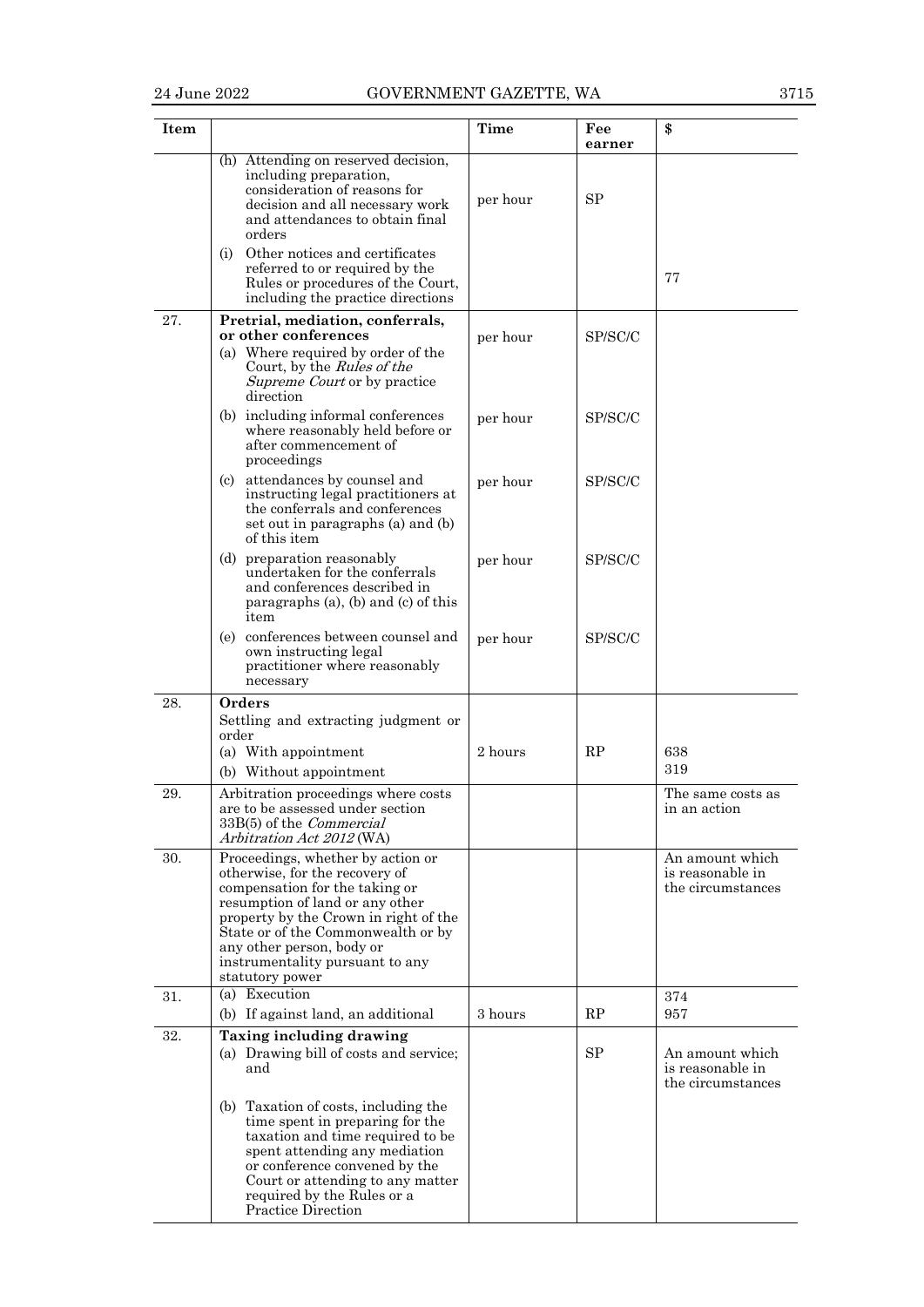| Item | | Time | Fee earner | $ |
|---|---|---|---|---|
| | (h) Attending on reserved decision, including preparation, consideration of reasons for decision and all necessary work and attendances to obtain final orders | per hour | SP | |
| | (i) Other notices and certificates referred to or required by the Rules or procedures of the Court, including the practice directions | | | 77 |
| 27. | **Pretrial, mediation, conferrals, or other conferences** | | | |
| | (a) Where required by order of the Court, by the *Rules of the Supreme Court* or by practice direction | per hour | SP/SC/C | |
| | (b) including informal conferences where reasonably held before or after commencement of proceedings | per hour | SP/SC/C | |
| | (c) attendances by counsel and instructing legal practitioners at the conferrals and conferences set out in paragraphs (a) and (b) of this item | per hour | SP/SC/C | |
| | (d) preparation reasonably undertaken for the conferrals and conferences described in paragraphs (a), (b) and (c) of this item | per hour | SP/SC/C | |
| | (e) conferences between counsel and own instructing legal practitioner where reasonably necessary | per hour | SP/SC/C | |
| 28. | **Orders** | | | |
| | Settling and extracting judgment or order | | | |
| | (a) With appointment | 2 hours | RP | 638 |
| | (b) Without appointment | | | 319 |
| 29. | Arbitration proceedings where costs are to be assessed under section 33B(5) of the *Commercial Arbitration Act 2012* (WA) | | | The same costs as in an action |
| 30. | Proceedings, whether by action or otherwise, for the recovery of compensation for the taking or resumption of land or any other property by the Crown in right of the State or of the Commonwealth or by any other person, body or instrumentality pursuant to any statutory power | | | An amount which is reasonable in the circumstances |
| 31. | (a) Execution | | | 374 |
| | (b) If against land, an additional | 3 hours | RP | 957 |
| 32. | **Taxing including drawing** | | | |
| | (a) Drawing bill of costs and service; and | | SP | An amount which is reasonable in the circumstances |
| | (b) Taxation of costs, including the time spent in preparing for the taxation and time required to be spent attending any mediation or conference convened by the Court or attending to any matter required by the Rules or a Practice Direction | | | |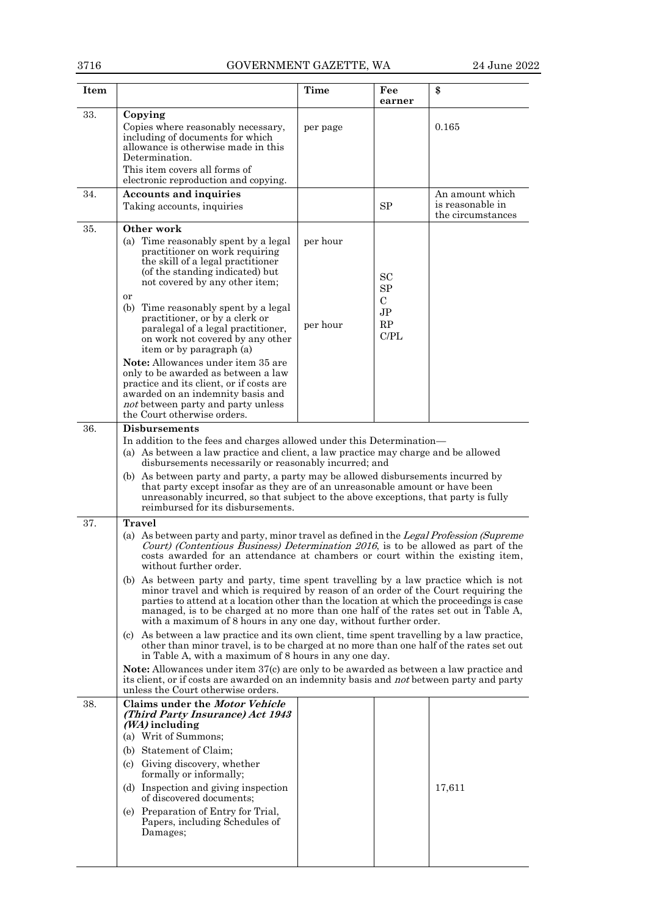| Item | | Time | Fee earner | $ |
|---|---|---|---|---|
| 33. | **Copying**<br>Copies where reasonably necessary, including of documents for which allowance is otherwise made in this Determination.<br>This item covers all forms of electronic reproduction and copying. | per page | | 0.165 |
| 34. | **Accounts and inquiries**<br>Taking accounts, inquiries | | SP | An amount which is reasonable in the circumstances |
| 35. | **Other work**<br>(a) Time reasonably spent by a legal practitioner on work requiring the skill of a legal practitioner (of the standing indicated) but not covered by any other item;<br>or<br>(b) Time reasonably spent by a legal practitioner, or by a clerk or paralegal of a legal practitioner, on work not covered by any other item or by paragraph (a)<br>**Note:** Allowances under item 35 are only to be awarded as between a law practice and its client, or if costs are awarded on an indemnity basis and *not* between party and party unless the Court otherwise orders. | per hour<br><br>per hour | SC<br>SP<br>C<br>JP<br>RP<br>C/PL | |
| 36. | **Disbursements**<br>In addition to the fees and charges allowed under this Determination—<br>(a) As between a law practice and client, a law practice may charge and be allowed disbursements necessarily or reasonably incurred; and<br>(b) As between party and party, a party may be allowed disbursements incurred by that party except insofar as they are of an unreasonable amount or have been unreasonably incurred, so that subject to the above exceptions, that party is fully reimbursed for its disbursements. | | | |
| 37. | **Travel**<br>(a) As between party and party, minor travel as defined in the *Legal Profession (Supreme Court) (Contentious Business) Determination 2016*, is to be allowed as part of the costs awarded for an attendance at chambers or court within the existing item, without further order.<br>(b) As between party and party, time spent travelling by a law practice which is not minor travel and which is required by reason of an order of the Court requiring the parties to attend at a location other than the location at which the proceedings is case managed, is to be charged at no more than one half of the rates set out in Table A, with a maximum of 8 hours in any one day, without further order.<br>(c) As between a law practice and its own client, time spent travelling by a law practice, other than minor travel, is to be charged at no more than one half of the rates set out in Table A, with a maximum of 8 hours in any one day.<br>**Note:** Allowances under item 37(c) are only to be awarded as between a law practice and its client, or if costs are awarded on an indemnity basis and *not* between party and party unless the Court otherwise orders. | | | |
| 38. | **Claims under the *Motor Vehicle (Third Party Insurance) Act 1943 (WA)* including**<br>(a) Writ of Summons;<br>(b) Statement of Claim;<br>(c) Giving discovery, whether formally or informally;<br>(d) Inspection and giving inspection of discovered documents;<br>(e) Preparation of Entry for Trial, Papers, including Schedules of Damages; | | | 17,611 |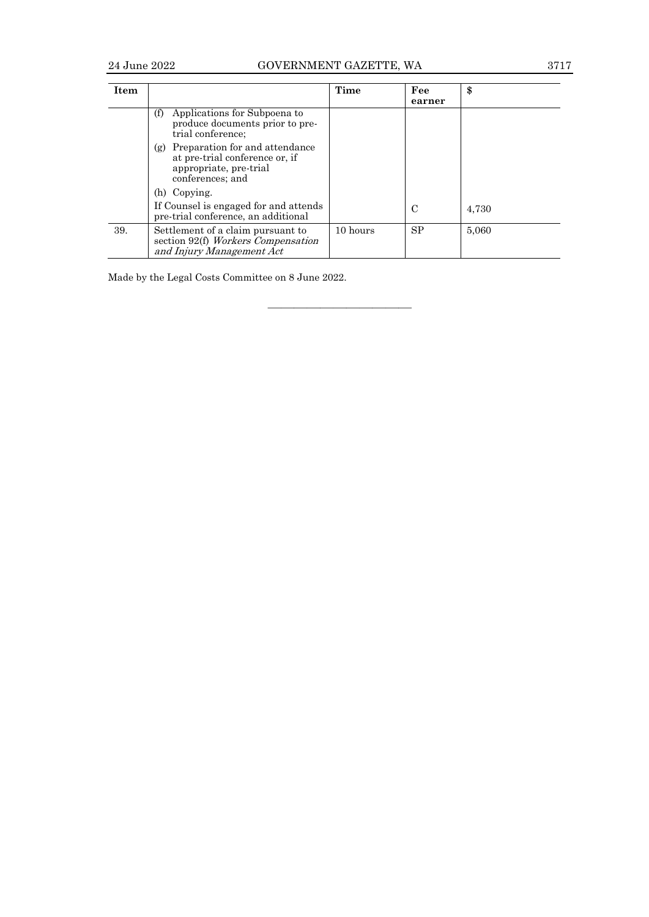| Item | | Time | Fee earner | $ |
|---|---|---|---|---|
| | (f) Applications for Subpoena to produce documents prior to pre-trial conference; | | | |
| | (g) Preparation for and attendance at pre-trial conference or, if appropriate, pre-trial conferences; and | | | |
| | (h) Copying. | | | |
| | If Counsel is engaged for and attends pre-trial conference, an additional | | C | 4,730 |
| 39. | Settlement of a claim pursuant to section 92(f) *Workers Compensation and Injury Management Act* | 10 hours | SP | 5,060 |

Made by the Legal Costs Committee on 8 June 2022.

---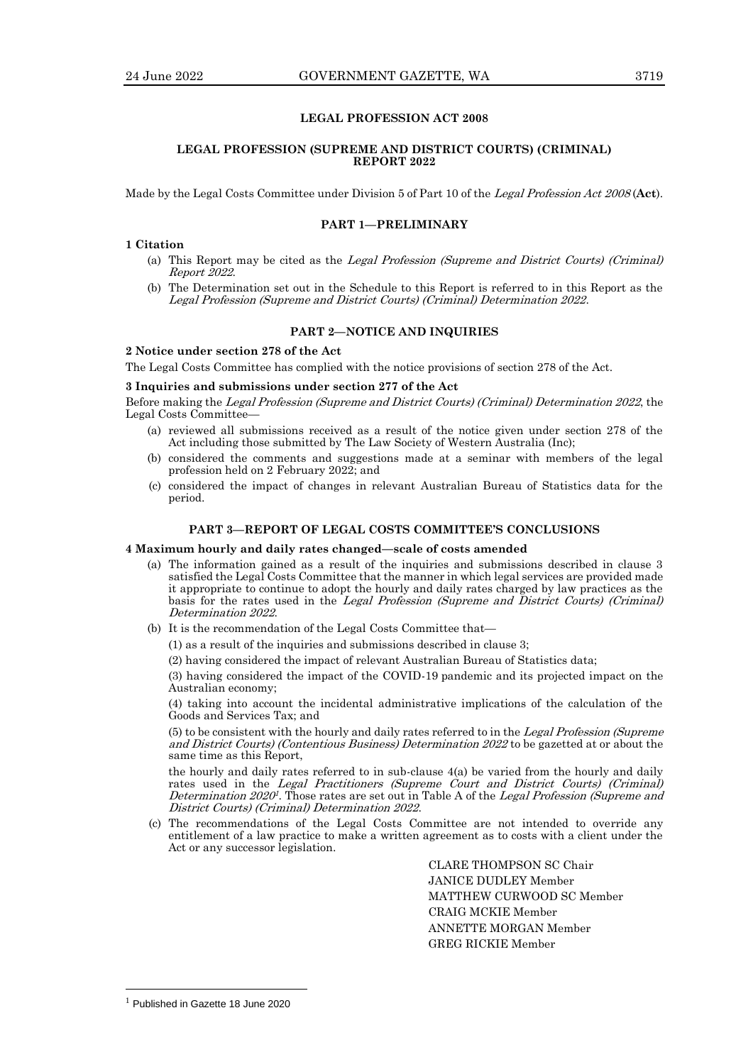## LEGAL PROFESSION ACT 2008

## LEGAL PROFESSION (SUPREME AND DISTRICT COURTS) (CRIMINAL) REPORT 2022

Made by the Legal Costs Committee under Division 5 of Part 10 of the *Legal Profession Act 2008* (**Act**).

### PART 1—PRELIMINARY

**1 Citation**

(a) This Report may be cited as the *Legal Profession (Supreme and District Courts) (Criminal) Report 2022*.

(b) The Determination set out in the Schedule to this Report is referred to in this Report as the *Legal Profession (Supreme and District Courts) (Criminal) Determination 2022*.

### PART 2—NOTICE AND INQUIRIES

**2 Notice under section 278 of the Act**

The Legal Costs Committee has complied with the notice provisions of section 278 of the Act.

**3 Inquiries and submissions under section 277 of the Act**

Before making the *Legal Profession (Supreme and District Courts) (Criminal) Determination 2022*, the Legal Costs Committee—

(a) reviewed all submissions received as a result of the notice given under section 278 of the Act including those submitted by The Law Society of Western Australia (Inc);

(b) considered the comments and suggestions made at a seminar with members of the legal profession held on 2 February 2022; and

(c) considered the impact of changes in relevant Australian Bureau of Statistics data for the period.

### PART 3—REPORT OF LEGAL COSTS COMMITTEE'S CONCLUSIONS

**4 Maximum hourly and daily rates changed—scale of costs amended**

(a) The information gained as a result of the inquiries and submissions described in clause 3 satisfied the Legal Costs Committee that the manner in which legal services are provided made it appropriate to continue to adopt the hourly and daily rates charged by law practices as the basis for the rates used in the *Legal Profession (Supreme and District Courts) (Criminal) Determination 2022*.

(b) It is the recommendation of the Legal Costs Committee that—

(1) as a result of the inquiries and submissions described in clause 3;

(2) having considered the impact of relevant Australian Bureau of Statistics data;

(3) having considered the impact of the COVID-19 pandemic and its projected impact on the Australian economy;

(4) taking into account the incidental administrative implications of the calculation of the Goods and Services Tax; and

(5) to be consistent with the hourly and daily rates referred to in the *Legal Profession (Supreme and District Courts) (Contentious Business) Determination 2022* to be gazetted at or about the same time as this Report,

the hourly and daily rates referred to in sub-clause 4(a) be varied from the hourly and daily rates used in the *Legal Practitioners (Supreme Court and District Courts) (Criminal) Determination 2020*[1]. Those rates are set out in Table A of the *Legal Profession (Supreme and District Courts) (Criminal) Determination 2022*.

(c) The recommendations of the Legal Costs Committee are not intended to override any entitlement of a law practice to make a written agreement as to costs with a client under the Act or any successor legislation.

CLARE THOMPSON SC Chair
JANICE DUDLEY Member
MATTHEW CURWOOD SC Member
CRAIG MCKIE Member
ANNETTE MORGAN Member
GREG RICKIE Member

---

[1] Published in Gazette 18 June 2020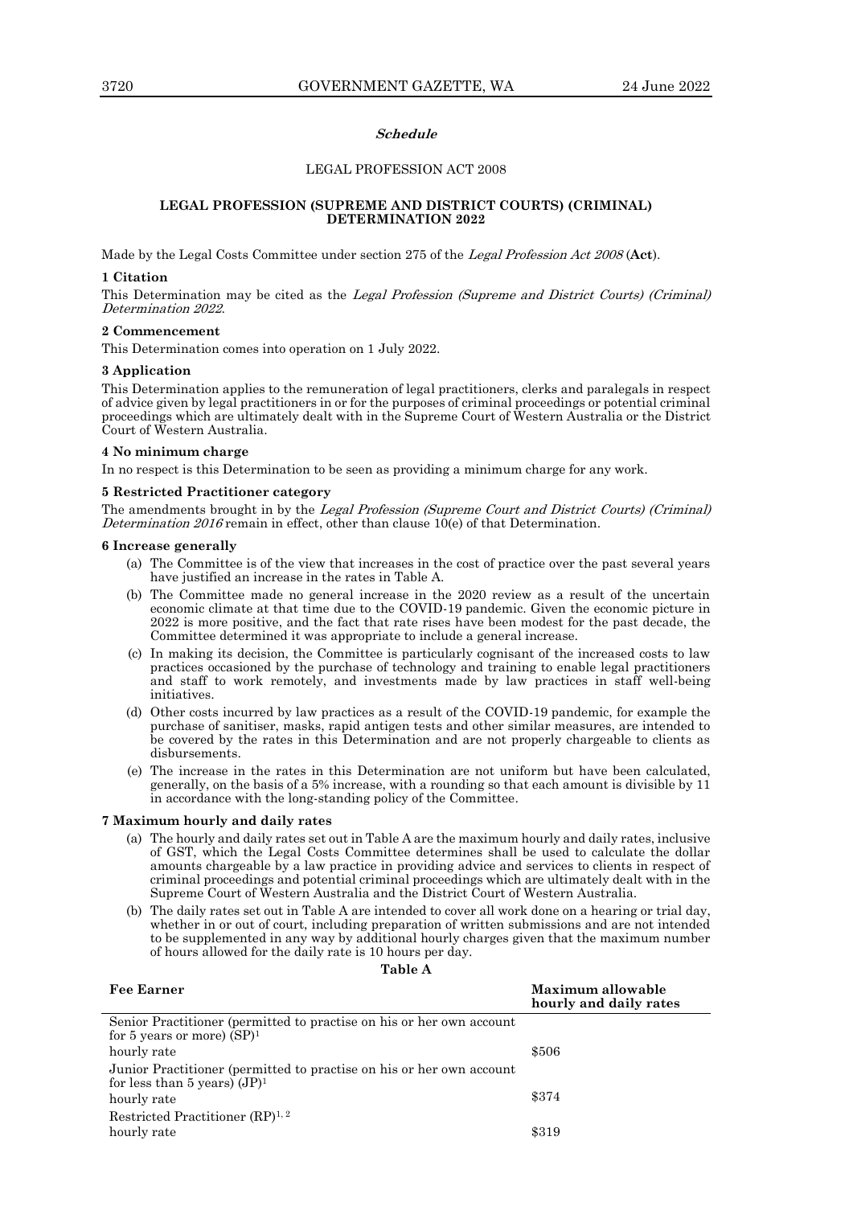***Schedule***

LEGAL PROFESSION ACT 2008

**LEGAL PROFESSION (SUPREME AND DISTRICT COURTS) (CRIMINAL) DETERMINATION 2022**

Made by the Legal Costs Committee under section 275 of the *Legal Profession Act 2008* (**Act**).

**1 Citation**

This Determination may be cited as the *Legal Profession (Supreme and District Courts) (Criminal) Determination 2022*.

**2 Commencement**

This Determination comes into operation on 1 July 2022.

**3 Application**

This Determination applies to the remuneration of legal practitioners, clerks and paralegals in respect of advice given by legal practitioners in or for the purposes of criminal proceedings or potential criminal proceedings which are ultimately dealt with in the Supreme Court of Western Australia or the District Court of Western Australia.

**4 No minimum charge**

In no respect is this Determination to be seen as providing a minimum charge for any work.

**5 Restricted Practitioner category**

The amendments brought in by the *Legal Profession (Supreme Court and District Courts) (Criminal) Determination 2016* remain in effect, other than clause 10(e) of that Determination.

**6 Increase generally**

(a) The Committee is of the view that increases in the cost of practice over the past several years have justified an increase in the rates in Table A.

(b) The Committee made no general increase in the 2020 review as a result of the uncertain economic climate at that time due to the COVID-19 pandemic. Given the economic picture in 2022 is more positive, and the fact that rate rises have been modest for the past decade, the Committee determined it was appropriate to include a general increase.

(c) In making its decision, the Committee is particularly cognisant of the increased costs to law practices occasioned by the purchase of technology and training to enable legal practitioners and staff to work remotely, and investments made by law practices in staff well-being initiatives.

(d) Other costs incurred by law practices as a result of the COVID-19 pandemic, for example the purchase of sanitiser, masks, rapid antigen tests and other similar measures, are intended to be covered by the rates in this Determination and are not properly chargeable to clients as disbursements.

(e) The increase in the rates in this Determination are not uniform but have been calculated, generally, on the basis of a 5% increase, with a rounding so that each amount is divisible by 11 in accordance with the long-standing policy of the Committee.

**7 Maximum hourly and daily rates**

(a) The hourly and daily rates set out in Table A are the maximum hourly and daily rates, inclusive of GST, which the Legal Costs Committee determines shall be used to calculate the dollar amounts chargeable by a law practice in providing advice and services to clients in respect of criminal proceedings and potential criminal proceedings which are ultimately dealt with in the Supreme Court of Western Australia and the District Court of Western Australia.

(b) The daily rates set out in Table A are intended to cover all work done on a hearing or trial day, whether in or out of court, including preparation of written submissions and are not intended to be supplemented in any way by additional hourly charges given that the maximum number of hours allowed for the daily rate is 10 hours per day.

**Table A**

| Fee Earner | Maximum allowable hourly and daily rates |
|---|---|
| Senior Practitioner (permitted to practise on his or her own account for 5 years or more) (SP)[1] | |
| hourly rate | \$506 |
| Junior Practitioner (permitted to practise on his or her own account for less than 5 years) (JP)[1] | |
| hourly rate | \$374 |
| Restricted Practitioner (RP)[1, 2] | |
| hourly rate | \$319 |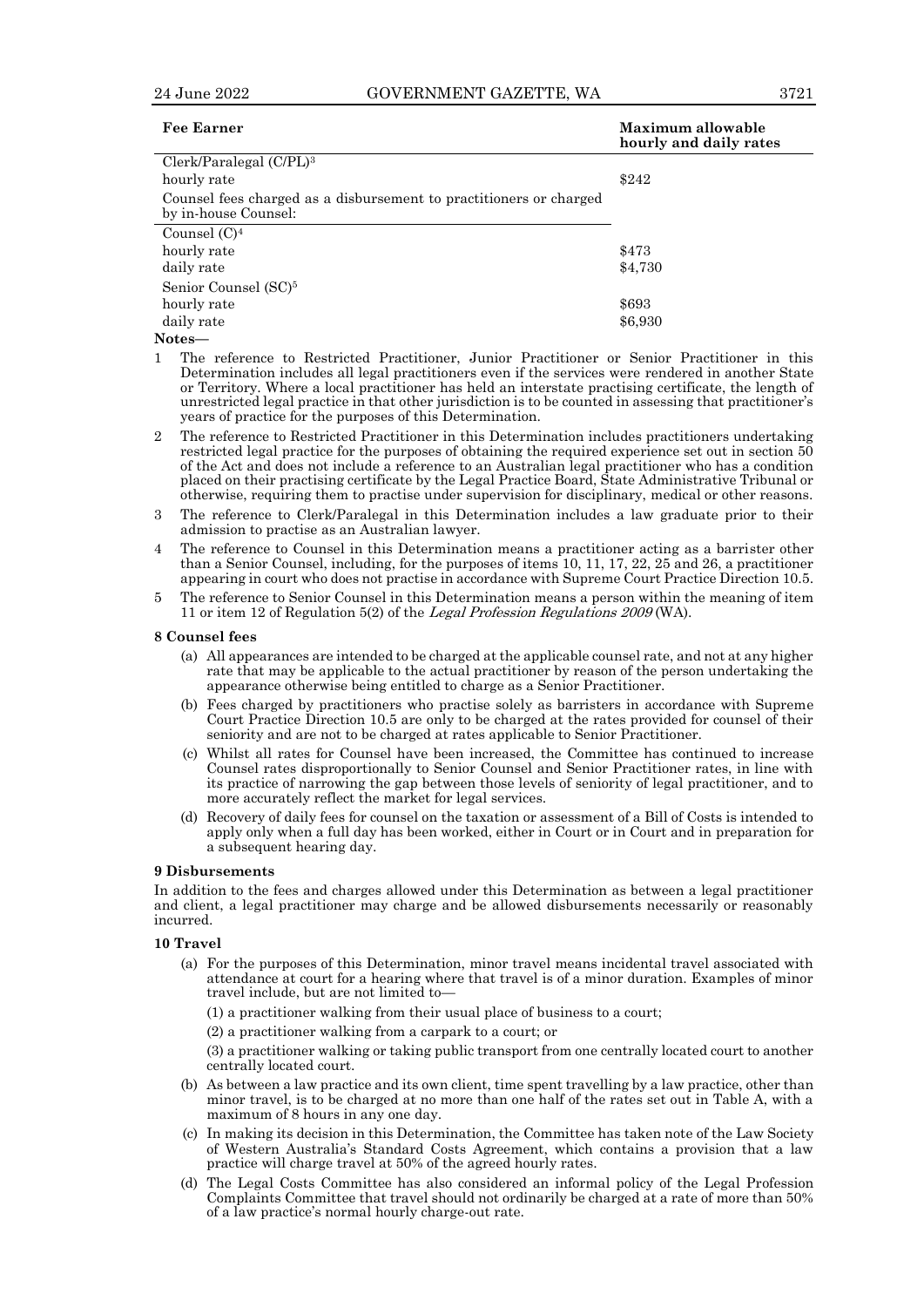| Fee Earner | Maximum allowable hourly and daily rates |
|---|---|
| Clerk/Paralegal (C/PL)[3] | |
| hourly rate | $242 |
| Counsel fees charged as a disbursement to practitioners or charged by in-house Counsel: | |
| Counsel (C)[4] | |
| hourly rate | $473 |
| daily rate | $4,730 |
| Senior Counsel (SC)[5] | |
| hourly rate | $693 |
| daily rate | $6,930 |

**Notes—**

1 The reference to Restricted Practitioner, Junior Practitioner or Senior Practitioner in this Determination includes all legal practitioners even if the services were rendered in another State or Territory. Where a local practitioner has held an interstate practising certificate, the length of unrestricted legal practice in that other jurisdiction is to be counted in assessing that practitioner's years of practice for the purposes of this Determination.

2 The reference to Restricted Practitioner in this Determination includes practitioners undertaking restricted legal practice for the purposes of obtaining the required experience set out in section 50 of the Act and does not include a reference to an Australian legal practitioner who has a condition placed on their practising certificate by the Legal Practice Board, State Administrative Tribunal or otherwise, requiring them to practise under supervision for disciplinary, medical or other reasons.

3 The reference to Clerk/Paralegal in this Determination includes a law graduate prior to their admission to practise as an Australian lawyer.

4 The reference to Counsel in this Determination means a practitioner acting as a barrister other than a Senior Counsel, including, for the purposes of items 10, 11, 17, 22, 25 and 26, a practitioner appearing in court who does not practise in accordance with Supreme Court Practice Direction 10.5.

5 The reference to Senior Counsel in this Determination means a person within the meaning of item 11 or item 12 of Regulation 5(2) of the *Legal Profession Regulations 2009* (WA).

**8 Counsel fees**

(a) All appearances are intended to be charged at the applicable counsel rate, and not at any higher rate that may be applicable to the actual practitioner by reason of the person undertaking the appearance otherwise being entitled to charge as a Senior Practitioner.

(b) Fees charged by practitioners who practise solely as barristers in accordance with Supreme Court Practice Direction 10.5 are only to be charged at the rates provided for counsel of their seniority and are not to be charged at rates applicable to Senior Practitioner.

(c) Whilst all rates for Counsel have been increased, the Committee has continued to increase Counsel rates disproportionally to Senior Counsel and Senior Practitioner rates, in line with its practice of narrowing the gap between those levels of seniority of legal practitioner, and to more accurately reflect the market for legal services.

(d) Recovery of daily fees for counsel on the taxation or assessment of a Bill of Costs is intended to apply only when a full day has been worked, either in Court or in Court and in preparation for a subsequent hearing day.

**9 Disbursements**

In addition to the fees and charges allowed under this Determination as between a legal practitioner and client, a legal practitioner may charge and be allowed disbursements necessarily or reasonably incurred.

**10 Travel**

(a) For the purposes of this Determination, minor travel means incidental travel associated with attendance at court for a hearing where that travel is of a minor duration. Examples of minor travel include, but are not limited to—

(1) a practitioner walking from their usual place of business to a court;

(2) a practitioner walking from a carpark to a court; or

(3) a practitioner walking or taking public transport from one centrally located court to another centrally located court.

(b) As between a law practice and its own client, time spent travelling by a law practice, other than minor travel, is to be charged at no more than one half of the rates set out in Table A, with a maximum of 8 hours in any one day.

(c) In making its decision in this Determination, the Committee has taken note of the Law Society of Western Australia's Standard Costs Agreement, which contains a provision that a law practice will charge travel at 50% of the agreed hourly rates.

(d) The Legal Costs Committee has also considered an informal policy of the Legal Profession Complaints Committee that travel should not ordinarily be charged at a rate of more than 50% of a law practice's normal hourly charge-out rate.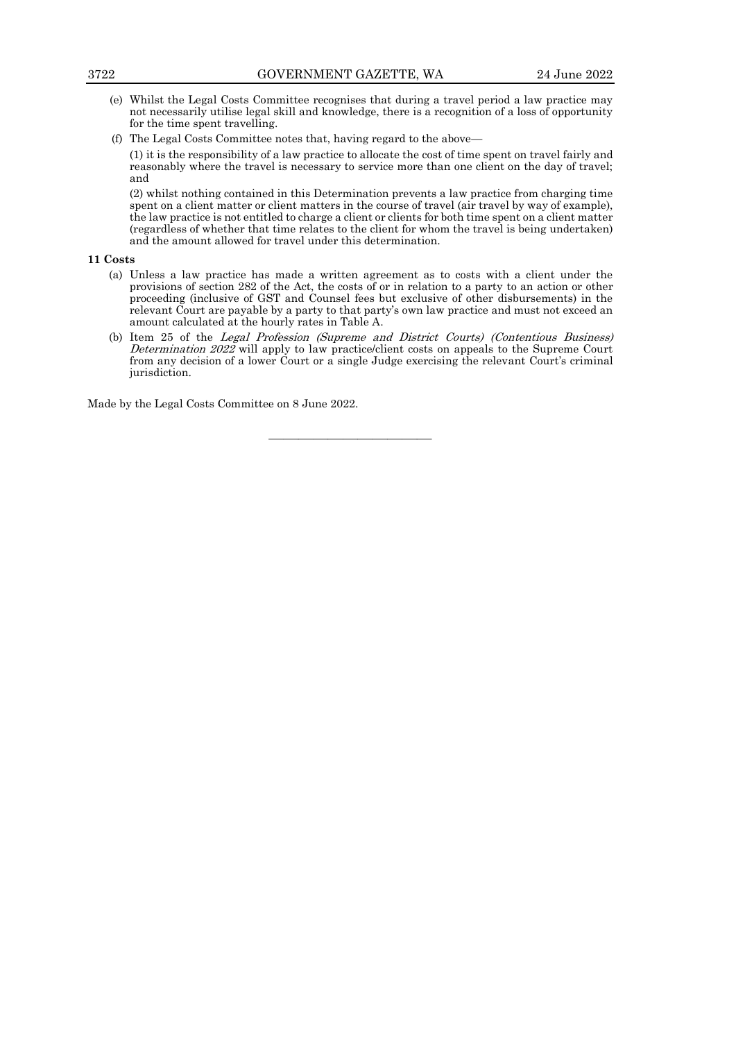(e) Whilst the Legal Costs Committee recognises that during a travel period a law practice may not necessarily utilise legal skill and knowledge, there is a recognition of a loss of opportunity for the time spent travelling.

(f) The Legal Costs Committee notes that, having regard to the above—

(1) it is the responsibility of a law practice to allocate the cost of time spent on travel fairly and reasonably where the travel is necessary to service more than one client on the day of travel; and

(2) whilst nothing contained in this Determination prevents a law practice from charging time spent on a client matter or client matters in the course of travel (air travel by way of example), the law practice is not entitled to charge a client or clients for both time spent on a client matter (regardless of whether that time relates to the client for whom the travel is being undertaken) and the amount allowed for travel under this determination.

**11 Costs**

(a) Unless a law practice has made a written agreement as to costs with a client under the provisions of section 282 of the Act, the costs of or in relation to a party to an action or other proceeding (inclusive of GST and Counsel fees but exclusive of other disbursements) in the relevant Court are payable by a party to that party's own law practice and must not exceed an amount calculated at the hourly rates in Table A.

(b) Item 25 of the *Legal Profession (Supreme and District Courts) (Contentious Business) Determination 2022* will apply to law practice/client costs on appeals to the Supreme Court from any decision of a lower Court or a single Judge exercising the relevant Court's criminal jurisdiction.

Made by the Legal Costs Committee on 8 June 2022.

---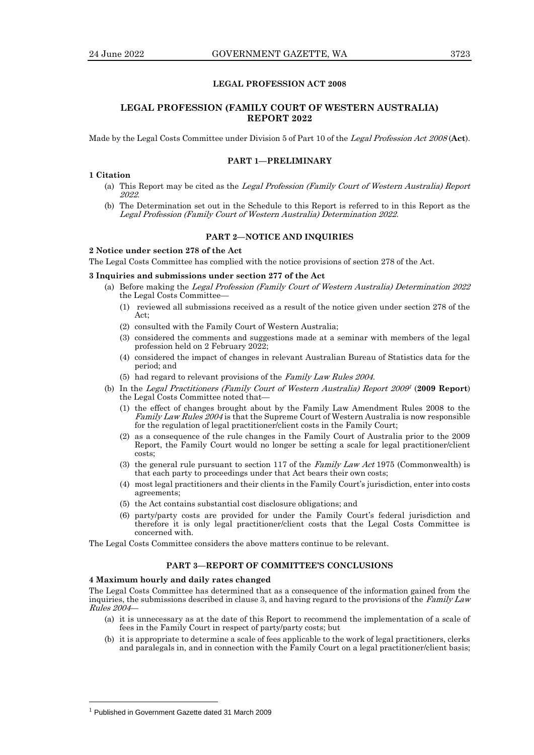**LEGAL PROFESSION ACT 2008**

## LEGAL PROFESSION (FAMILY COURT OF WESTERN AUSTRALIA) REPORT 2022

Made by the Legal Costs Committee under Division 5 of Part 10 of the *Legal Profession Act 2008* (**Act**).

### PART 1—PRELIMINARY

**1 Citation**

(a) This Report may be cited as the *Legal Profession (Family Court of Western Australia) Report 2022*.

(b) The Determination set out in the Schedule to this Report is referred to in this Report as the *Legal Profession (Family Court of Western Australia) Determination 2022*.

### PART 2—NOTICE AND INQUIRIES

**2 Notice under section 278 of the Act**

The Legal Costs Committee has complied with the notice provisions of section 278 of the Act.

**3 Inquiries and submissions under section 277 of the Act**

(a) Before making the *Legal Profession (Family Court of Western Australia) Determination 2022* the Legal Costs Committee—

(1) reviewed all submissions received as a result of the notice given under section 278 of the Act;

(2) consulted with the Family Court of Western Australia;

(3) considered the comments and suggestions made at a seminar with members of the legal profession held on 2 February 2022;

(4) considered the impact of changes in relevant Australian Bureau of Statistics data for the period; and

(5) had regard to relevant provisions of the *Family Law Rules 2004*.

(b) In the *Legal Practitioners (Family Court of Western Australia) Report 2009*[1] (**2009 Report**) the Legal Costs Committee noted that—

(1) the effect of changes brought about by the Family Law Amendment Rules 2008 to the *Family Law Rules 2004* is that the Supreme Court of Western Australia is now responsible for the regulation of legal practitioner/client costs in the Family Court;

(2) as a consequence of the rule changes in the Family Court of Australia prior to the 2009 Report, the Family Court would no longer be setting a scale for legal practitioner/client costs;

(3) the general rule pursuant to section 117 of the *Family Law Act* 1975 (Commonwealth) is that each party to proceedings under that Act bears their own costs;

(4) most legal practitioners and their clients in the Family Court's jurisdiction, enter into costs agreements;

(5) the Act contains substantial cost disclosure obligations; and

(6) party/party costs are provided for under the Family Court's federal jurisdiction and therefore it is only legal practitioner/client costs that the Legal Costs Committee is concerned with.

The Legal Costs Committee considers the above matters continue to be relevant.

### PART 3—REPORT OF COMMITTEE'S CONCLUSIONS

**4 Maximum hourly and daily rates changed**

The Legal Costs Committee has determined that as a consequence of the information gained from the inquiries, the submissions described in clause 3, and having regard to the provisions of the *Family Law Rules 2004*—

(a) it is unnecessary as at the date of this Report to recommend the implementation of a scale of fees in the Family Court in respect of party/party costs; but

(b) it is appropriate to determine a scale of fees applicable to the work of legal practitioners, clerks and paralegals in, and in connection with the Family Court on a legal practitioner/client basis;

---

[1] Published in Government Gazette dated 31 March 2009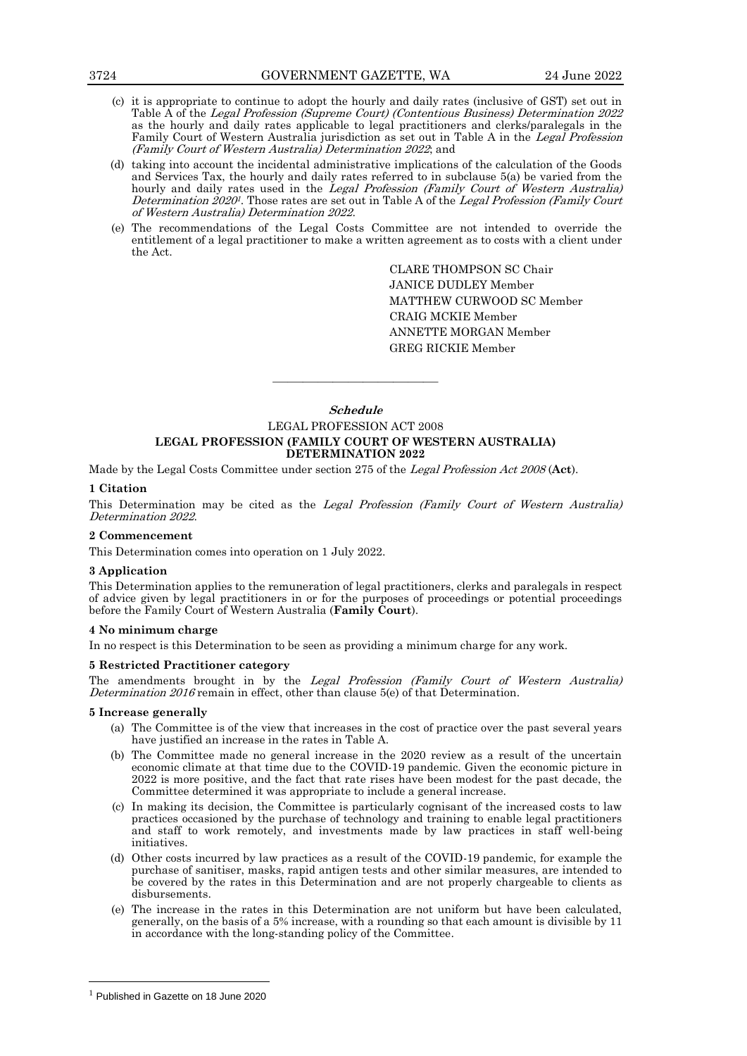(c) it is appropriate to continue to adopt the hourly and daily rates (inclusive of GST) set out in Table A of the *Legal Profession (Supreme Court) (Contentious Business) Determination 2022* as the hourly and daily rates applicable to legal practitioners and clerks/paralegals in the Family Court of Western Australia jurisdiction as set out in Table A in the *Legal Profession (Family Court of Western Australia) Determination 2022*; and

(d) taking into account the incidental administrative implications of the calculation of the Goods and Services Tax, the hourly and daily rates referred to in subclause 5(a) be varied from the hourly and daily rates used in the *Legal Profession (Family Court of Western Australia) Determination 2020*[1]. Those rates are set out in Table A of the *Legal Profession (Family Court of Western Australia) Determination 2022*.

(e) The recommendations of the Legal Costs Committee are not intended to override the entitlement of a legal practitioner to make a written agreement as to costs with a client under the Act.

CLARE THOMPSON SC Chair
JANICE DUDLEY Member
MATTHEW CURWOOD SC Member
CRAIG MCKIE Member
ANNETTE MORGAN Member
GREG RICKIE Member

---

## *Schedule*

LEGAL PROFESSION ACT 2008

**LEGAL PROFESSION (FAMILY COURT OF WESTERN AUSTRALIA) DETERMINATION 2022**

Made by the Legal Costs Committee under section 275 of the *Legal Profession Act 2008* (**Act**).

### 1 Citation

This Determination may be cited as the *Legal Profession (Family Court of Western Australia) Determination 2022*.

### 2 Commencement

This Determination comes into operation on 1 July 2022.

### 3 Application

This Determination applies to the remuneration of legal practitioners, clerks and paralegals in respect of advice given by legal practitioners in or for the purposes of proceedings or potential proceedings before the Family Court of Western Australia (**Family Court**).

### 4 No minimum charge

In no respect is this Determination to be seen as providing a minimum charge for any work.

### 5 Restricted Practitioner category

The amendments brought in by the *Legal Profession (Family Court of Western Australia) Determination 2016* remain in effect, other than clause 5(e) of that Determination.

### 5 Increase generally

(a) The Committee is of the view that increases in the cost of practice over the past several years have justified an increase in the rates in Table A.

(b) The Committee made no general increase in the 2020 review as a result of the uncertain economic climate at that time due to the COVID-19 pandemic. Given the economic picture in 2022 is more positive, and the fact that rate rises have been modest for the past decade, the Committee determined it was appropriate to include a general increase.

(c) In making its decision, the Committee is particularly cognisant of the increased costs to law practices occasioned by the purchase of technology and training to enable legal practitioners and staff to work remotely, and investments made by law practices in staff well-being initiatives.

(d) Other costs incurred by law practices as a result of the COVID-19 pandemic, for example the purchase of sanitiser, masks, rapid antigen tests and other similar measures, are intended to be covered by the rates in this Determination and are not properly chargeable to clients as disbursements.

(e) The increase in the rates in this Determination are not uniform but have been calculated, generally, on the basis of a 5% increase, with a rounding so that each amount is divisible by 11 in accordance with the long-standing policy of the Committee.

---

[1] Published in Gazette on 18 June 2020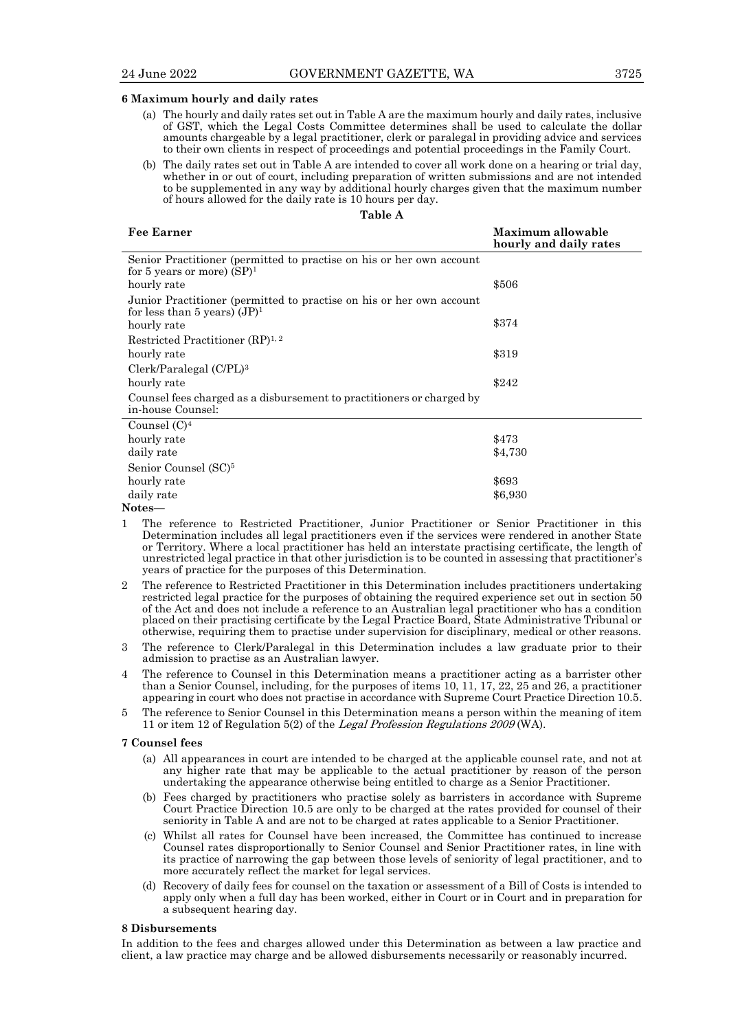### 6 Maximum hourly and daily rates

(a) The hourly and daily rates set out in Table A are the maximum hourly and daily rates, inclusive of GST, which the Legal Costs Committee determines shall be used to calculate the dollar amounts chargeable by a legal practitioner, clerk or paralegal in providing advice and services to their own clients in respect of proceedings and potential proceedings in the Family Court.

(b) The daily rates set out in Table A are intended to cover all work done on a hearing or trial day, whether in or out of court, including preparation of written submissions and are not intended to be supplemented in any way by additional hourly charges given that the maximum number of hours allowed for the daily rate is 10 hours per day.

**Table A**

| Fee Earner | Maximum allowable hourly and daily rates |
|---|---|
| Senior Practitioner (permitted to practise on his or her own account for 5 years or more) (SP)[1] | |
| hourly rate | $506 |
| Junior Practitioner (permitted to practise on his or her own account for less than 5 years) (JP)[1] | |
| hourly rate | $374 |
| Restricted Practitioner (RP)[1, 2] | |
| hourly rate | $319 |
| Clerk/Paralegal (C/PL)[3] | |
| hourly rate | $242 |
| Counsel fees charged as a disbursement to practitioners or charged by in-house Counsel: | |
| Counsel (C)[4] | |
| hourly rate | $473 |
| daily rate | $4,730 |
| Senior Counsel (SC)[5] | |
| hourly rate | $693 |
| daily rate | $6,930 |

**Notes—**

1. The reference to Restricted Practitioner, Junior Practitioner or Senior Practitioner in this Determination includes all legal practitioners even if the services were rendered in another State or Territory. Where a local practitioner has held an interstate practising certificate, the length of unrestricted legal practice in that other jurisdiction is to be counted in assessing that practitioner's years of practice for the purposes of this Determination.
2. The reference to Restricted Practitioner in this Determination includes practitioners undertaking restricted legal practice for the purposes of obtaining the required experience set out in section 50 of the Act and does not include a reference to an Australian legal practitioner who has a condition placed on their practising certificate by the Legal Practice Board, State Administrative Tribunal or otherwise, requiring them to practise under supervision for disciplinary, medical or other reasons.
3. The reference to Clerk/Paralegal in this Determination includes a law graduate prior to their admission to practise as an Australian lawyer.
4. The reference to Counsel in this Determination means a practitioner acting as a barrister other than a Senior Counsel, including, for the purposes of items 10, 11, 17, 22, 25 and 26, a practitioner appearing in court who does not practise in accordance with Supreme Court Practice Direction 10.5.
5. The reference to Senior Counsel in this Determination means a person within the meaning of item 11 or item 12 of Regulation 5(2) of the *Legal Profession Regulations 2009* (WA).

### 7 Counsel fees

(a) All appearances in court are intended to be charged at the applicable counsel rate, and not at any higher rate that may be applicable to the actual practitioner by reason of the person undertaking the appearance otherwise being entitled to charge as a Senior Practitioner.

(b) Fees charged by practitioners who practise solely as barristers in accordance with Supreme Court Practice Direction 10.5 are only to be charged at the rates provided for counsel of their seniority in Table A and are not to be charged at rates applicable to a Senior Practitioner.

(c) Whilst all rates for Counsel have been increased, the Committee has continued to increase Counsel rates disproportionally to Senior Counsel and Senior Practitioner rates, in line with its practice of narrowing the gap between those levels of seniority of legal practitioner, and to more accurately reflect the market for legal services.

(d) Recovery of daily fees for counsel on the taxation or assessment of a Bill of Costs is intended to apply only when a full day has been worked, either in Court or in Court and in preparation for a subsequent hearing day.

### 8 Disbursements

In addition to the fees and charges allowed under this Determination as between a law practice and client, a law practice may charge and be allowed disbursements necessarily or reasonably incurred.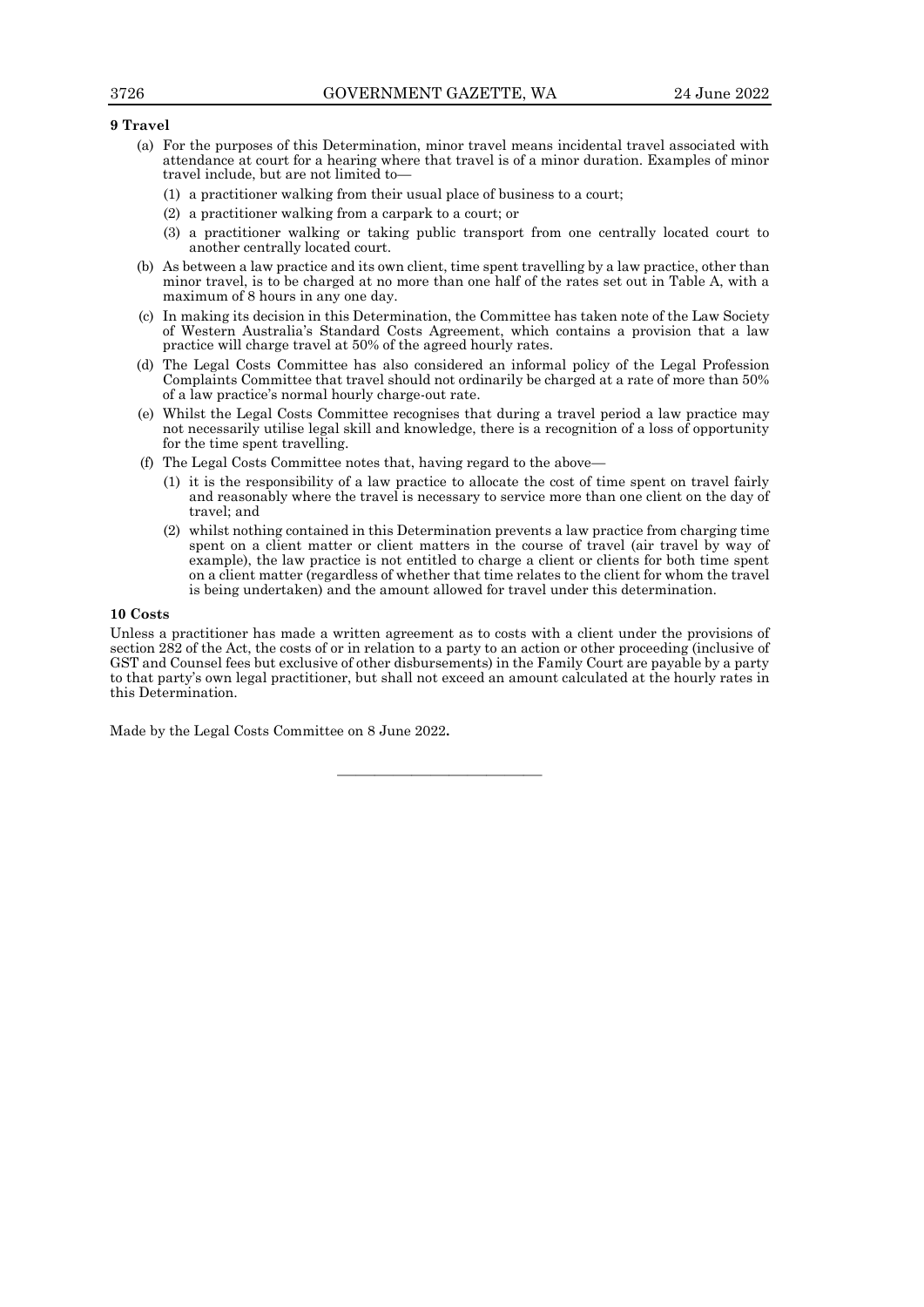**9 Travel**

(a) For the purposes of this Determination, minor travel means incidental travel associated with attendance at court for a hearing where that travel is of a minor duration. Examples of minor travel include, but are not limited to—

(1) a practitioner walking from their usual place of business to a court;

(2) a practitioner walking from a carpark to a court; or

(3) a practitioner walking or taking public transport from one centrally located court to another centrally located court.

(b) As between a law practice and its own client, time spent travelling by a law practice, other than minor travel, is to be charged at no more than one half of the rates set out in Table A, with a maximum of 8 hours in any one day.

(c) In making its decision in this Determination, the Committee has taken note of the Law Society of Western Australia's Standard Costs Agreement, which contains a provision that a law practice will charge travel at 50% of the agreed hourly rates.

(d) The Legal Costs Committee has also considered an informal policy of the Legal Profession Complaints Committee that travel should not ordinarily be charged at a rate of more than 50% of a law practice's normal hourly charge-out rate.

(e) Whilst the Legal Costs Committee recognises that during a travel period a law practice may not necessarily utilise legal skill and knowledge, there is a recognition of a loss of opportunity for the time spent travelling.

(f) The Legal Costs Committee notes that, having regard to the above—

(1) it is the responsibility of a law practice to allocate the cost of time spent on travel fairly and reasonably where the travel is necessary to service more than one client on the day of travel; and

(2) whilst nothing contained in this Determination prevents a law practice from charging time spent on a client matter or client matters in the course of travel (air travel by way of example), the law practice is not entitled to charge a client or clients for both time spent on a client matter (regardless of whether that time relates to the client for whom the travel is being undertaken) and the amount allowed for travel under this determination.

**10 Costs**

Unless a practitioner has made a written agreement as to costs with a client under the provisions of section 282 of the Act, the costs of or in relation to a party to an action or other proceeding (inclusive of GST and Counsel fees but exclusive of other disbursements) in the Family Court are payable by a party to that party's own legal practitioner, but shall not exceed an amount calculated at the hourly rates in this Determination.

Made by the Legal Costs Committee on 8 June 2022.

---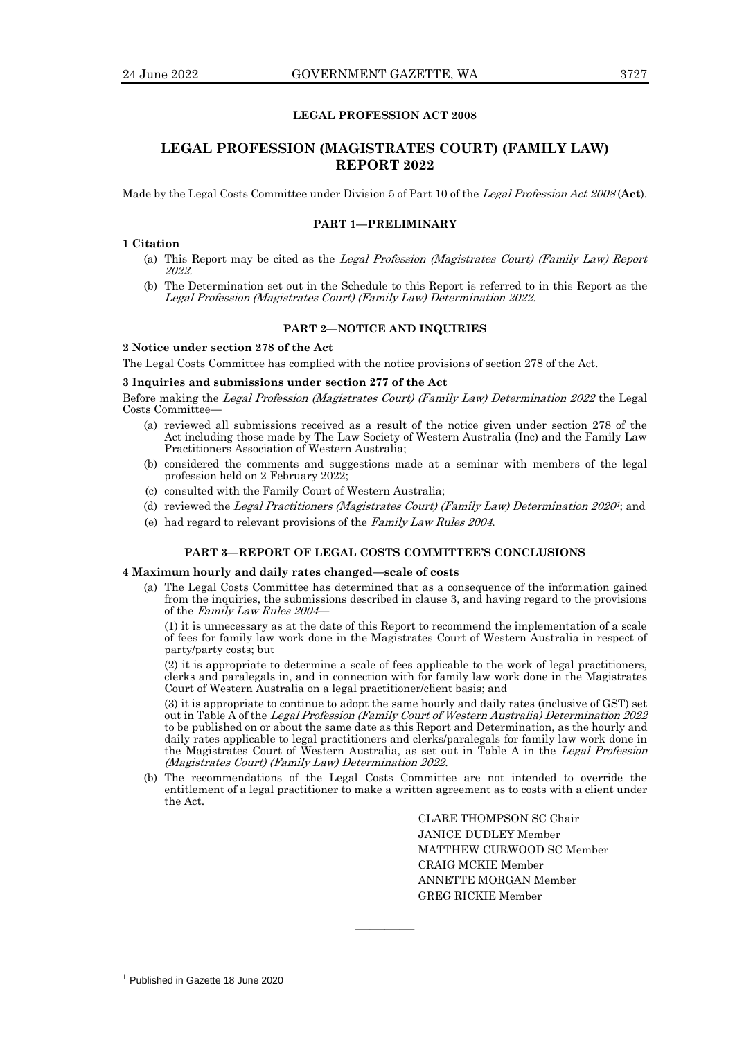**LEGAL PROFESSION ACT 2008**

# LEGAL PROFESSION (MAGISTRATES COURT) (FAMILY LAW) REPORT 2022

Made by the Legal Costs Committee under Division 5 of Part 10 of the *Legal Profession Act 2008* (**Act**).

## PART 1—PRELIMINARY

### 1 Citation

(a) This Report may be cited as the *Legal Profession (Magistrates Court) (Family Law) Report 2022*.

(b) The Determination set out in the Schedule to this Report is referred to in this Report as the *Legal Profession (Magistrates Court) (Family Law) Determination 2022*.

## PART 2—NOTICE AND INQUIRIES

### 2 Notice under section 278 of the Act

The Legal Costs Committee has complied with the notice provisions of section 278 of the Act.

### 3 Inquiries and submissions under section 277 of the Act

Before making the *Legal Profession (Magistrates Court) (Family Law) Determination 2022* the Legal Costs Committee—

(a) reviewed all submissions received as a result of the notice given under section 278 of the Act including those made by The Law Society of Western Australia (Inc) and the Family Law Practitioners Association of Western Australia;

(b) considered the comments and suggestions made at a seminar with members of the legal profession held on 2 February 2022;

(c) consulted with the Family Court of Western Australia;

(d) reviewed the *Legal Practitioners (Magistrates Court) (Family Law) Determination 2020*[1]; and

(e) had regard to relevant provisions of the *Family Law Rules 2004*.

## PART 3—REPORT OF LEGAL COSTS COMMITTEE'S CONCLUSIONS

### 4 Maximum hourly and daily rates changed—scale of costs

(a) The Legal Costs Committee has determined that as a consequence of the information gained from the inquiries, the submissions described in clause 3, and having regard to the provisions of the *Family Law Rules 2004*—

(1) it is unnecessary as at the date of this Report to recommend the implementation of a scale of fees for family law work done in the Magistrates Court of Western Australia in respect of party/party costs; but

(2) it is appropriate to determine a scale of fees applicable to the work of legal practitioners, clerks and paralegals in, and in connection with for family law work done in the Magistrates Court of Western Australia on a legal practitioner/client basis; and

(3) it is appropriate to continue to adopt the same hourly and daily rates (inclusive of GST) set out in Table A of the *Legal Profession (Family Court of Western Australia) Determination 2022* to be published on or about the same date as this Report and Determination, as the hourly and daily rates applicable to legal practitioners and clerks/paralegals for family law work done in the Magistrates Court of Western Australia, as set out in Table A in the *Legal Profession (Magistrates Court) (Family Law) Determination 2022*.

(b) The recommendations of the Legal Costs Committee are not intended to override the entitlement of a legal practitioner to make a written agreement as to costs with a client under the Act.

CLARE THOMPSON SC Chair
JANICE DUDLEY Member
MATTHEW CURWOOD SC Member
CRAIG MCKIE Member
ANNETTE MORGAN Member
GREG RICKIE Member

---

[1] Published in Gazette 18 June 2020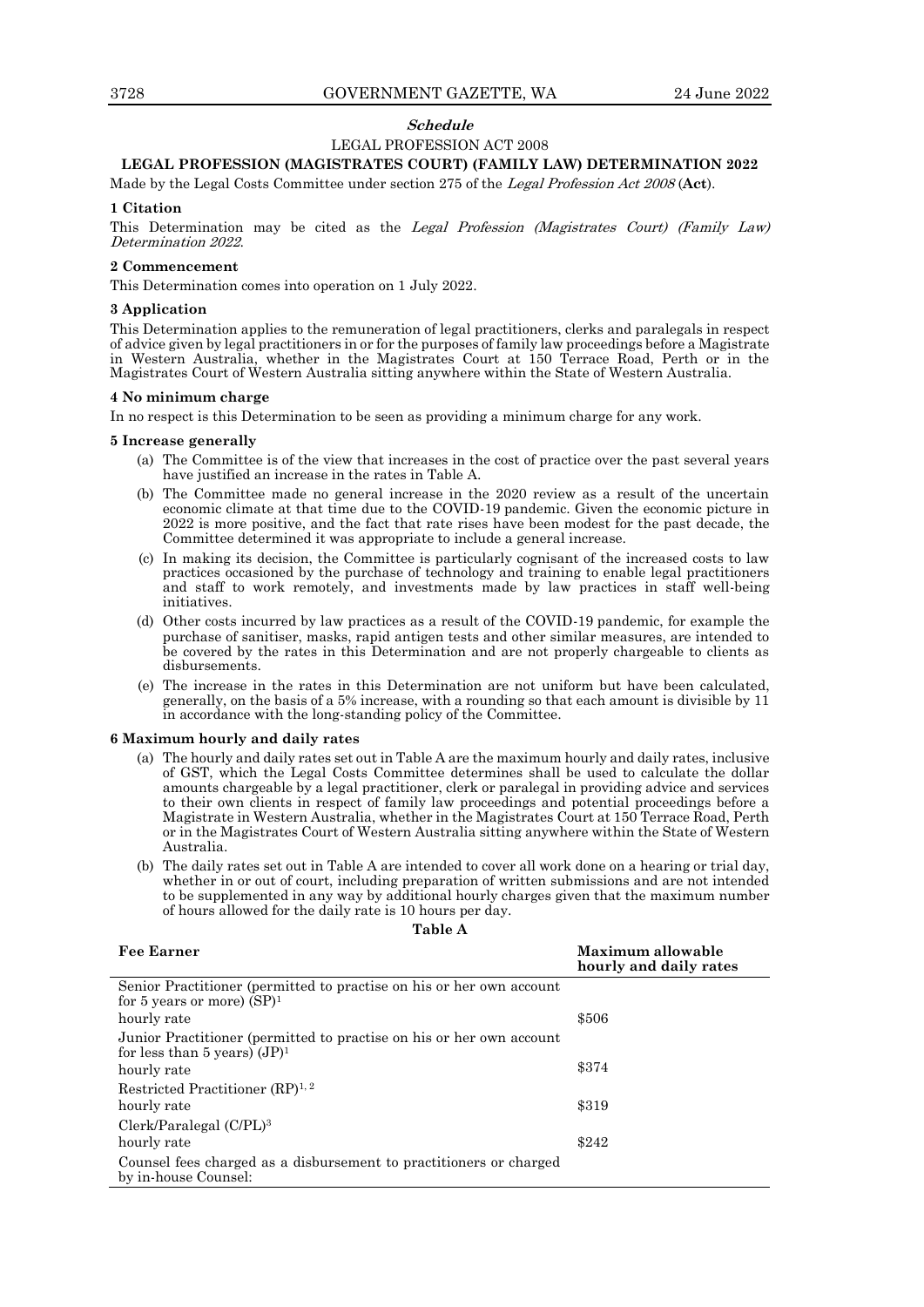***Schedule***

LEGAL PROFESSION ACT 2008

**LEGAL PROFESSION (MAGISTRATES COURT) (FAMILY LAW) DETERMINATION 2022**

Made by the Legal Costs Committee under section 275 of the *Legal Profession Act 2008* (**Act**).

**1 Citation**

This Determination may be cited as the *Legal Profession (Magistrates Court) (Family Law) Determination 2022*.

**2 Commencement**

This Determination comes into operation on 1 July 2022.

**3 Application**

This Determination applies to the remuneration of legal practitioners, clerks and paralegals in respect of advice given by legal practitioners in or for the purposes of family law proceedings before a Magistrate in Western Australia, whether in the Magistrates Court at 150 Terrace Road, Perth or in the Magistrates Court of Western Australia sitting anywhere within the State of Western Australia.

**4 No minimum charge**

In no respect is this Determination to be seen as providing a minimum charge for any work.

**5 Increase generally**

(a) The Committee is of the view that increases in the cost of practice over the past several years have justified an increase in the rates in Table A.

(b) The Committee made no general increase in the 2020 review as a result of the uncertain economic climate at that time due to the COVID-19 pandemic. Given the economic picture in 2022 is more positive, and the fact that rate rises have been modest for the past decade, the Committee determined it was appropriate to include a general increase.

(c) In making its decision, the Committee is particularly cognisant of the increased costs to law practices occasioned by the purchase of technology and training to enable legal practitioners and staff to work remotely, and investments made by law practices in staff well-being initiatives.

(d) Other costs incurred by law practices as a result of the COVID-19 pandemic, for example the purchase of sanitiser, masks, rapid antigen tests and other similar measures, are intended to be covered by the rates in this Determination and are not properly chargeable to clients as disbursements.

(e) The increase in the rates in this Determination are not uniform but have been calculated, generally, on the basis of a 5% increase, with a rounding so that each amount is divisible by 11 in accordance with the long-standing policy of the Committee.

**6 Maximum hourly and daily rates**

(a) The hourly and daily rates set out in Table A are the maximum hourly and daily rates, inclusive of GST, which the Legal Costs Committee determines shall be used to calculate the dollar amounts chargeable by a legal practitioner, clerk or paralegal in providing advice and services to their own clients in respect of family law proceedings and potential proceedings before a Magistrate in Western Australia, whether in the Magistrates Court at 150 Terrace Road, Perth or in the Magistrates Court of Western Australia sitting anywhere within the State of Western Australia.

(b) The daily rates set out in Table A are intended to cover all work done on a hearing or trial day, whether in or out of court, including preparation of written submissions and are not intended to be supplemented in any way by additional hourly charges given that the maximum number of hours allowed for the daily rate is 10 hours per day.

**Table A**

| **Fee Earner** | **Maximum allowable hourly and daily rates** |
|---|---|
| Senior Practitioner (permitted to practise on his or her own account for 5 years or more) (SP)[1] | |
| hourly rate | $506 |
| Junior Practitioner (permitted to practise on his or her own account for less than 5 years) (JP)[1] | |
| hourly rate | $374 |
| Restricted Practitioner (RP)[1, 2] | |
| hourly rate | $319 |
| Clerk/Paralegal (C/PL)[3] | |
| hourly rate | $242 |
| Counsel fees charged as a disbursement to practitioners or charged by in-house Counsel: | |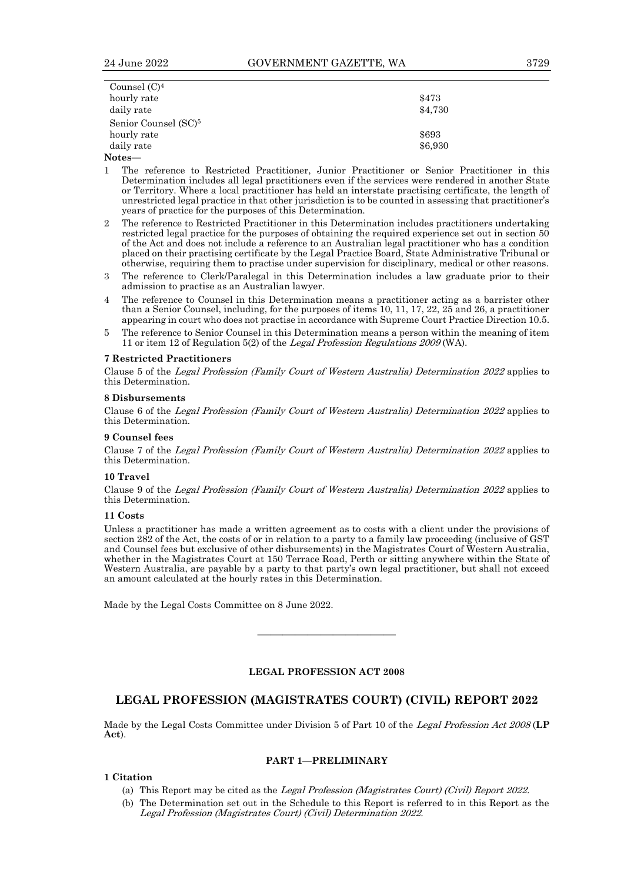| | |
|---|---|
| Counsel (C)[4] | |
| hourly rate | \$473 |
| daily rate | \$4,730 |
| Senior Counsel (SC)[5] | |
| hourly rate | \$693 |
| daily rate | \$6,930 |

**Notes—**

1. The reference to Restricted Practitioner, Junior Practitioner or Senior Practitioner in this Determination includes all legal practitioners even if the services were rendered in another State or Territory. Where a local practitioner has held an interstate practising certificate, the length of unrestricted legal practice in that other jurisdiction is to be counted in assessing that practitioner's years of practice for the purposes of this Determination.
2. The reference to Restricted Practitioner in this Determination includes practitioners undertaking restricted legal practice for the purposes of obtaining the required experience set out in section 50 of the Act and does not include a reference to an Australian legal practitioner who has a condition placed on their practising certificate by the Legal Practice Board, State Administrative Tribunal or otherwise, requiring them to practise under supervision for disciplinary, medical or other reasons.
3. The reference to Clerk/Paralegal in this Determination includes a law graduate prior to their admission to practise as an Australian lawyer.
4. The reference to Counsel in this Determination means a practitioner acting as a barrister other than a Senior Counsel, including, for the purposes of items 10, 11, 17, 22, 25 and 26, a practitioner appearing in court who does not practise in accordance with Supreme Court Practice Direction 10.5.
5. The reference to Senior Counsel in this Determination means a person within the meaning of item 11 or item 12 of Regulation 5(2) of the *Legal Profession Regulations 2009* (WA).

### 7 Restricted Practitioners

Clause 5 of the *Legal Profession (Family Court of Western Australia) Determination 2022* applies to this Determination.

### 8 Disbursements

Clause 6 of the *Legal Profession (Family Court of Western Australia) Determination 2022* applies to this Determination.

### 9 Counsel fees

Clause 7 of the *Legal Profession (Family Court of Western Australia) Determination 2022* applies to this Determination.

### 10 Travel

Clause 9 of the *Legal Profession (Family Court of Western Australia) Determination 2022* applies to this Determination.

### 11 Costs

Unless a practitioner has made a written agreement as to costs with a client under the provisions of section 282 of the Act, the costs of or in relation to a party to a family law proceeding (inclusive of GST and Counsel fees but exclusive of other disbursements) in the Magistrates Court of Western Australia, whether in the Magistrates Court at 150 Terrace Road, Perth or sitting anywhere within the State of Western Australia, are payable by a party to that party's own legal practitioner, but shall not exceed an amount calculated at the hourly rates in this Determination.

Made by the Legal Costs Committee on 8 June 2022.

---

**LEGAL PROFESSION ACT 2008**

## LEGAL PROFESSION (MAGISTRATES COURT) (CIVIL) REPORT 2022

Made by the Legal Costs Committee under Division 5 of Part 10 of the *Legal Profession Act 2008* (**LP Act**).

**PART 1—PRELIMINARY**

### 1 Citation

(a) This Report may be cited as the *Legal Profession (Magistrates Court) (Civil) Report 2022.*

(b) The Determination set out in the Schedule to this Report is referred to in this Report as the *Legal Profession (Magistrates Court) (Civil) Determination 2022.*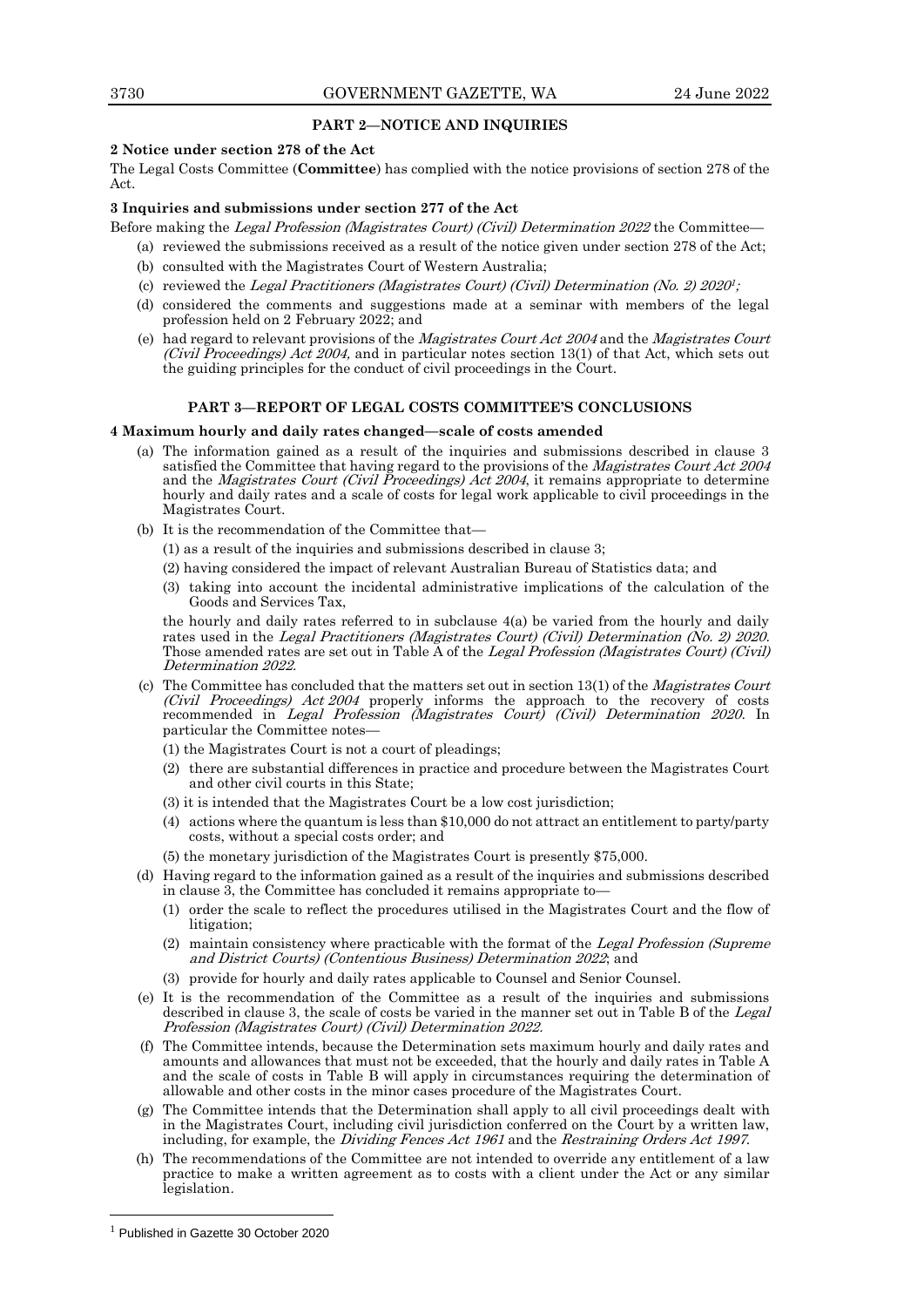## PART 2—NOTICE AND INQUIRIES

### 2 Notice under section 278 of the Act

The Legal Costs Committee (**Committee**) has complied with the notice provisions of section 278 of the Act.

### 3 Inquiries and submissions under section 277 of the Act

Before making the *Legal Profession (Magistrates Court) (Civil) Determination 2022* the Committee—

- (a) reviewed the submissions received as a result of the notice given under section 278 of the Act;
- (b) consulted with the Magistrates Court of Western Australia;
- (c) reviewed the *Legal Practitioners (Magistrates Court) (Civil) Determination (No. 2) 2020*[1]*;*
- (d) considered the comments and suggestions made at a seminar with members of the legal profession held on 2 February 2022; and
- (e) had regard to relevant provisions of the *Magistrates Court Act 2004* and the *Magistrates Court (Civil Proceedings) Act 2004,* and in particular notes section 13(1) of that Act, which sets out the guiding principles for the conduct of civil proceedings in the Court.

## PART 3—REPORT OF LEGAL COSTS COMMITTEE'S CONCLUSIONS

### 4 Maximum hourly and daily rates changed—scale of costs amended

- (a) The information gained as a result of the inquiries and submissions described in clause 3 satisfied the Committee that having regard to the provisions of the *Magistrates Court Act 2004* and the *Magistrates Court (Civil Proceedings) Act 2004*, it remains appropriate to determine hourly and daily rates and a scale of costs for legal work applicable to civil proceedings in the Magistrates Court.
- (b) It is the recommendation of the Committee that—
  - (1) as a result of the inquiries and submissions described in clause 3;
  - (2) having considered the impact of relevant Australian Bureau of Statistics data; and
  - (3) taking into account the incidental administrative implications of the calculation of the Goods and Services Tax,

  the hourly and daily rates referred to in subclause 4(a) be varied from the hourly and daily rates used in the *Legal Practitioners (Magistrates Court) (Civil) Determination (No. 2) 2020.* Those amended rates are set out in Table A of the *Legal Profession (Magistrates Court) (Civil) Determination 2022.*
- (c) The Committee has concluded that the matters set out in section 13(1) of the *Magistrates Court (Civil Proceedings) Act 2004* properly informs the approach to the recovery of costs recommended in *Legal Profession (Magistrates Court) (Civil) Determination 2020*. In particular the Committee notes—
  - (1) the Magistrates Court is not a court of pleadings;
  - (2) there are substantial differences in practice and procedure between the Magistrates Court and other civil courts in this State;
  - (3) it is intended that the Magistrates Court be a low cost jurisdiction;
  - (4) actions where the quantum is less than $10,000 do not attract an entitlement to party/party costs, without a special costs order; and
  - (5) the monetary jurisdiction of the Magistrates Court is presently $75,000.
- (d) Having regard to the information gained as a result of the inquiries and submissions described in clause 3, the Committee has concluded it remains appropriate to—
  - (1) order the scale to reflect the procedures utilised in the Magistrates Court and the flow of litigation;
  - (2) maintain consistency where practicable with the format of the *Legal Profession (Supreme and District Courts) (Contentious Business) Determination 2022*; and
  - (3) provide for hourly and daily rates applicable to Counsel and Senior Counsel.
- (e) It is the recommendation of the Committee as a result of the inquiries and submissions described in clause 3, the scale of costs be varied in the manner set out in Table B of the *Legal Profession (Magistrates Court) (Civil) Determination 2022.*
- (f) The Committee intends, because the Determination sets maximum hourly and daily rates and amounts and allowances that must not be exceeded, that the hourly and daily rates in Table A and the scale of costs in Table B will apply in circumstances requiring the determination of allowable and other costs in the minor cases procedure of the Magistrates Court.
- (g) The Committee intends that the Determination shall apply to all civil proceedings dealt with in the Magistrates Court, including civil jurisdiction conferred on the Court by a written law, including, for example, the *Dividing Fences Act 1961* and the *Restraining Orders Act 1997.*
- (h) The recommendations of the Committee are not intended to override any entitlement of a law practice to make a written agreement as to costs with a client under the Act or any similar legislation.

---

[1] Published in Gazette 30 October 2020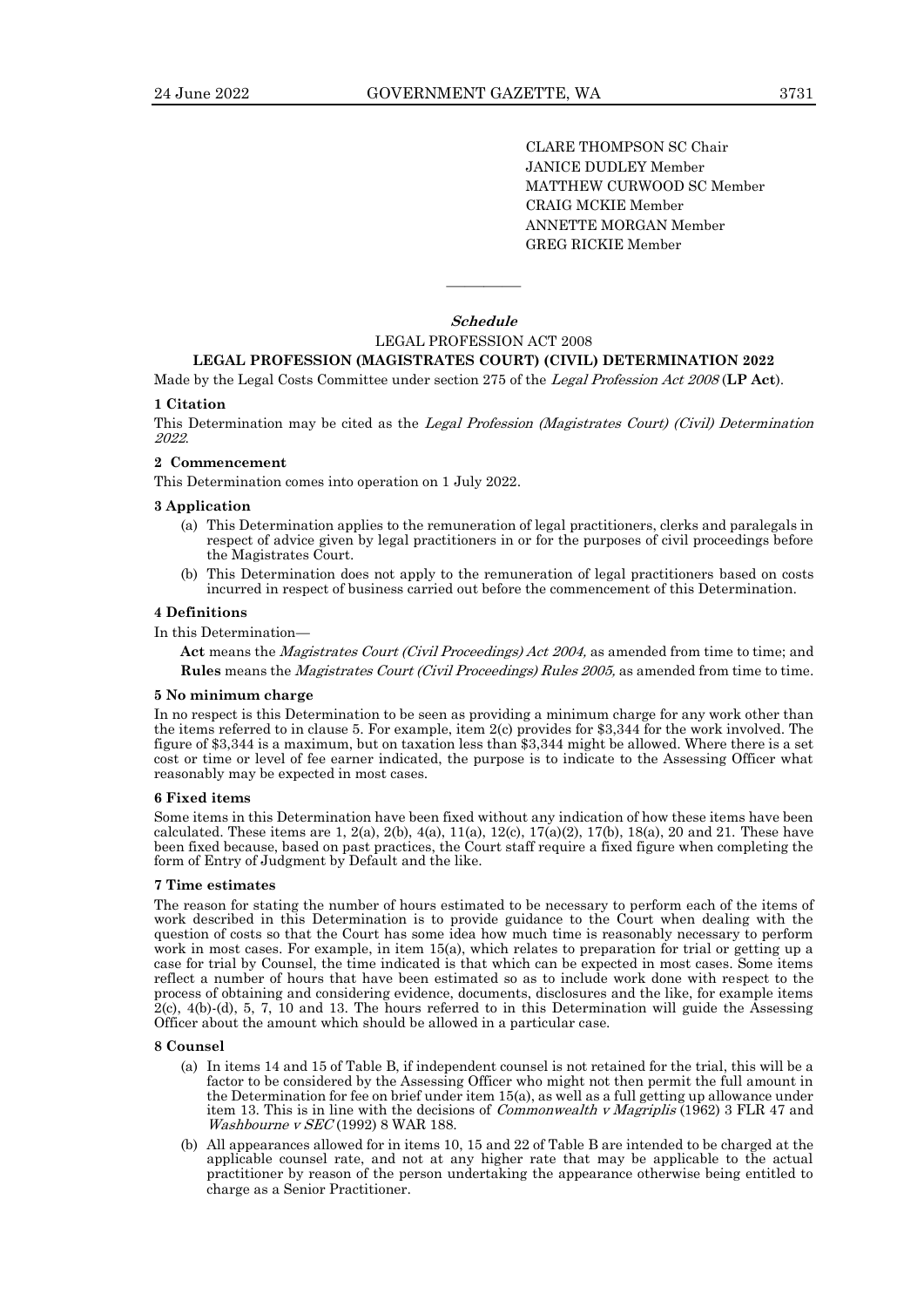CLARE THOMPSON SC Chair
JANICE DUDLEY Member
MATTHEW CURWOOD SC Member
CRAIG MCKIE Member
ANNETTE MORGAN Member
GREG RICKIE Member

———————

## *Schedule*

LEGAL PROFESSION ACT 2008

### LEGAL PROFESSION (MAGISTRATES COURT) (CIVIL) DETERMINATION 2022

Made by the Legal Costs Committee under section 275 of the *Legal Profession Act 2008* (**LP Act**).

#### 1 Citation

This Determination may be cited as the *Legal Profession (Magistrates Court) (Civil) Determination 2022*.

#### 2 Commencement

This Determination comes into operation on 1 July 2022.

#### 3 Application

- (a) This Determination applies to the remuneration of legal practitioners, clerks and paralegals in respect of advice given by legal practitioners in or for the purposes of civil proceedings before the Magistrates Court.
- (b) This Determination does not apply to the remuneration of legal practitioners based on costs incurred in respect of business carried out before the commencement of this Determination.

#### 4 Definitions

In this Determination—

**Act** means the *Magistrates Court (Civil Proceedings) Act 2004,* as amended from time to time; and

**Rules** means the *Magistrates Court (Civil Proceedings) Rules 2005,* as amended from time to time.

#### 5 No minimum charge

In no respect is this Determination to be seen as providing a minimum charge for any work other than the items referred to in clause 5. For example, item 2(c) provides for $3,344 for the work involved. The figure of $3,344 is a maximum, but on taxation less than $3,344 might be allowed. Where there is a set cost or time or level of fee earner indicated, the purpose is to indicate to the Assessing Officer what reasonably may be expected in most cases.

#### 6 Fixed items

Some items in this Determination have been fixed without any indication of how these items have been calculated. These items are 1, 2(a), 2(b), 4(a), 11(a), 12(c), 17(a)(2), 17(b), 18(a), 20 and 21. These have been fixed because, based on past practices, the Court staff require a fixed figure when completing the form of Entry of Judgment by Default and the like.

#### 7 Time estimates

The reason for stating the number of hours estimated to be necessary to perform each of the items of work described in this Determination is to provide guidance to the Court when dealing with the question of costs so that the Court has some idea how much time is reasonably necessary to perform work in most cases. For example, in item 15(a), which relates to preparation for trial or getting up a case for trial by Counsel, the time indicated is that which can be expected in most cases. Some items reflect a number of hours that have been estimated so as to include work done with respect to the process of obtaining and considering evidence, documents, disclosures and the like, for example items 2(c), 4(b)-(d), 5, 7, 10 and 13. The hours referred to in this Determination will guide the Assessing Officer about the amount which should be allowed in a particular case.

#### 8 Counsel

- (a) In items 14 and 15 of Table B, if independent counsel is not retained for the trial, this will be a factor to be considered by the Assessing Officer who might not then permit the full amount in the Determination for fee on brief under item 15(a), as well as a full getting up allowance under item 13. This is in line with the decisions of *Commonwealth v Magriplis* (1962) 3 FLR 47 and *Washbourne v SEC* (1992) 8 WAR 188.
- (b) All appearances allowed for in items 10, 15 and 22 of Table B are intended to be charged at the applicable counsel rate, and not at any higher rate that may be applicable to the actual practitioner by reason of the person undertaking the appearance otherwise being entitled to charge as a Senior Practitioner.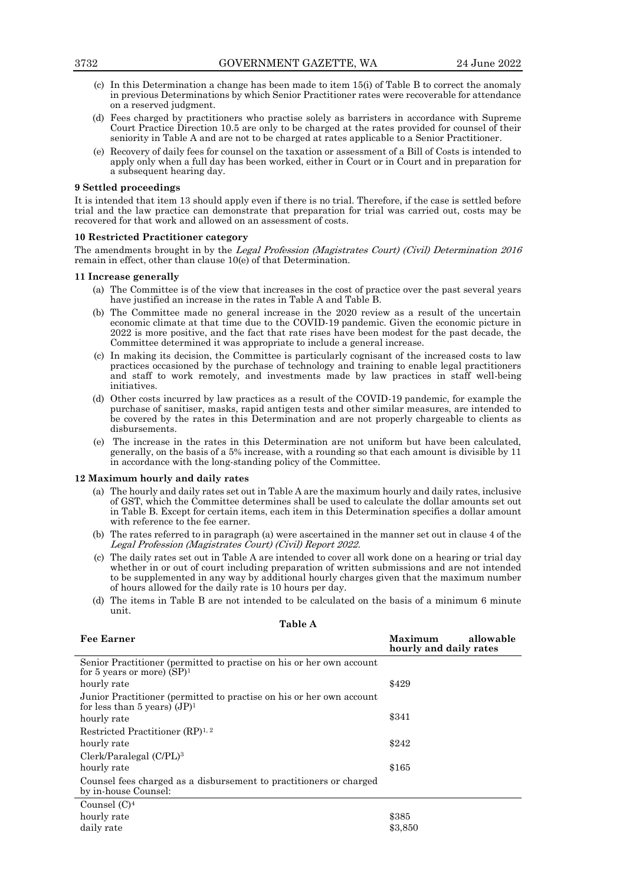(c) In this Determination a change has been made to item 15(i) of Table B to correct the anomaly in previous Determinations by which Senior Practitioner rates were recoverable for attendance on a reserved judgment.

(d) Fees charged by practitioners who practise solely as barristers in accordance with Supreme Court Practice Direction 10.5 are only to be charged at the rates provided for counsel of their seniority in Table A and are not to be charged at rates applicable to a Senior Practitioner.

(e) Recovery of daily fees for counsel on the taxation or assessment of a Bill of Costs is intended to apply only when a full day has been worked, either in Court or in Court and in preparation for a subsequent hearing day.

### 9 Settled proceedings

It is intended that item 13 should apply even if there is no trial. Therefore, if the case is settled before trial and the law practice can demonstrate that preparation for trial was carried out, costs may be recovered for that work and allowed on an assessment of costs.

### 10 Restricted Practitioner category

The amendments brought in by the *Legal Profession (Magistrates Court) (Civil) Determination 2016* remain in effect, other than clause 10(e) of that Determination.

### 11 Increase generally

(a) The Committee is of the view that increases in the cost of practice over the past several years have justified an increase in the rates in Table A and Table B.

(b) The Committee made no general increase in the 2020 review as a result of the uncertain economic climate at that time due to the COVID-19 pandemic. Given the economic picture in 2022 is more positive, and the fact that rate rises have been modest for the past decade, the Committee determined it was appropriate to include a general increase.

(c) In making its decision, the Committee is particularly cognisant of the increased costs to law practices occasioned by the purchase of technology and training to enable legal practitioners and staff to work remotely, and investments made by law practices in staff well-being initiatives.

(d) Other costs incurred by law practices as a result of the COVID-19 pandemic, for example the purchase of sanitiser, masks, rapid antigen tests and other similar measures, are intended to be covered by the rates in this Determination and are not properly chargeable to clients as disbursements.

(e) The increase in the rates in this Determination are not uniform but have been calculated, generally, on the basis of a 5% increase, with a rounding so that each amount is divisible by 11 in accordance with the long-standing policy of the Committee.

### 12 Maximum hourly and daily rates

(a) The hourly and daily rates set out in Table A are the maximum hourly and daily rates, inclusive of GST, which the Committee determines shall be used to calculate the dollar amounts set out in Table B. Except for certain items, each item in this Determination specifies a dollar amount with reference to the fee earner.

(b) The rates referred to in paragraph (a) were ascertained in the manner set out in clause 4 of the *Legal Profession (Magistrates Court) (Civil) Report 2022*.

(c) The daily rates set out in Table A are intended to cover all work done on a hearing or trial day whether in or out of court including preparation of written submissions and are not intended to be supplemented in any way by additional hourly charges given that the maximum number of hours allowed for the daily rate is 10 hours per day.

(d) The items in Table B are not intended to be calculated on the basis of a minimum 6 minute unit.

**Table A**

| Fee Earner | Maximum allowable hourly and daily rates |
|---|---|
| Senior Practitioner (permitted to practise on his or her own account for 5 years or more) (SP)[1] | |
| hourly rate | $429 |
| Junior Practitioner (permitted to practise on his or her own account for less than 5 years) (JP)[1] | |
| hourly rate | $341 |
| Restricted Practitioner (RP)[1, 2] | |
| hourly rate | $242 |
| Clerk/Paralegal (C/PL)[3] | |
| hourly rate | $165 |
| Counsel fees charged as a disbursement to practitioners or charged by in-house Counsel: | |
| Counsel (C)[4] | |
| hourly rate | $385 |
| daily rate | $3,850 |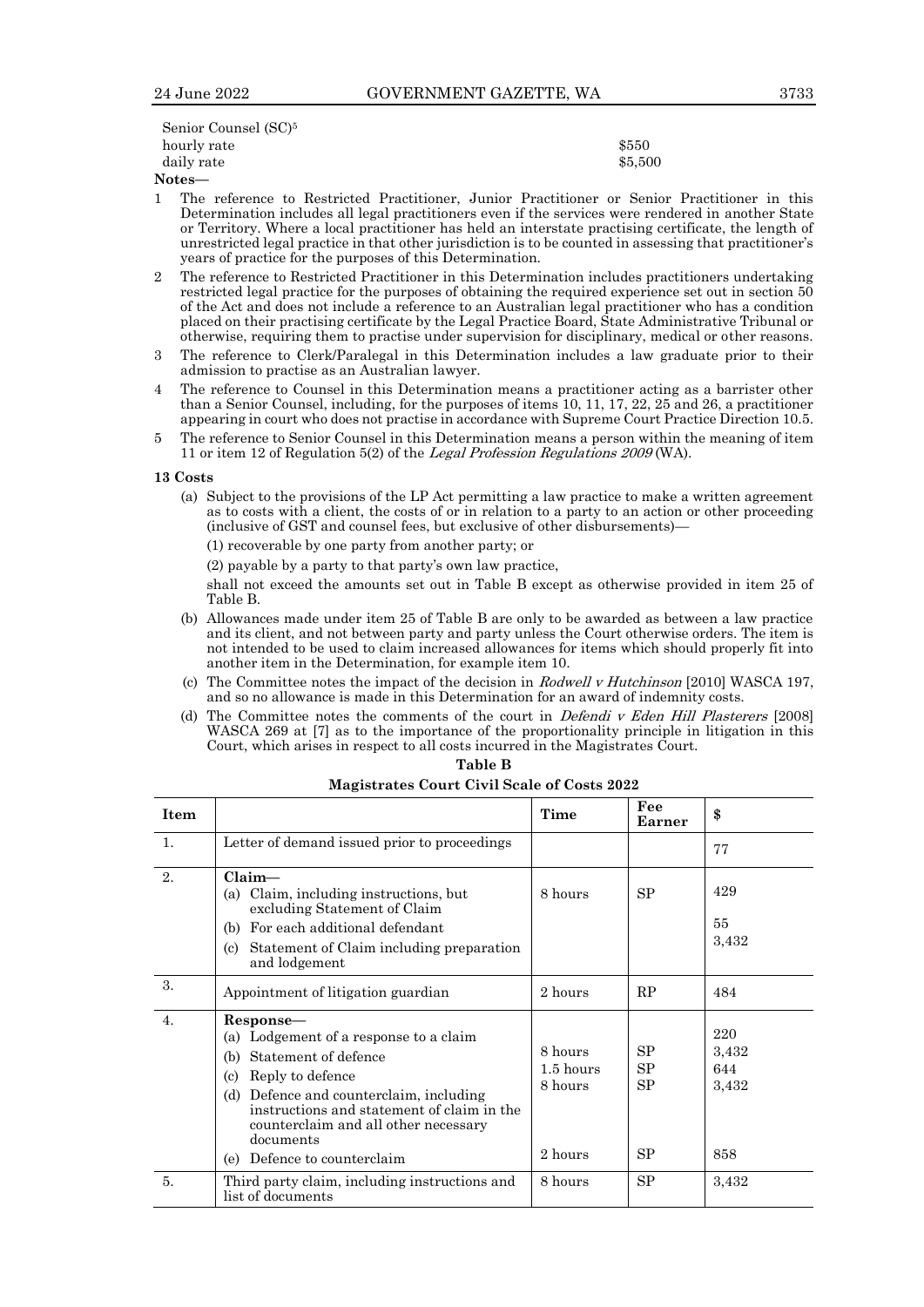Senior Counsel (SC)[5]

| | |
|---|---|
| hourly rate | $550 |
| daily rate | $5,500 |

**Notes—**

1. The reference to Restricted Practitioner, Junior Practitioner or Senior Practitioner in this Determination includes all legal practitioners even if the services were rendered in another State or Territory. Where a local practitioner has held an interstate practising certificate, the length of unrestricted legal practice in that other jurisdiction is to be counted in assessing that practitioner's years of practice for the purposes of this Determination.
2. The reference to Restricted Practitioner in this Determination includes practitioners undertaking restricted legal practice for the purposes of obtaining the required experience set out in section 50 of the Act and does not include a reference to an Australian legal practitioner who has a condition placed on their practising certificate by the Legal Practice Board, State Administrative Tribunal or otherwise, requiring them to practise under supervision for disciplinary, medical or other reasons.
3. The reference to Clerk/Paralegal in this Determination includes a law graduate prior to their admission to practise as an Australian lawyer.
4. The reference to Counsel in this Determination means a practitioner acting as a barrister other than a Senior Counsel, including, for the purposes of items 10, 11, 17, 22, 25 and 26, a practitioner appearing in court who does not practise in accordance with Supreme Court Practice Direction 10.5.
5. The reference to Senior Counsel in this Determination means a person within the meaning of item 11 or item 12 of Regulation 5(2) of the *Legal Profession Regulations 2009* (WA).

**13 Costs**

(a) Subject to the provisions of the LP Act permitting a law practice to make a written agreement as to costs with a client, the costs of or in relation to a party to an action or other proceeding (inclusive of GST and counsel fees, but exclusive of other disbursements)—

(1) recoverable by one party from another party; or

(2) payable by a party to that party's own law practice,

shall not exceed the amounts set out in Table B except as otherwise provided in item 25 of Table B.

(b) Allowances made under item 25 of Table B are only to be awarded as between a law practice and its client, and not between party and party unless the Court otherwise orders. The item is not intended to be used to claim increased allowances for items which should properly fit into another item in the Determination, for example item 10.

(c) The Committee notes the impact of the decision in *Rodwell v Hutchinson* [2010] WASCA 197, and so no allowance is made in this Determination for an award of indemnity costs.

(d) The Committee notes the comments of the court in *Defendi v Eden Hill Plasterers* [2008] WASCA 269 at [7] as to the importance of the proportionality principle in litigation in this Court, which arises in respect to all costs incurred in the Magistrates Court.

**Table B**

**Magistrates Court Civil Scale of Costs 2022**

| Item | | Time | Fee Earner | $ |
|---|---|---|---|---|
| 1. | Letter of demand issued prior to proceedings | | | 77 |
| 2. | **Claim—** | | | |
| | (a) Claim, including instructions, but excluding Statement of Claim | 8 hours | SP | 429 |
| | (b) For each additional defendant | | | 55 |
| | (c) Statement of Claim including preparation and lodgement | | | 3,432 |
| 3. | Appointment of litigation guardian | 2 hours | RP | 484 |
| 4. | **Response—** | | | |
| | (a) Lodgement of a response to a claim | | | 220 |
| | (b) Statement of defence | 8 hours | SP | 3,432 |
| | (c) Reply to defence | 1.5 hours | SP | 644 |
| | (d) Defence and counterclaim, including instructions and statement of claim in the counterclaim and all other necessary documents | 8 hours | SP | 3,432 |
| | (e) Defence to counterclaim | 2 hours | SP | 858 |
| 5. | Third party claim, including instructions and list of documents | 8 hours | SP | 3,432 |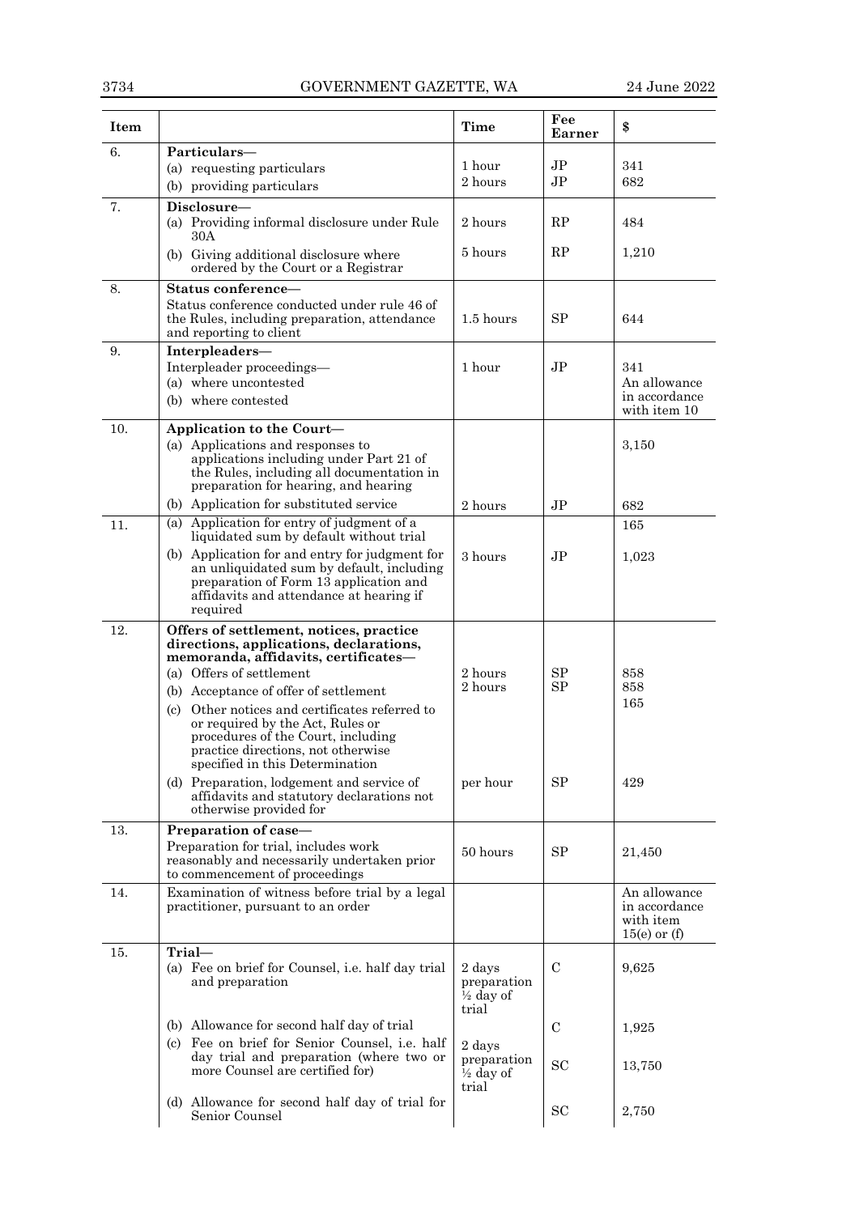| Item | | Time | Fee Earner | $ |
|---|---|---|---|---|
| 6. | **Particulars—** | | | |
| | (a) requesting particulars | 1 hour | JP | 341 |
| | (b) providing particulars | 2 hours | JP | 682 |
| 7. | **Disclosure—** | | | |
| | (a) Providing informal disclosure under Rule 30A | 2 hours | RP | 484 |
| | (b) Giving additional disclosure where ordered by the Court or a Registrar | 5 hours | RP | 1,210 |
| 8. | **Status conference—** | | | |
| | Status conference conducted under rule 46 of the Rules, including preparation, attendance and reporting to client | 1.5 hours | SP | 644 |
| 9. | **Interpleaders—** | | | |
| | Interpleader proceedings— | | | |
| | (a) where uncontested | 1 hour | JP | 341 |
| | (b) where contested | | | An allowance in accordance with item 10 |
| 10. | **Application to the Court—** | | | |
| | (a) Applications and responses to applications including under Part 21 of the Rules, including all documentation in preparation for hearing, and hearing | | | 3,150 |
| | (b) Application for substituted service | 2 hours | JP | 682 |
| 11. | (a) Application for entry of judgment of a liquidated sum by default without trial | | | 165 |
| | (b) Application for and entry for judgment for an unliquidated sum by default, including preparation of Form 13 application and affidavits and attendance at hearing if required | 3 hours | JP | 1,023 |
| 12. | **Offers of settlement, notices, practice directions, applications, declarations, memoranda, affidavits, certificates—** | | | |
| | (a) Offers of settlement | 2 hours | SP | 858 |
| | (b) Acceptance of offer of settlement | 2 hours | SP | 858 |
| | (c) Other notices and certificates referred to or required by the Act, Rules or procedures of the Court, including practice directions, not otherwise specified in this Determination | | | 165 |
| | (d) Preparation, lodgement and service of affidavits and statutory declarations not otherwise provided for | per hour | SP | 429 |
| 13. | **Preparation of case—** | | | |
| | Preparation for trial, includes work reasonably and necessarily undertaken prior to commencement of proceedings | 50 hours | SP | 21,450 |
| 14. | Examination of witness before trial by a legal practitioner, pursuant to an order | | | An allowance in accordance with item 15(e) or (f) |
| 15. | **Trial—** | | | |
| | (a) Fee on brief for Counsel, i.e. half day trial and preparation | 2 days preparation ½ day of trial | C | 9,625 |
| | (b) Allowance for second half day of trial | | C | 1,925 |
| | (c) Fee on brief for Senior Counsel, i.e. half day trial and preparation (where two or more Counsel are certified for) | 2 days preparation ½ day of trial | SC | 13,750 |
| | (d) Allowance for second half day of trial for Senior Counsel | | SC | 2,750 |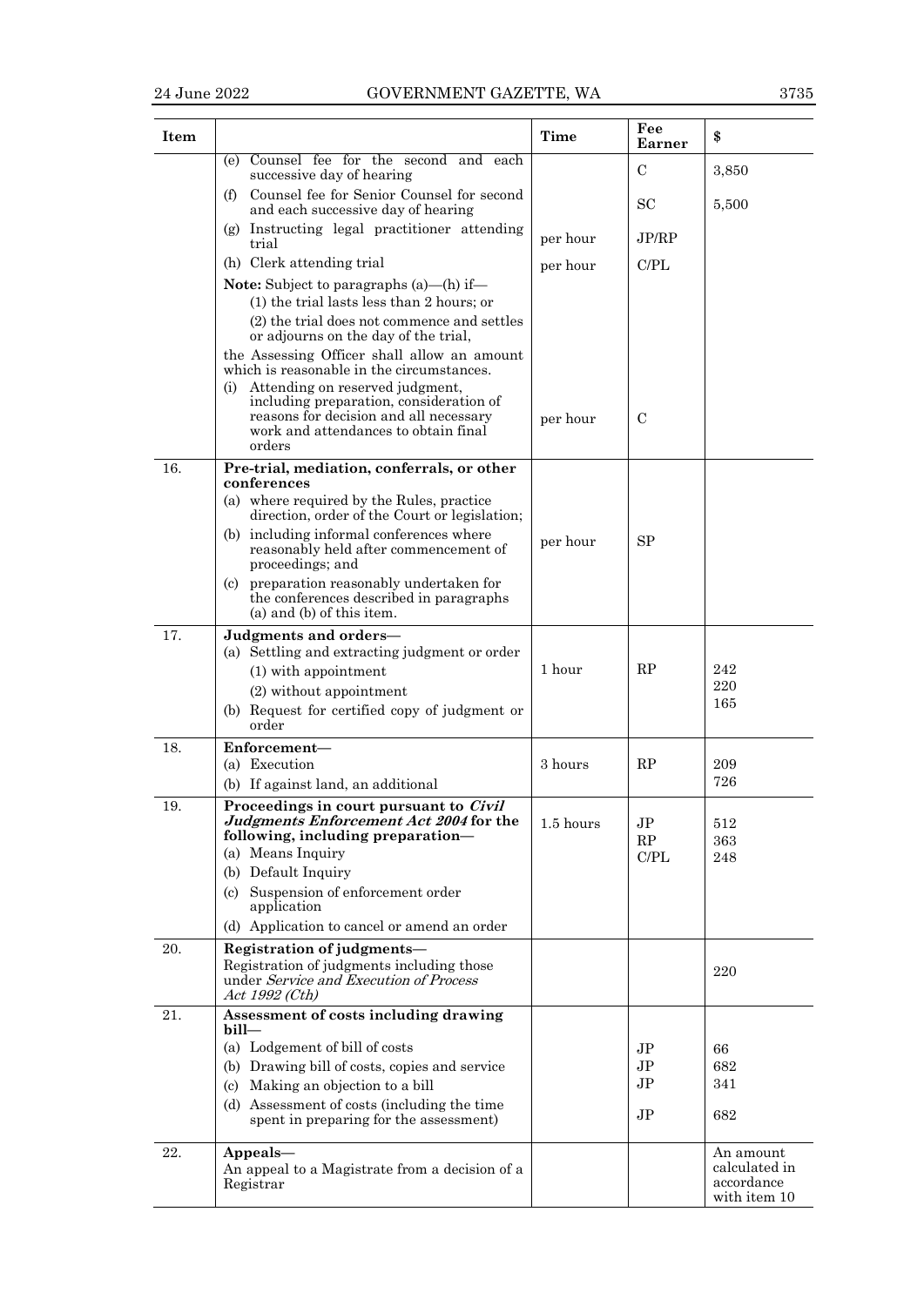| Item | | Time | Fee Earner | $ |
|---|---|---|---|---|
| | (e) Counsel fee for the second and each successive day of hearing | | C | 3,850 |
| | (f) Counsel fee for Senior Counsel for second and each successive day of hearing | | SC | 5,500 |
| | (g) Instructing legal practitioner attending trial | per hour | JP/RP | |
| | (h) Clerk attending trial | per hour | C/PL | |
| | **Note:** Subject to paragraphs (a)—(h) if—<br>(1) the trial lasts less than 2 hours; or<br>(2) the trial does not commence and settles or adjourns on the day of the trial,<br>the Assessing Officer shall allow an amount which is reasonable in the circumstances. | | | |
| | (i) Attending on reserved judgment, including preparation, consideration of reasons for decision and all necessary work and attendances to obtain final orders | per hour | C | |
| 16. | **Pre-trial, mediation, conferrals, or other conferences**<br>(a) where required by the Rules, practice direction, order of the Court or legislation;<br>(b) including informal conferences where reasonably held after commencement of proceedings; and<br>(c) preparation reasonably undertaken for the conferences described in paragraphs (a) and (b) of this item. | per hour | SP | |
| 17. | **Judgments and orders—**<br>(a) Settling and extracting judgment or order<br>(1) with appointment<br>(2) without appointment<br>(b) Request for certified copy of judgment or order | 1 hour | RP | 242<br>220<br>165 |
| 18. | **Enforcement—**<br>(a) Execution<br>(b) If against land, an additional | 3 hours | RP | 209<br>726 |
| 19. | **Proceedings in court pursuant to *Civil Judgments Enforcement Act 2004* for the following, including preparation—**<br>(a) Means Inquiry<br>(b) Default Inquiry<br>(c) Suspension of enforcement order application<br>(d) Application to cancel or amend an order | 1.5 hours | JP<br>RP<br>C/PL | 512<br>363<br>248 |
| 20. | **Registration of judgments—**<br>Registration of judgments including those under *Service and Execution of Process Act 1992 (Cth)* | | | 220 |
| 21. | **Assessment of costs including drawing bill—**<br>(a) Lodgement of bill of costs<br>(b) Drawing bill of costs, copies and service<br>(c) Making an objection to a bill<br>(d) Assessment of costs (including the time spent in preparing for the assessment) | | JP<br>JP<br>JP<br>JP | 66<br>682<br>341<br>682 |
| 22. | **Appeals—**<br>An appeal to a Magistrate from a decision of a Registrar | | | An amount calculated in accordance with item 10 |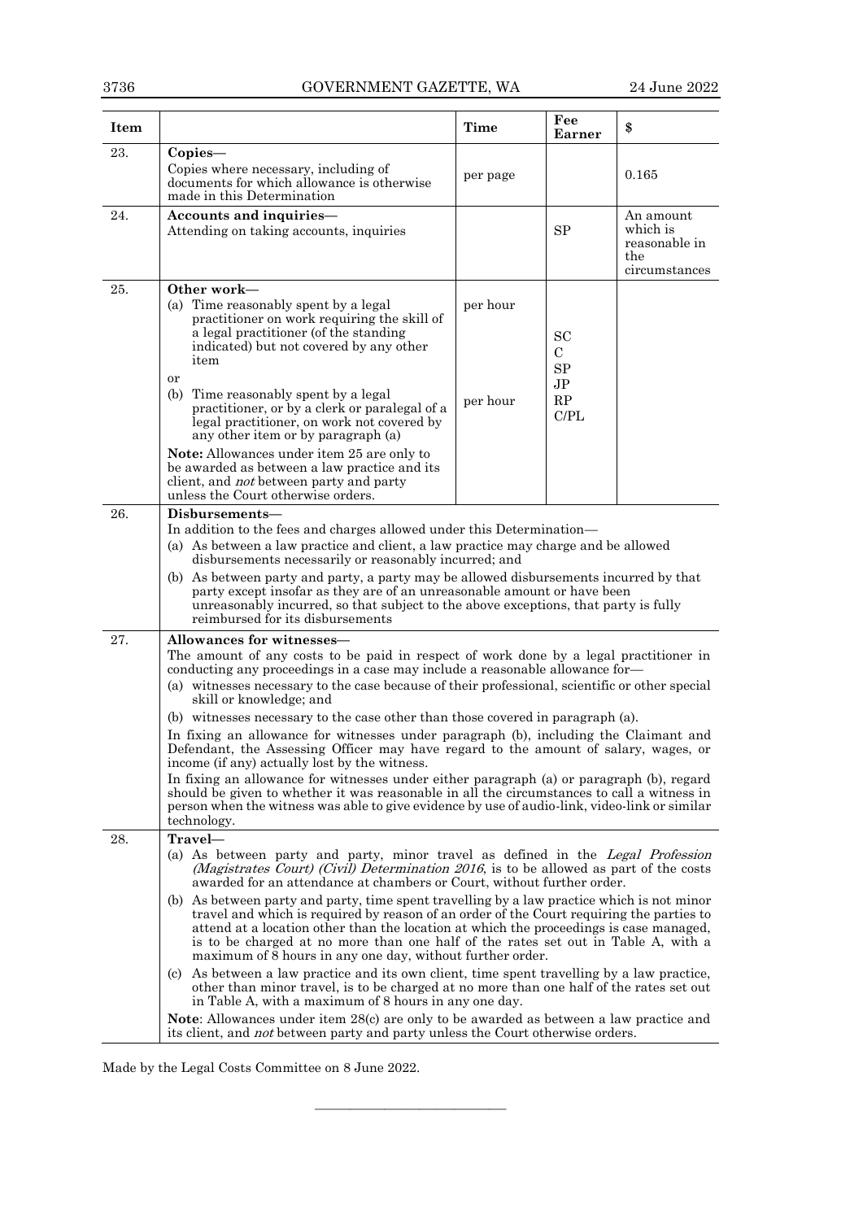| Item | | Time | Fee Earner | $ |
|---|---|---|---|---|
| 23. | **Copies—** Copies where necessary, including of documents for which allowance is otherwise made in this Determination | per page | | 0.165 |
| 24. | **Accounts and inquiries—** Attending on taking accounts, inquiries | | SP | An amount which is reasonable in the circumstances |
| 25. | **Other work—** (a) Time reasonably spent by a legal practitioner on work requiring the skill of a legal practitioner (of the standing indicated) but not covered by any other item | per hour | SC C SP JP RP C/PL | |
| | or (b) Time reasonably spent by a legal practitioner, or by a clerk or paralegal of a legal practitioner, on work not covered by any other item or by paragraph (a) | per hour | | |
| | **Note:** Allowances under item 25 are only to be awarded as between a law practice and its client, and *not* between party and party unless the Court otherwise orders. | | | |
| 26. | **Disbursements—** In addition to the fees and charges allowed under this Determination— (a) As between a law practice and client, a law practice may charge and be allowed disbursements necessarily or reasonably incurred; and (b) As between party and party, a party may be allowed disbursements incurred by that party except insofar as they are of an unreasonable amount or have been unreasonably incurred, so that subject to the above exceptions, that party is fully reimbursed for its disbursements | | | |
| 27. | **Allowances for witnesses—** The amount of any costs to be paid in respect of work done by a legal practitioner in conducting any proceedings in a case may include a reasonable allowance for— (a) witnesses necessary to the case because of their professional, scientific or other special skill or knowledge; and (b) witnesses necessary to the case other than those covered in paragraph (a). In fixing an allowance for witnesses under paragraph (b), including the Claimant and Defendant, the Assessing Officer may have regard to the amount of salary, wages, or income (if any) actually lost by the witness. In fixing an allowance for witnesses under either paragraph (a) or paragraph (b), regard should be given to whether it was reasonable in all the circumstances to call a witness in person when the witness was able to give evidence by use of audio-link, video-link or similar technology. | | | |
| 28. | **Travel—** (a) As between party and party, minor travel as defined in the *Legal Profession (Magistrates Court) (Civil) Determination 2016*, is to be allowed as part of the costs awarded for an attendance at chambers or Court, without further order. (b) As between party and party, time spent travelling by a law practice which is not minor travel and which is required by reason of an order of the Court requiring the parties to attend at a location other than the location at which the proceedings is case managed, is to be charged at no more than one half of the rates set out in Table A, with a maximum of 8 hours in any one day, without further order. (c) As between a law practice and its own client, time spent travelling by a law practice, other than minor travel, is to be charged at no more than one half of the rates set out in Table A, with a maximum of 8 hours in any one day. **Note**: Allowances under item 28(c) are only to be awarded as between a law practice and its client, and *not* between party and party unless the Court otherwise orders. | | | |

Made by the Legal Costs Committee on 8 June 2022.

———————————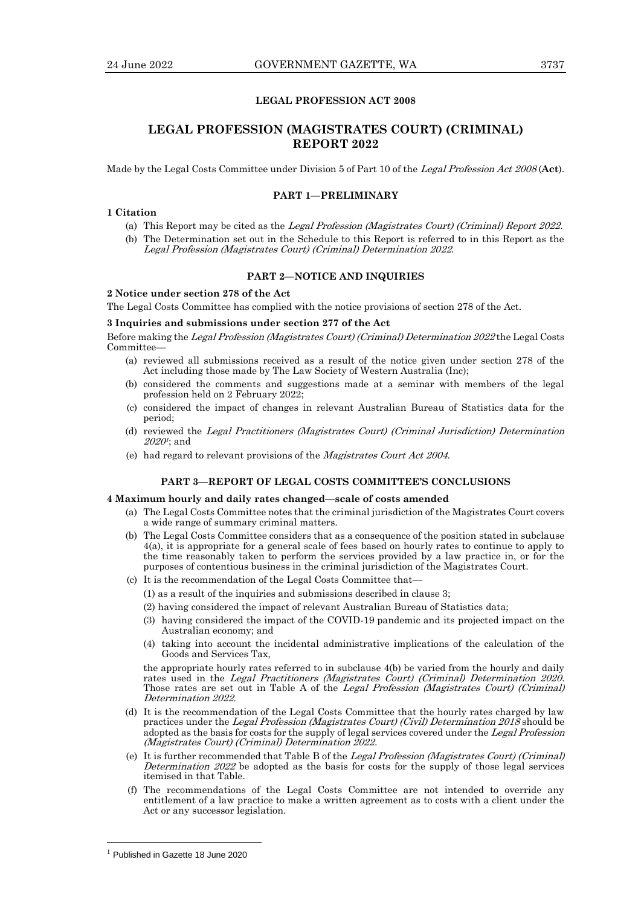**LEGAL PROFESSION ACT 2008**

# LEGAL PROFESSION (MAGISTRATES COURT) (CRIMINAL) REPORT 2022

Made by the Legal Costs Committee under Division 5 of Part 10 of the *Legal Profession Act 2008* (**Act**).

## PART 1—PRELIMINARY

### 1 Citation

(a) This Report may be cited as the *Legal Profession (Magistrates Court) (Criminal) Report 2022*.

(b) The Determination set out in the Schedule to this Report is referred to in this Report as the *Legal Profession (Magistrates Court) (Criminal) Determination 2022*.

## PART 2—NOTICE AND INQUIRIES

### 2 Notice under section 278 of the Act

The Legal Costs Committee has complied with the notice provisions of section 278 of the Act.

### 3 Inquiries and submissions under section 277 of the Act

Before making the *Legal Profession (Magistrates Court) (Criminal) Determination 2022* the Legal Costs Committee—

(a) reviewed all submissions received as a result of the notice given under section 278 of the Act including those made by The Law Society of Western Australia (Inc);

(b) considered the comments and suggestions made at a seminar with members of the legal profession held on 2 February 2022;

(c) considered the impact of changes in relevant Australian Bureau of Statistics data for the period;

(d) reviewed the *Legal Practitioners (Magistrates Court) (Criminal Jurisdiction) Determination 2020*[1]; and

(e) had regard to relevant provisions of the *Magistrates Court Act 2004*.

## PART 3—REPORT OF LEGAL COSTS COMMITTEE'S CONCLUSIONS

### 4 Maximum hourly and daily rates changed—scale of costs amended

(a) The Legal Costs Committee notes that the criminal jurisdiction of the Magistrates Court covers a wide range of summary criminal matters.

(b) The Legal Costs Committee considers that as a consequence of the position stated in subclause 4(a), it is appropriate for a general scale of fees based on hourly rates to continue to apply to the time reasonably taken to perform the services provided by a law practice in, or for the purposes of contentious business in the criminal jurisdiction of the Magistrates Court.

(c) It is the recommendation of the Legal Costs Committee that—

(1) as a result of the inquiries and submissions described in clause 3;

(2) having considered the impact of relevant Australian Bureau of Statistics data;

(3) having considered the impact of the COVID-19 pandemic and its projected impact on the Australian economy; and

(4) taking into account the incidental administrative implications of the calculation of the Goods and Services Tax,

the appropriate hourly rates referred to in subclause 4(b) be varied from the hourly and daily rates used in the *Legal Practitioners (Magistrates Court) (Criminal) Determination 2020*. Those rates are set out in Table A of the *Legal Profession (Magistrates Court) (Criminal) Determination 2022*.

(d) It is the recommendation of the Legal Costs Committee that the hourly rates charged by law practices under the *Legal Profession (Magistrates Court) (Civil) Determination 2018* should be adopted as the basis for costs for the supply of legal services covered under the *Legal Profession (Magistrates Court) (Criminal) Determination 2022*.

(e) It is further recommended that Table B of the *Legal Profession (Magistrates Court) (Criminal) Determination 2022* be adopted as the basis for costs for the supply of those legal services itemised in that Table.

(f) The recommendations of the Legal Costs Committee are not intended to override any entitlement of a law practice to make a written agreement as to costs with a client under the Act or any successor legislation.

---

[1] Published in Gazette 18 June 2020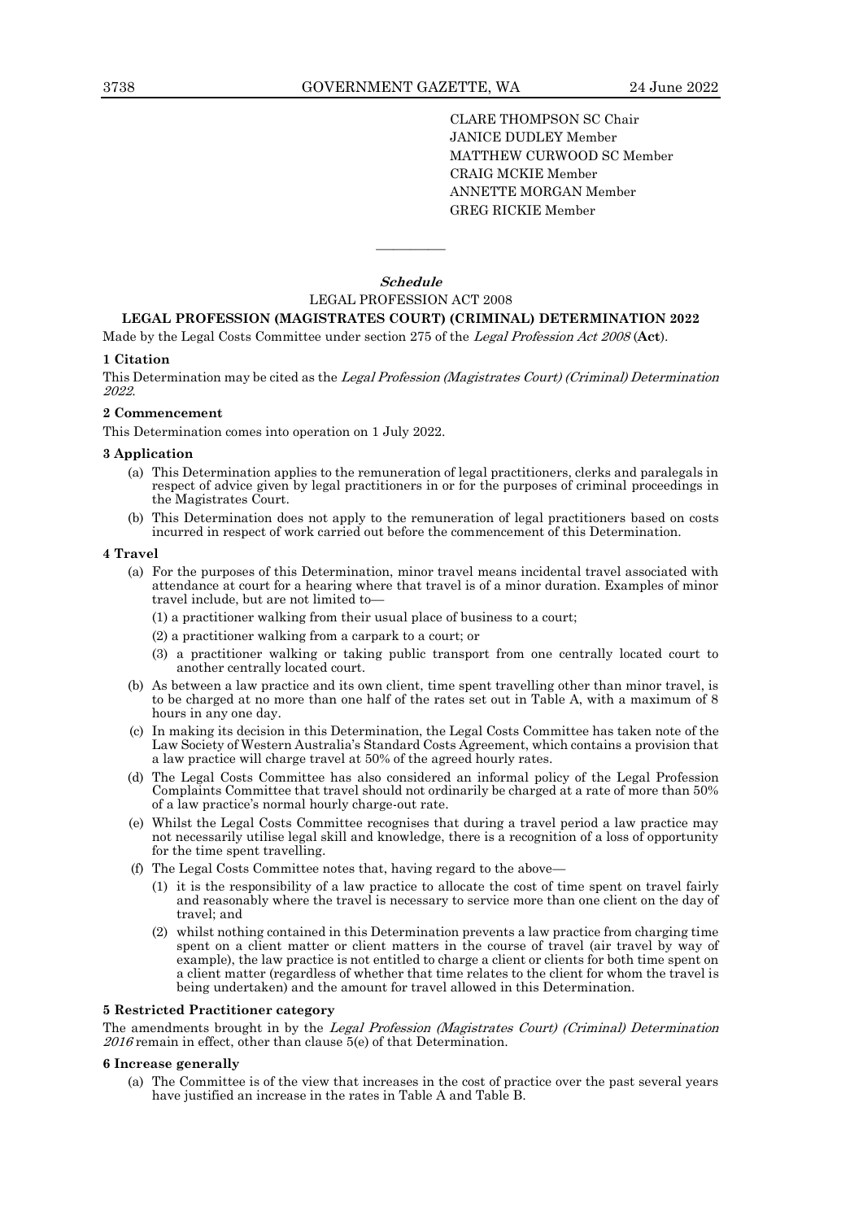CLARE THOMPSON SC Chair
JANICE DUDLEY Member
MATTHEW CURWOOD SC Member
CRAIG MCKIE Member
ANNETTE MORGAN Member
GREG RICKIE Member

———————

***Schedule***

LEGAL PROFESSION ACT 2008

**LEGAL PROFESSION (MAGISTRATES COURT) (CRIMINAL) DETERMINATION 2022**

Made by the Legal Costs Committee under section 275 of the *Legal Profession Act 2008* (**Act**).

**1 Citation**

This Determination may be cited as the *Legal Profession (Magistrates Court) (Criminal) Determination 2022*.

**2 Commencement**

This Determination comes into operation on 1 July 2022.

**3 Application**

(a) This Determination applies to the remuneration of legal practitioners, clerks and paralegals in respect of advice given by legal practitioners in or for the purposes of criminal proceedings in the Magistrates Court.

(b) This Determination does not apply to the remuneration of legal practitioners based on costs incurred in respect of work carried out before the commencement of this Determination.

**4 Travel**

(a) For the purposes of this Determination, minor travel means incidental travel associated with attendance at court for a hearing where that travel is of a minor duration. Examples of minor travel include, but are not limited to—

(1) a practitioner walking from their usual place of business to a court;

(2) a practitioner walking from a carpark to a court; or

(3) a practitioner walking or taking public transport from one centrally located court to another centrally located court.

(b) As between a law practice and its own client, time spent travelling other than minor travel, is to be charged at no more than one half of the rates set out in Table A, with a maximum of 8 hours in any one day.

(c) In making its decision in this Determination, the Legal Costs Committee has taken note of the Law Society of Western Australia's Standard Costs Agreement, which contains a provision that a law practice will charge travel at 50% of the agreed hourly rates.

(d) The Legal Costs Committee has also considered an informal policy of the Legal Profession Complaints Committee that travel should not ordinarily be charged at a rate of more than 50% of a law practice's normal hourly charge-out rate.

(e) Whilst the Legal Costs Committee recognises that during a travel period a law practice may not necessarily utilise legal skill and knowledge, there is a recognition of a loss of opportunity for the time spent travelling.

(f) The Legal Costs Committee notes that, having regard to the above—

(1) it is the responsibility of a law practice to allocate the cost of time spent on travel fairly and reasonably where the travel is necessary to service more than one client on the day of travel; and

(2) whilst nothing contained in this Determination prevents a law practice from charging time spent on a client matter or client matters in the course of travel (air travel by way of example), the law practice is not entitled to charge a client or clients for both time spent on a client matter (regardless of whether that time relates to the client for whom the travel is being undertaken) and the amount for travel allowed in this Determination.

**5 Restricted Practitioner category**

The amendments brought in by the *Legal Profession (Magistrates Court) (Criminal) Determination 2016* remain in effect, other than clause 5(e) of that Determination.

**6 Increase generally**

(a) The Committee is of the view that increases in the cost of practice over the past several years have justified an increase in the rates in Table A and Table B.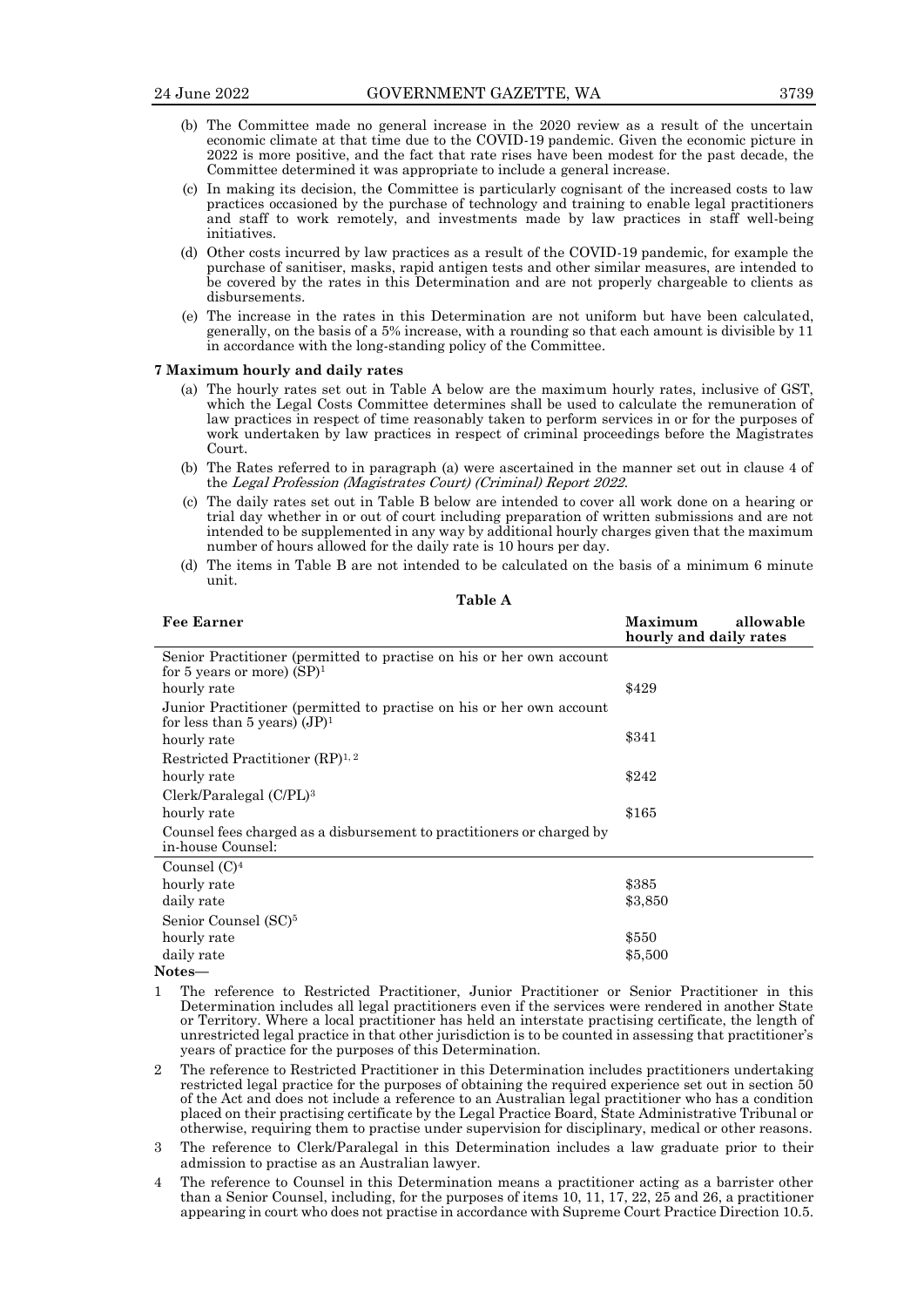(b) The Committee made no general increase in the 2020 review as a result of the uncertain economic climate at that time due to the COVID-19 pandemic. Given the economic picture in 2022 is more positive, and the fact that rate rises have been modest for the past decade, the Committee determined it was appropriate to include a general increase.

(c) In making its decision, the Committee is particularly cognisant of the increased costs to law practices occasioned by the purchase of technology and training to enable legal practitioners and staff to work remotely, and investments made by law practices in staff well-being initiatives.

(d) Other costs incurred by law practices as a result of the COVID-19 pandemic, for example the purchase of sanitiser, masks, rapid antigen tests and other similar measures, are intended to be covered by the rates in this Determination and are not properly chargeable to clients as disbursements.

(e) The increase in the rates in this Determination are not uniform but have been calculated, generally, on the basis of a 5% increase, with a rounding so that each amount is divisible by 11 in accordance with the long-standing policy of the Committee.

**7 Maximum hourly and daily rates**

(a) The hourly rates set out in Table A below are the maximum hourly rates, inclusive of GST, which the Legal Costs Committee determines shall be used to calculate the remuneration of law practices in respect of time reasonably taken to perform services in or for the purposes of work undertaken by law practices in respect of criminal proceedings before the Magistrates Court.

(b) The Rates referred to in paragraph (a) were ascertained in the manner set out in clause 4 of the *Legal Profession (Magistrates Court) (Criminal) Report 2022*.

(c) The daily rates set out in Table B below are intended to cover all work done on a hearing or trial day whether in or out of court including preparation of written submissions and are not intended to be supplemented in any way by additional hourly charges given that the maximum number of hours allowed for the daily rate is 10 hours per day.

(d) The items in Table B are not intended to be calculated on the basis of a minimum 6 minute unit.

**Table A**

| Fee Earner | Maximum allowable hourly and daily rates |
|---|---|
| Senior Practitioner (permitted to practise on his or her own account for 5 years or more) (SP)[1] | |
| hourly rate | $429 |
| Junior Practitioner (permitted to practise on his or her own account for less than 5 years) (JP)[1] | |
| hourly rate | $341 |
| Restricted Practitioner (RP)[1, 2] | |
| hourly rate | $242 |
| Clerk/Paralegal (C/PL)[3] | |
| hourly rate | $165 |
| Counsel fees charged as a disbursement to practitioners or charged by in-house Counsel: | |
| Counsel (C)[4] | |
| hourly rate | $385 |
| daily rate | $3,850 |
| Senior Counsel (SC)[5] | |
| hourly rate | $550 |
| daily rate | $5,500 |

**Notes—**

1 The reference to Restricted Practitioner, Junior Practitioner or Senior Practitioner in this Determination includes all legal practitioners even if the services were rendered in another State or Territory. Where a local practitioner has held an interstate practising certificate, the length of unrestricted legal practice in that other jurisdiction is to be counted in assessing that practitioner's years of practice for the purposes of this Determination.

2 The reference to Restricted Practitioner in this Determination includes practitioners undertaking restricted legal practice for the purposes of obtaining the required experience set out in section 50 of the Act and does not include a reference to an Australian legal practitioner who has a condition placed on their practising certificate by the Legal Practice Board, State Administrative Tribunal or otherwise, requiring them to practise under supervision for disciplinary, medical or other reasons.

3 The reference to Clerk/Paralegal in this Determination includes a law graduate prior to their admission to practise as an Australian lawyer.

4 The reference to Counsel in this Determination means a practitioner acting as a barrister other than a Senior Counsel, including, for the purposes of items 10, 11, 17, 22, 25 and 26, a practitioner appearing in court who does not practise in accordance with Supreme Court Practice Direction 10.5.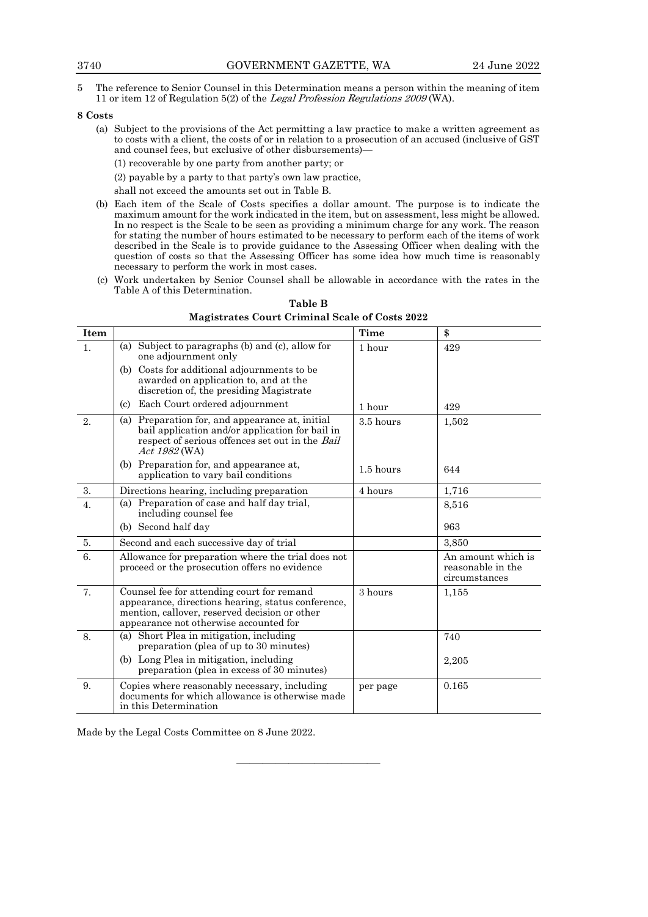5 The reference to Senior Counsel in this Determination means a person within the meaning of item 11 or item 12 of Regulation 5(2) of the *Legal Profession Regulations 2009* (WA).

**8 Costs**

(a) Subject to the provisions of the Act permitting a law practice to make a written agreement as to costs with a client, the costs of or in relation to a prosecution of an accused (inclusive of GST and counsel fees, but exclusive of other disbursements)—

(1) recoverable by one party from another party; or

(2) payable by a party to that party's own law practice,

shall not exceed the amounts set out in Table B.

(b) Each item of the Scale of Costs specifies a dollar amount. The purpose is to indicate the maximum amount for the work indicated in the item, but on assessment, less might be allowed. In no respect is the Scale to be seen as providing a minimum charge for any work. The reason for stating the number of hours estimated to be necessary to perform each of the items of work described in the Scale is to provide guidance to the Assessing Officer when dealing with the question of costs so that the Assessing Officer has some idea how much time is reasonably necessary to perform the work in most cases.

(c) Work undertaken by Senior Counsel shall be allowable in accordance with the rates in the Table A of this Determination.

**Table B**

**Magistrates Court Criminal Scale of Costs 2022**

| Item | | Time | $ |
|---|---|---|---|
| 1. | (a) Subject to paragraphs (b) and (c), allow for one adjournment only | 1 hour | 429 |
| | (b) Costs for additional adjournments to be awarded on application to, and at the discretion of, the presiding Magistrate | | |
| | (c) Each Court ordered adjournment | 1 hour | 429 |
| 2. | (a) Preparation for, and appearance at, initial bail application and/or application for bail in respect of serious offences set out in the *Bail Act 1982* (WA) | 3.5 hours | 1,502 |
| | (b) Preparation for, and appearance at, application to vary bail conditions | 1.5 hours | 644 |
| 3. | Directions hearing, including preparation | 4 hours | 1,716 |
| 4. | (a) Preparation of case and half day trial, including counsel fee | | 8,516 |
| | (b) Second half day | | 963 |
| 5. | Second and each successive day of trial | | 3,850 |
| 6. | Allowance for preparation where the trial does not proceed or the prosecution offers no evidence | | An amount which is reasonable in the circumstances |
| 7. | Counsel fee for attending court for remand appearance, directions hearing, status conference, mention, callover, reserved decision or other appearance not otherwise accounted for | 3 hours | 1,155 |
| 8. | (a) Short Plea in mitigation, including preparation (plea of up to 30 minutes) | | 740 |
| | (b) Long Plea in mitigation, including preparation (plea in excess of 30 minutes) | | 2,205 |
| 9. | Copies where reasonably necessary, including documents for which allowance is otherwise made in this Determination | per page | 0.165 |

Made by the Legal Costs Committee on 8 June 2022.

---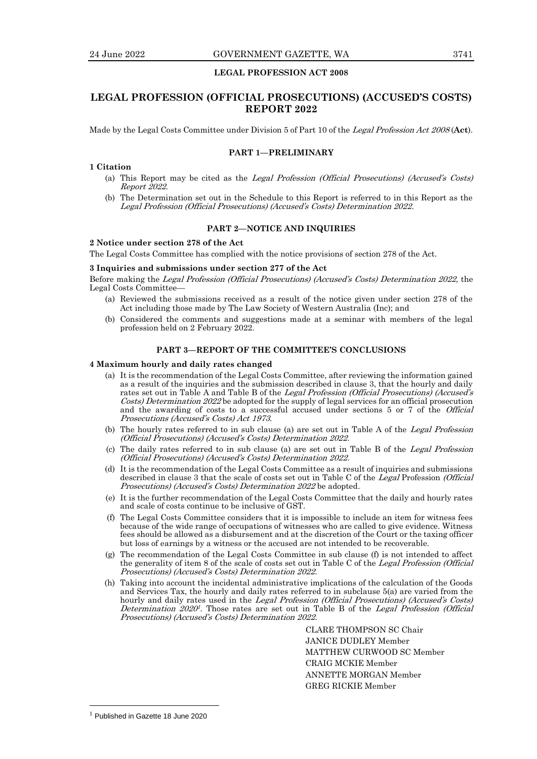**LEGAL PROFESSION ACT 2008**

# LEGAL PROFESSION (OFFICIAL PROSECUTIONS) (ACCUSED'S COSTS) REPORT 2022

Made by the Legal Costs Committee under Division 5 of Part 10 of the *Legal Profession Act 2008* (**Act**).

## PART 1—PRELIMINARY

**1 Citation**

(a) This Report may be cited as the *Legal Profession (Official Prosecutions) (Accused's Costs) Report 2022*.

(b) The Determination set out in the Schedule to this Report is referred to in this Report as the *Legal Profession (Official Prosecutions) (Accused's Costs) Determination 2022*.

## PART 2—NOTICE AND INQUIRIES

**2 Notice under section 278 of the Act**

The Legal Costs Committee has complied with the notice provisions of section 278 of the Act.

**3 Inquiries and submissions under section 277 of the Act**

Before making the *Legal Profession (Official Prosecutions) (Accused's Costs) Determination 2022,* the Legal Costs Committee—

(a) Reviewed the submissions received as a result of the notice given under section 278 of the Act including those made by The Law Society of Western Australia (Inc); and

(b) Considered the comments and suggestions made at a seminar with members of the legal profession held on 2 February 2022.

## PART 3—REPORT OF THE COMMITTEE'S CONCLUSIONS

**4 Maximum hourly and daily rates changed**

(a) It is the recommendation of the Legal Costs Committee, after reviewing the information gained as a result of the inquiries and the submission described in clause 3, that the hourly and daily rates set out in Table A and Table B of the *Legal Profession (Official Prosecutions) (Accused's Costs) Determination 2022* be adopted for the supply of legal services for an official prosecution and the awarding of costs to a successful accused under sections 5 or 7 of the *Official Prosecutions (Accused's Costs) Act 1973*.

(b) The hourly rates referred to in sub clause (a) are set out in Table A of the *Legal Profession (Official Prosecutions) (Accused's Costs) Determination 2022.*

(c) The daily rates referred to in sub clause (a) are set out in Table B of the *Legal Profession (Official Prosecutions) (Accused's Costs) Determination 2022.*

(d) It is the recommendation of the Legal Costs Committee as a result of inquiries and submissions described in clause 3 that the scale of costs set out in Table C of the *Legal* Profession *(Official Prosecutions) (Accused's Costs) Determination 2022* be adopted.

(e) It is the further recommendation of the Legal Costs Committee that the daily and hourly rates and scale of costs continue to be inclusive of GST.

(f) The Legal Costs Committee considers that it is impossible to include an item for witness fees because of the wide range of occupations of witnesses who are called to give evidence. Witness fees should be allowed as a disbursement and at the discretion of the Court or the taxing officer but loss of earnings by a witness or the accused are not intended to be recoverable.

(g) The recommendation of the Legal Costs Committee in sub clause (f) is not intended to affect the generality of item 8 of the scale of costs set out in Table C of the *Legal Profession (Official Prosecutions) (Accused's Costs) Determination 2022.*

(h) Taking into account the incidental administrative implications of the calculation of the Goods and Services Tax, the hourly and daily rates referred to in subclause 5(a) are varied from the hourly and daily rates used in the *Legal Profession (Official Prosecutions) (Accused's Costs) Determination 2020*[1]. Those rates are set out in Table B of the *Legal Profession (Official Prosecutions) (Accused's Costs) Determination 2022.*

CLARE THOMPSON SC Chair
JANICE DUDLEY Member
MATTHEW CURWOOD SC Member
CRAIG MCKIE Member
ANNETTE MORGAN Member
GREG RICKIE Member

---

[1] Published in Gazette 18 June 2020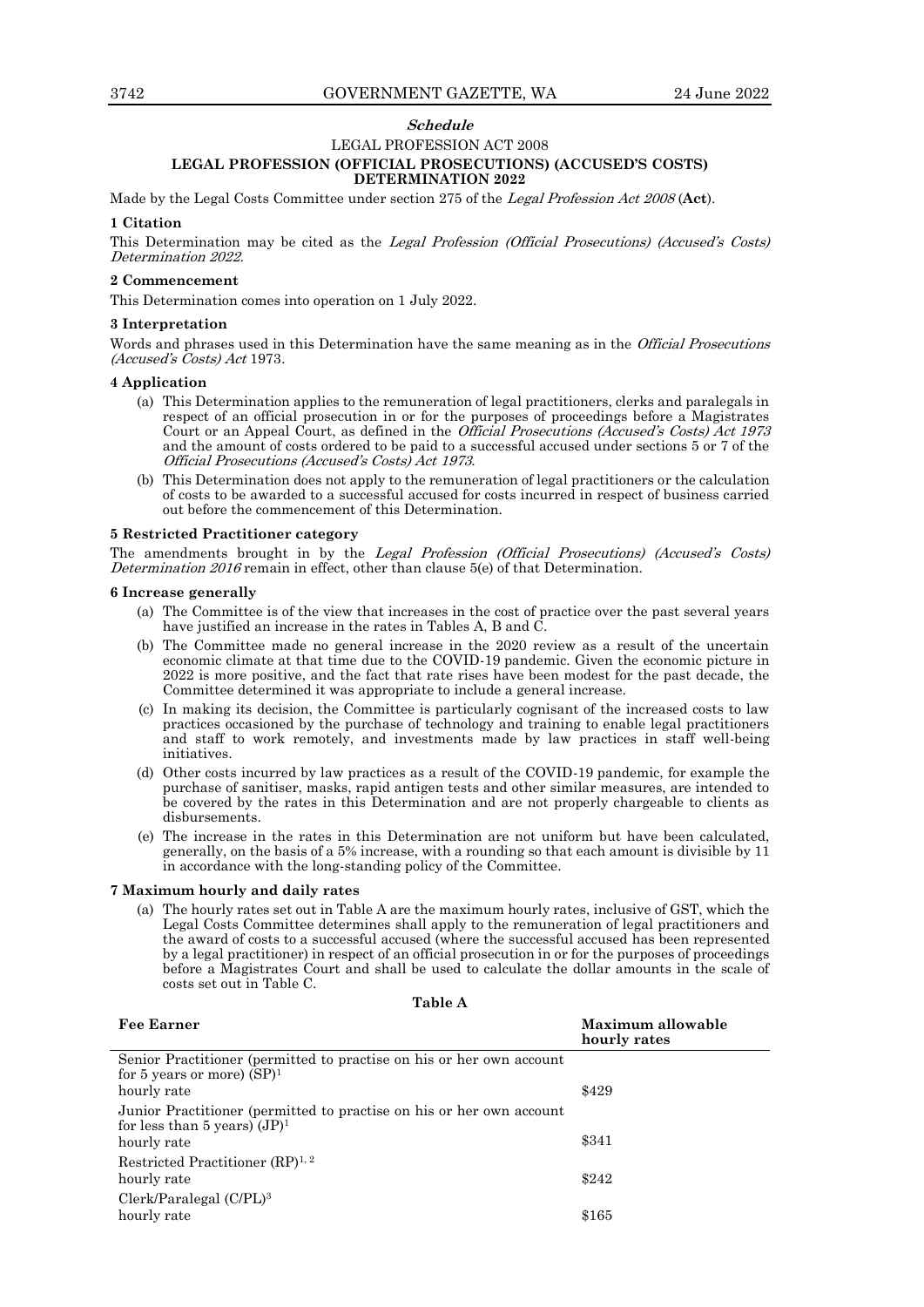***Schedule***

LEGAL PROFESSION ACT 2008

**LEGAL PROFESSION (OFFICIAL PROSECUTIONS) (ACCUSED'S COSTS) DETERMINATION 2022**

Made by the Legal Costs Committee under section 275 of the *Legal Profession Act 2008* (**Act**).

**1 Citation**

This Determination may be cited as the *Legal Profession (Official Prosecutions) (Accused's Costs) Determination 2022.*

**2 Commencement**

This Determination comes into operation on 1 July 2022.

**3 Interpretation**

Words and phrases used in this Determination have the same meaning as in the *Official Prosecutions (Accused's Costs) Act* 1973.

**4 Application**

(a) This Determination applies to the remuneration of legal practitioners, clerks and paralegals in respect of an official prosecution in or for the purposes of proceedings before a Magistrates Court or an Appeal Court, as defined in the *Official Prosecutions (Accused's Costs) Act 1973* and the amount of costs ordered to be paid to a successful accused under sections 5 or 7 of the *Official Prosecutions (Accused's Costs) Act 1973.*

(b) This Determination does not apply to the remuneration of legal practitioners or the calculation of costs to be awarded to a successful accused for costs incurred in respect of business carried out before the commencement of this Determination.

**5 Restricted Practitioner category**

The amendments brought in by the *Legal Profession (Official Prosecutions) (Accused's Costs) Determination 2016* remain in effect, other than clause 5(e) of that Determination.

**6 Increase generally**

(a) The Committee is of the view that increases in the cost of practice over the past several years have justified an increase in the rates in Tables A, B and C.

(b) The Committee made no general increase in the 2020 review as a result of the uncertain economic climate at that time due to the COVID-19 pandemic. Given the economic picture in 2022 is more positive, and the fact that rate rises have been modest for the past decade, the Committee determined it was appropriate to include a general increase.

(c) In making its decision, the Committee is particularly cognisant of the increased costs to law practices occasioned by the purchase of technology and training to enable legal practitioners and staff to work remotely, and investments made by law practices in staff well-being initiatives.

(d) Other costs incurred by law practices as a result of the COVID-19 pandemic, for example the purchase of sanitiser, masks, rapid antigen tests and other similar measures, are intended to be covered by the rates in this Determination and are not properly chargeable to clients as disbursements.

(e) The increase in the rates in this Determination are not uniform but have been calculated, generally, on the basis of a 5% increase, with a rounding so that each amount is divisible by 11 in accordance with the long-standing policy of the Committee.

**7 Maximum hourly and daily rates**

(a) The hourly rates set out in Table A are the maximum hourly rates, inclusive of GST, which the Legal Costs Committee determines shall apply to the remuneration of legal practitioners and the award of costs to a successful accused (where the successful accused has been represented by a legal practitioner) in respect of an official prosecution in or for the purposes of proceedings before a Magistrates Court and shall be used to calculate the dollar amounts in the scale of costs set out in Table C.

**Table A**

| Fee Earner | Maximum allowable hourly rates |
|---|---|
| Senior Practitioner (permitted to practise on his or her own account for 5 years or more) (SP)[1] hourly rate | $429 |
| Junior Practitioner (permitted to practise on his or her own account for less than 5 years) (JP)[1] hourly rate | $341 |
| Restricted Practitioner (RP)[1, 2] hourly rate | $242 |
| Clerk/Paralegal (C/PL)[3] hourly rate | $165 |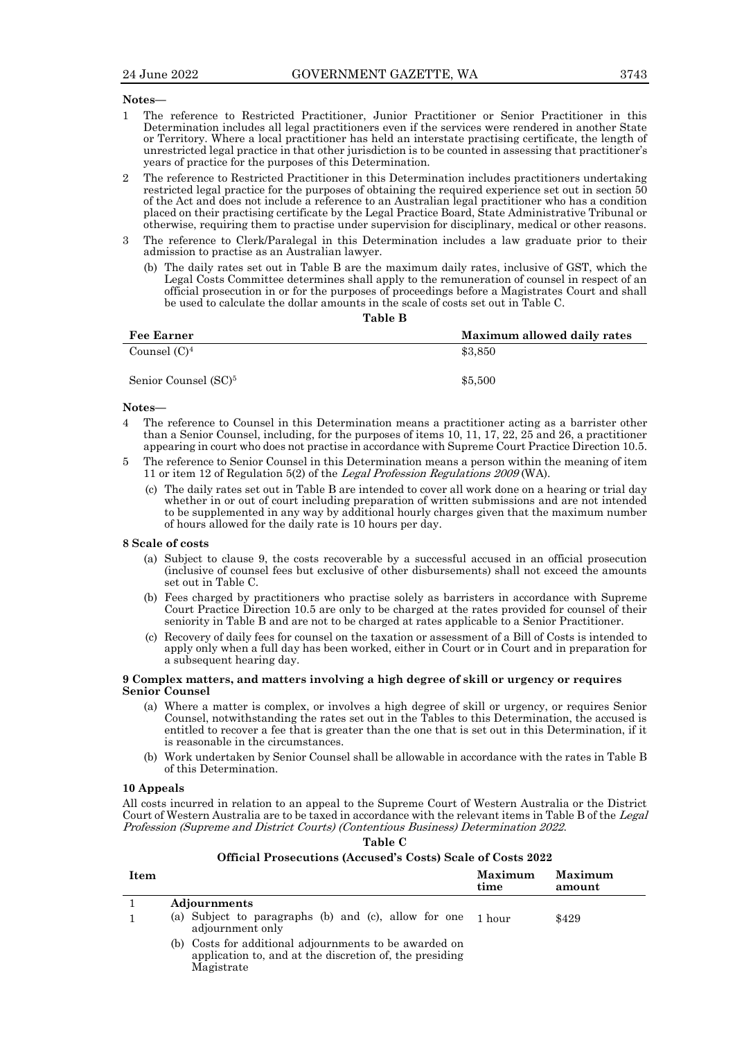**Notes—**

1 The reference to Restricted Practitioner, Junior Practitioner or Senior Practitioner in this Determination includes all legal practitioners even if the services were rendered in another State or Territory. Where a local practitioner has held an interstate practising certificate, the length of unrestricted legal practice in that other jurisdiction is to be counted in assessing that practitioner's years of practice for the purposes of this Determination.

2 The reference to Restricted Practitioner in this Determination includes practitioners undertaking restricted legal practice for the purposes of obtaining the required experience set out in section 50 of the Act and does not include a reference to an Australian legal practitioner who has a condition placed on their practising certificate by the Legal Practice Board, State Administrative Tribunal or otherwise, requiring them to practise under supervision for disciplinary, medical or other reasons.

3 The reference to Clerk/Paralegal in this Determination includes a law graduate prior to their admission to practise as an Australian lawyer.

(b) The daily rates set out in Table B are the maximum daily rates, inclusive of GST, which the Legal Costs Committee determines shall apply to the remuneration of counsel in respect of an official prosecution in or for the purposes of proceedings before a Magistrates Court and shall be used to calculate the dollar amounts in the scale of costs set out in Table C.

**Table B**

| Fee Earner | Maximum allowed daily rates |
|---|---|
| Counsel (C)[4] | $3,850 |
| Senior Counsel (SC)[5] | $5,500 |

**Notes—**

4 The reference to Counsel in this Determination means a practitioner acting as a barrister other than a Senior Counsel, including, for the purposes of items 10, 11, 17, 22, 25 and 26, a practitioner appearing in court who does not practise in accordance with Supreme Court Practice Direction 10.5.

5 The reference to Senior Counsel in this Determination means a person within the meaning of item 11 or item 12 of Regulation 5(2) of the *Legal Profession Regulations 2009* (WA).

(c) The daily rates set out in Table B are intended to cover all work done on a hearing or trial day whether in or out of court including preparation of written submissions and are not intended to be supplemented in any way by additional hourly charges given that the maximum number of hours allowed for the daily rate is 10 hours per day.

**8 Scale of costs**

(a) Subject to clause 9, the costs recoverable by a successful accused in an official prosecution (inclusive of counsel fees but exclusive of other disbursements) shall not exceed the amounts set out in Table C.

(b) Fees charged by practitioners who practise solely as barristers in accordance with Supreme Court Practice Direction 10.5 are only to be charged at the rates provided for counsel of their seniority in Table B and are not to be charged at rates applicable to a Senior Practitioner.

(c) Recovery of daily fees for counsel on the taxation or assessment of a Bill of Costs is intended to apply only when a full day has been worked, either in Court or in Court and in preparation for a subsequent hearing day.

**9 Complex matters, and matters involving a high degree of skill or urgency or requires Senior Counsel**

(a) Where a matter is complex, or involves a high degree of skill or urgency, or requires Senior Counsel, notwithstanding the rates set out in the Tables to this Determination, the accused is entitled to recover a fee that is greater than the one that is set out in this Determination, if it is reasonable in the circumstances.

(b) Work undertaken by Senior Counsel shall be allowable in accordance with the rates in Table B of this Determination.

**10 Appeals**

All costs incurred in relation to an appeal to the Supreme Court of Western Australia or the District Court of Western Australia are to be taxed in accordance with the relevant items in Table B of the *Legal Profession (Supreme and District Courts) (Contentious Business) Determination 2022*.

**Table C**

**Official Prosecutions (Accused's Costs) Scale of Costs 2022**

| Item | | Maximum time | Maximum amount |
|---|---|---|---|
| 1 | **Adjournments** | | |
| 1 | (a) Subject to paragraphs (b) and (c), allow for one adjournment only | 1 hour | $429 |
| | (b) Costs for additional adjournments to be awarded on application to, and at the discretion of, the presiding Magistrate | | |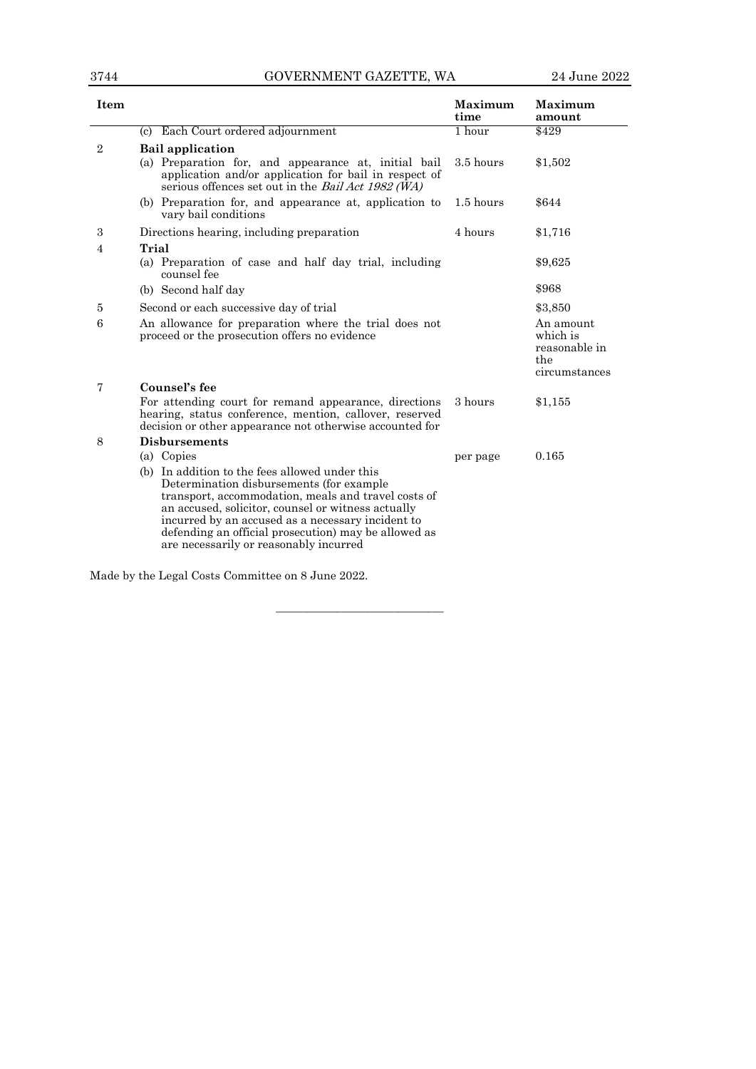| Item | | Maximum time | Maximum amount |
|---|---|---|---|
| | (c) Each Court ordered adjournment | 1 hour | $429 |
| 2 | **Bail application** | | |
| | (a) Preparation for, and appearance at, initial bail application and/or application for bail in respect of serious offences set out in the *Bail Act 1982 (WA)* | 3.5 hours | $1,502 |
| | (b) Preparation for, and appearance at, application to vary bail conditions | 1.5 hours | $644 |
| 3 | Directions hearing, including preparation | 4 hours | $1,716 |
| 4 | **Trial** | | |
| | (a) Preparation of case and half day trial, including counsel fee | | $9,625 |
| | (b) Second half day | | $968 |
| 5 | Second or each successive day of trial | | $3,850 |
| 6 | An allowance for preparation where the trial does not proceed or the prosecution offers no evidence | | An amount which is reasonable in the circumstances |
| 7 | **Counsel's fee** | | |
| | For attending court for remand appearance, directions hearing, status conference, mention, callover, reserved decision or other appearance not otherwise accounted for | 3 hours | $1,155 |
| 8 | **Disbursements** | | |
| | (a) Copies | per page | 0.165 |
| | (b) In addition to the fees allowed under this Determination disbursements (for example transport, accommodation, meals and travel costs of an accused, solicitor, counsel or witness actually incurred by an accused as a necessary incident to defending an official prosecution) may be allowed as are necessarily or reasonably incurred | | |

Made by the Legal Costs Committee on 8 June 2022.

———————————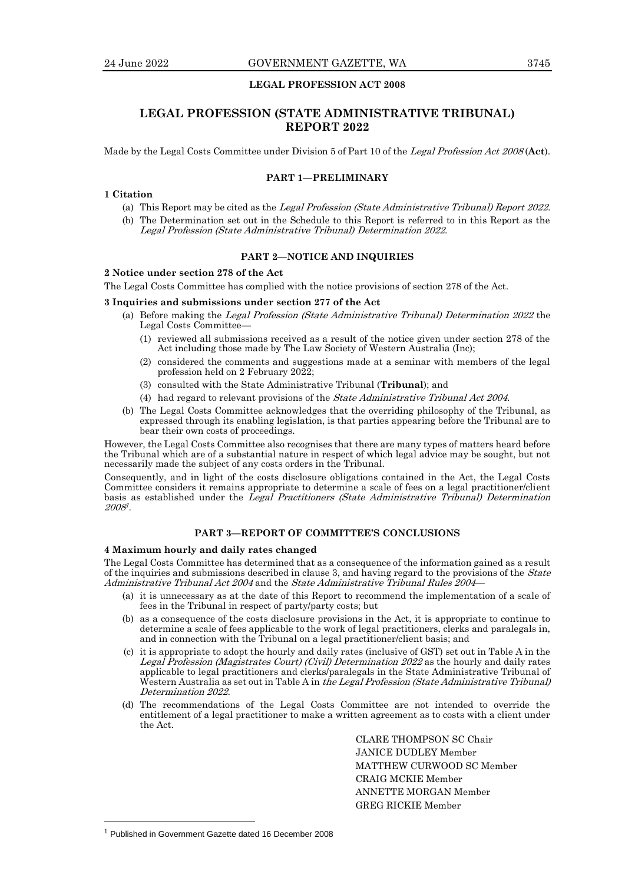**LEGAL PROFESSION ACT 2008**

# LEGAL PROFESSION (STATE ADMINISTRATIVE TRIBUNAL) REPORT 2022

Made by the Legal Costs Committee under Division 5 of Part 10 of the *Legal Profession Act 2008* (**Act**).

## PART 1—PRELIMINARY

### 1 Citation

(a) This Report may be cited as the *Legal Profession (State Administrative Tribunal) Report 2022*.

(b) The Determination set out in the Schedule to this Report is referred to in this Report as the *Legal Profession (State Administrative Tribunal) Determination 2022*.

## PART 2—NOTICE AND INQUIRIES

### 2 Notice under section 278 of the Act

The Legal Costs Committee has complied with the notice provisions of section 278 of the Act.

### 3 Inquiries and submissions under section 277 of the Act

(a) Before making the *Legal Profession (State Administrative Tribunal) Determination 2022* the Legal Costs Committee—

(1) reviewed all submissions received as a result of the notice given under section 278 of the Act including those made by The Law Society of Western Australia (Inc);

(2) considered the comments and suggestions made at a seminar with members of the legal profession held on 2 February 2022;

(3) consulted with the State Administrative Tribunal (**Tribunal**); and

(4) had regard to relevant provisions of the *State Administrative Tribunal Act 2004*.

(b) The Legal Costs Committee acknowledges that the overriding philosophy of the Tribunal, as expressed through its enabling legislation, is that parties appearing before the Tribunal are to bear their own costs of proceedings.

However, the Legal Costs Committee also recognises that there are many types of matters heard before the Tribunal which are of a substantial nature in respect of which legal advice may be sought, but not necessarily made the subject of any costs orders in the Tribunal.

Consequently, and in light of the costs disclosure obligations contained in the Act, the Legal Costs Committee considers it remains appropriate to determine a scale of fees on a legal practitioner/client basis as established under the *Legal Practitioners (State Administrative Tribunal) Determination 2008*[1].

## PART 3—REPORT OF COMMITTEE'S CONCLUSIONS

### 4 Maximum hourly and daily rates changed

The Legal Costs Committee has determined that as a consequence of the information gained as a result of the inquiries and submissions described in clause 3, and having regard to the provisions of the *State Administrative Tribunal Act 2004* and the *State Administrative Tribunal Rules 2004*—

(a) it is unnecessary as at the date of this Report to recommend the implementation of a scale of fees in the Tribunal in respect of party/party costs; but

(b) as a consequence of the costs disclosure provisions in the Act, it is appropriate to continue to determine a scale of fees applicable to the work of legal practitioners, clerks and paralegals in, and in connection with the Tribunal on a legal practitioner/client basis; and

(c) it is appropriate to adopt the hourly and daily rates (inclusive of GST) set out in Table A in the *Legal Profession (Magistrates Court) (Civil) Determination 2022* as the hourly and daily rates applicable to legal practitioners and clerks/paralegals in the State Administrative Tribunal of Western Australia as set out in Table A in *the Legal Profession (State Administrative Tribunal) Determination 2022*.

(d) The recommendations of the Legal Costs Committee are not intended to override the entitlement of a legal practitioner to make a written agreement as to costs with a client under the Act.

CLARE THOMPSON SC Chair
JANICE DUDLEY Member
MATTHEW CURWOOD SC Member
CRAIG MCKIE Member
ANNETTE MORGAN Member
GREG RICKIE Member

---

[1] Published in Government Gazette dated 16 December 2008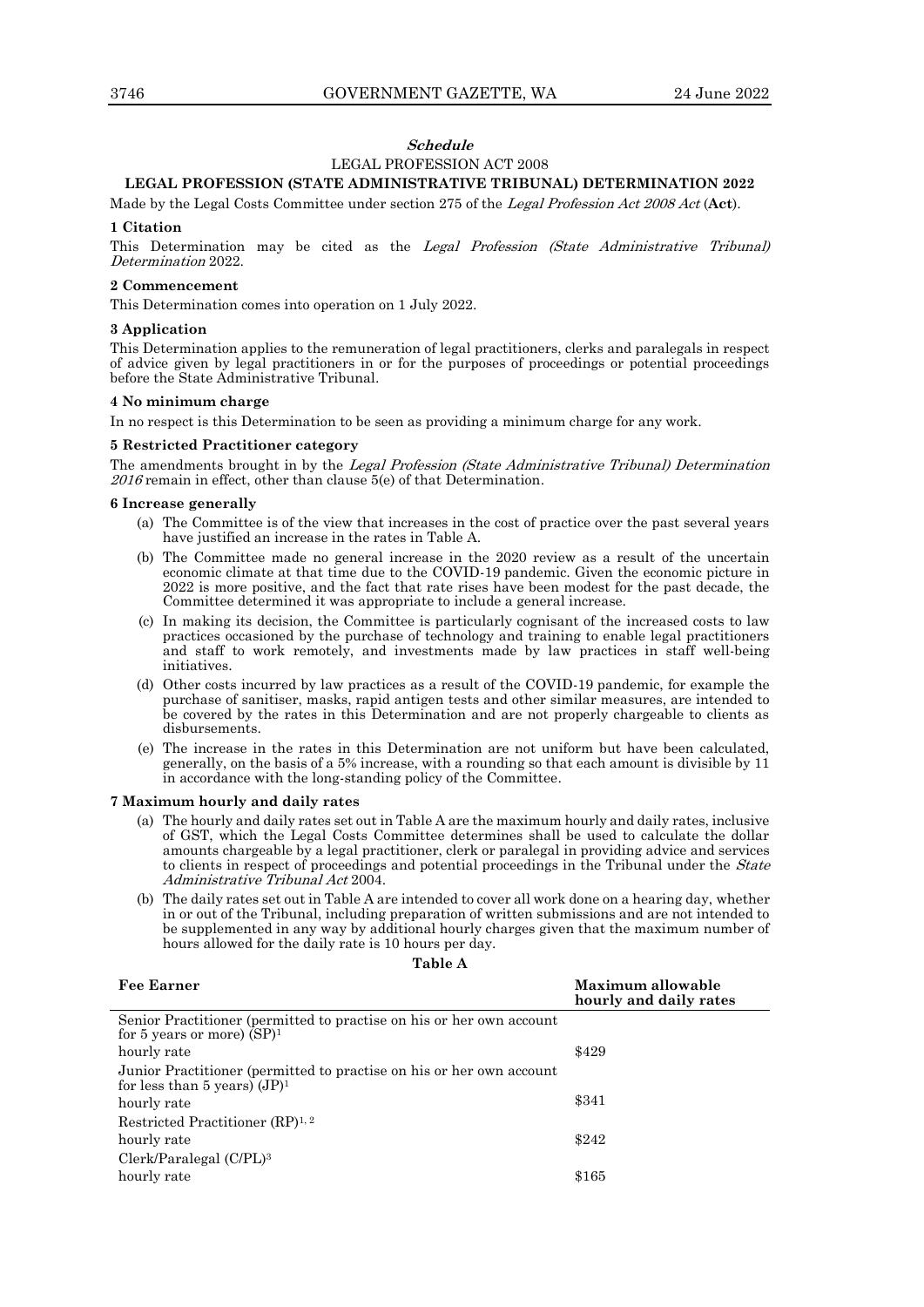*Schedule*

LEGAL PROFESSION ACT 2008

**LEGAL PROFESSION (STATE ADMINISTRATIVE TRIBUNAL) DETERMINATION 2022**

Made by the Legal Costs Committee under section 275 of the *Legal Profession Act 2008 Act* (**Act**).

**1 Citation**

This Determination may be cited as the *Legal Profession (State Administrative Tribunal) Determination* 2022.

**2 Commencement**

This Determination comes into operation on 1 July 2022.

**3 Application**

This Determination applies to the remuneration of legal practitioners, clerks and paralegals in respect of advice given by legal practitioners in or for the purposes of proceedings or potential proceedings before the State Administrative Tribunal.

**4 No minimum charge**

In no respect is this Determination to be seen as providing a minimum charge for any work.

**5 Restricted Practitioner category**

The amendments brought in by the *Legal Profession (State Administrative Tribunal) Determination 2016* remain in effect, other than clause 5(e) of that Determination.

**6 Increase generally**

(a) The Committee is of the view that increases in the cost of practice over the past several years have justified an increase in the rates in Table A.

(b) The Committee made no general increase in the 2020 review as a result of the uncertain economic climate at that time due to the COVID-19 pandemic. Given the economic picture in 2022 is more positive, and the fact that rate rises have been modest for the past decade, the Committee determined it was appropriate to include a general increase.

(c) In making its decision, the Committee is particularly cognisant of the increased costs to law practices occasioned by the purchase of technology and training to enable legal practitioners and staff to work remotely, and investments made by law practices in staff well-being initiatives.

(d) Other costs incurred by law practices as a result of the COVID-19 pandemic, for example the purchase of sanitiser, masks, rapid antigen tests and other similar measures, are intended to be covered by the rates in this Determination and are not properly chargeable to clients as disbursements.

(e) The increase in the rates in this Determination are not uniform but have been calculated, generally, on the basis of a 5% increase, with a rounding so that each amount is divisible by 11 in accordance with the long-standing policy of the Committee.

**7 Maximum hourly and daily rates**

(a) The hourly and daily rates set out in Table A are the maximum hourly and daily rates, inclusive of GST, which the Legal Costs Committee determines shall be used to calculate the dollar amounts chargeable by a legal practitioner, clerk or paralegal in providing advice and services to clients in respect of proceedings and potential proceedings in the Tribunal under the *State Administrative Tribunal Act* 2004.

(b) The daily rates set out in Table A are intended to cover all work done on a hearing day, whether in or out of the Tribunal, including preparation of written submissions and are not intended to be supplemented in any way by additional hourly charges given that the maximum number of hours allowed for the daily rate is 10 hours per day.

**Table A**

| Fee Earner | Maximum allowable hourly and daily rates |
|---|---|
| Senior Practitioner (permitted to practise on his or her own account for 5 years or more) (SP)[1] | |
| hourly rate | $429 |
| Junior Practitioner (permitted to practise on his or her own account for less than 5 years) (JP)[1] | |
| hourly rate | $341 |
| Restricted Practitioner (RP)[1, 2] | |
| hourly rate | $242 |
| Clerk/Paralegal (C/PL)[3] | |
| hourly rate | $165 |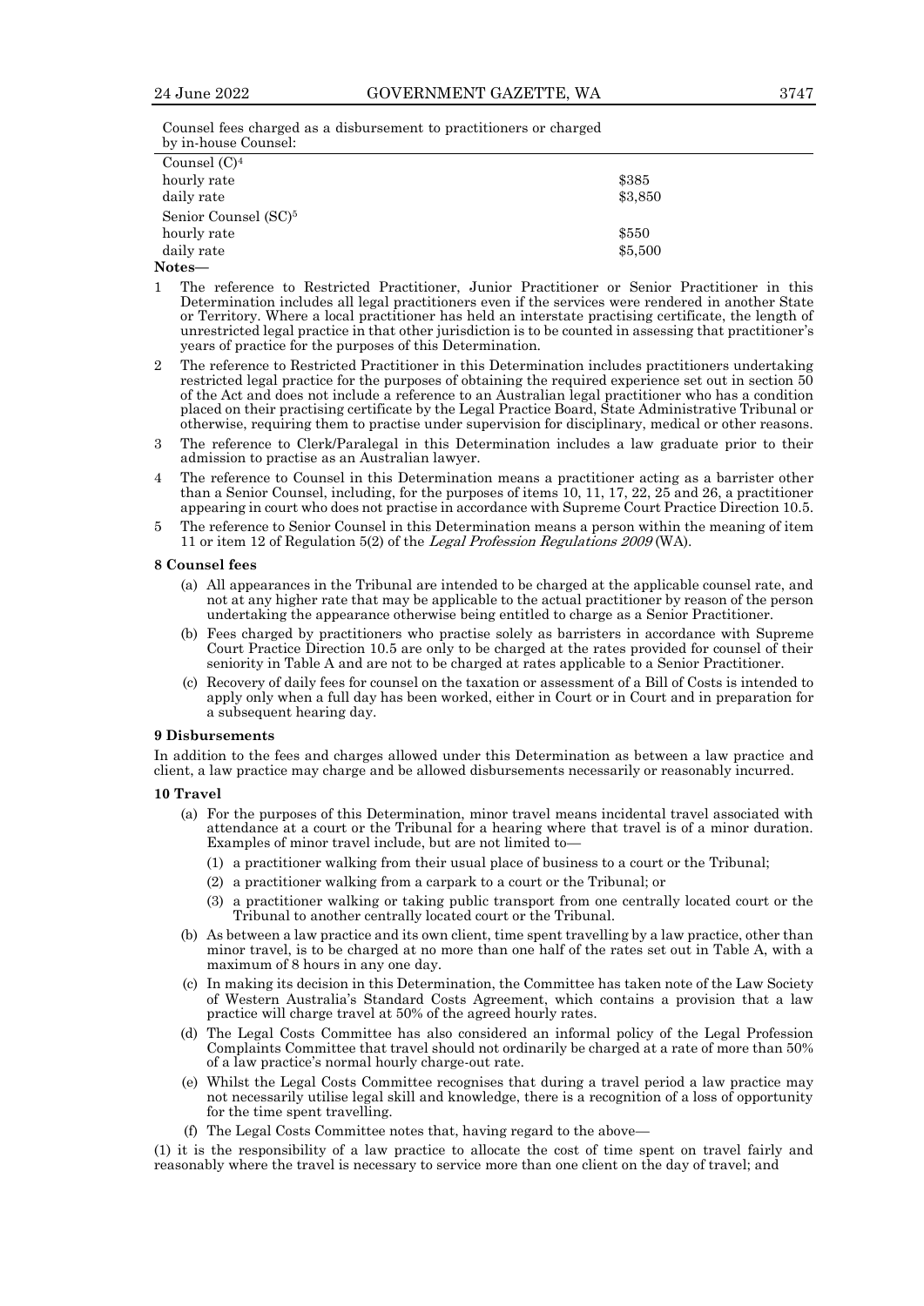Counsel fees charged as a disbursement to practitioners or charged by in-house Counsel:

| | |
|---|---|
| Counsel (C)[4] | |
| hourly rate | $385 |
| daily rate | $3,850 |
| Senior Counsel (SC)[5] | |
| hourly rate | $550 |
| daily rate | $5,500 |

**Notes—**

1. The reference to Restricted Practitioner, Junior Practitioner or Senior Practitioner in this Determination includes all legal practitioners even if the services were rendered in another State or Territory. Where a local practitioner has held an interstate practising certificate, the length of unrestricted legal practice in that other jurisdiction is to be counted in assessing that practitioner's years of practice for the purposes of this Determination.
2. The reference to Restricted Practitioner in this Determination includes practitioners undertaking restricted legal practice for the purposes of obtaining the required experience set out in section 50 of the Act and does not include a reference to an Australian legal practitioner who has a condition placed on their practising certificate by the Legal Practice Board, State Administrative Tribunal or otherwise, requiring them to practise under supervision for disciplinary, medical or other reasons.
3. The reference to Clerk/Paralegal in this Determination includes a law graduate prior to their admission to practise as an Australian lawyer.
4. The reference to Counsel in this Determination means a practitioner acting as a barrister other than a Senior Counsel, including, for the purposes of items 10, 11, 17, 22, 25 and 26, a practitioner appearing in court who does not practise in accordance with Supreme Court Practice Direction 10.5.
5. The reference to Senior Counsel in this Determination means a person within the meaning of item 11 or item 12 of Regulation 5(2) of the *Legal Profession Regulations 2009* (WA).

**8 Counsel fees**

(a) All appearances in the Tribunal are intended to be charged at the applicable counsel rate, and not at any higher rate that may be applicable to the actual practitioner by reason of the person undertaking the appearance otherwise being entitled to charge as a Senior Practitioner.

(b) Fees charged by practitioners who practise solely as barristers in accordance with Supreme Court Practice Direction 10.5 are only to be charged at the rates provided for counsel of their seniority in Table A and are not to be charged at rates applicable to a Senior Practitioner.

(c) Recovery of daily fees for counsel on the taxation or assessment of a Bill of Costs is intended to apply only when a full day has been worked, either in Court or in Court and in preparation for a subsequent hearing day.

**9 Disbursements**

In addition to the fees and charges allowed under this Determination as between a law practice and client, a law practice may charge and be allowed disbursements necessarily or reasonably incurred.

**10 Travel**

(a) For the purposes of this Determination, minor travel means incidental travel associated with attendance at a court or the Tribunal for a hearing where that travel is of a minor duration. Examples of minor travel include, but are not limited to—

(1) a practitioner walking from their usual place of business to a court or the Tribunal;

(2) a practitioner walking from a carpark to a court or the Tribunal; or

(3) a practitioner walking or taking public transport from one centrally located court or the Tribunal to another centrally located court or the Tribunal.

(b) As between a law practice and its own client, time spent travelling by a law practice, other than minor travel, is to be charged at no more than one half of the rates set out in Table A, with a maximum of 8 hours in any one day.

(c) In making its decision in this Determination, the Committee has taken note of the Law Society of Western Australia's Standard Costs Agreement, which contains a provision that a law practice will charge travel at 50% of the agreed hourly rates.

(d) The Legal Costs Committee has also considered an informal policy of the Legal Profession Complaints Committee that travel should not ordinarily be charged at a rate of more than 50% of a law practice's normal hourly charge-out rate.

(e) Whilst the Legal Costs Committee recognises that during a travel period a law practice may not necessarily utilise legal skill and knowledge, there is a recognition of a loss of opportunity for the time spent travelling.

(f) The Legal Costs Committee notes that, having regard to the above—

(1) it is the responsibility of a law practice to allocate the cost of time spent on travel fairly and reasonably where the travel is necessary to service more than one client on the day of travel; and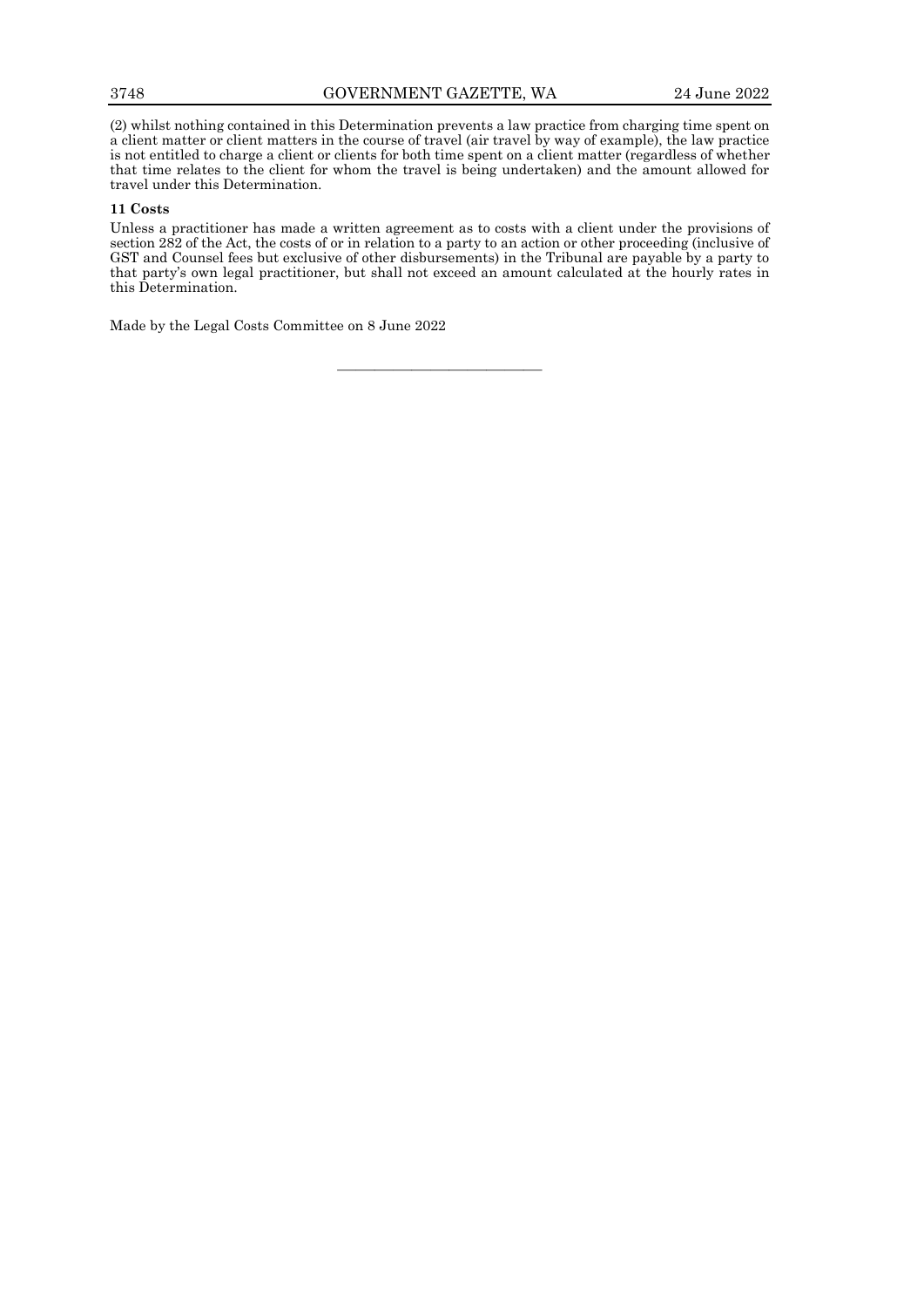(2) whilst nothing contained in this Determination prevents a law practice from charging time spent on a client matter or client matters in the course of travel (air travel by way of example), the law practice is not entitled to charge a client or clients for both time spent on a client matter (regardless of whether that time relates to the client for whom the travel is being undertaken) and the amount allowed for travel under this Determination.

**11 Costs**

Unless a practitioner has made a written agreement as to costs with a client under the provisions of section 282 of the Act, the costs of or in relation to a party to an action or other proceeding (inclusive of GST and Counsel fees but exclusive of other disbursements) in the Tribunal are payable by a party to that party's own legal practitioner, but shall not exceed an amount calculated at the hourly rates in this Determination.

Made by the Legal Costs Committee on 8 June 2022

---